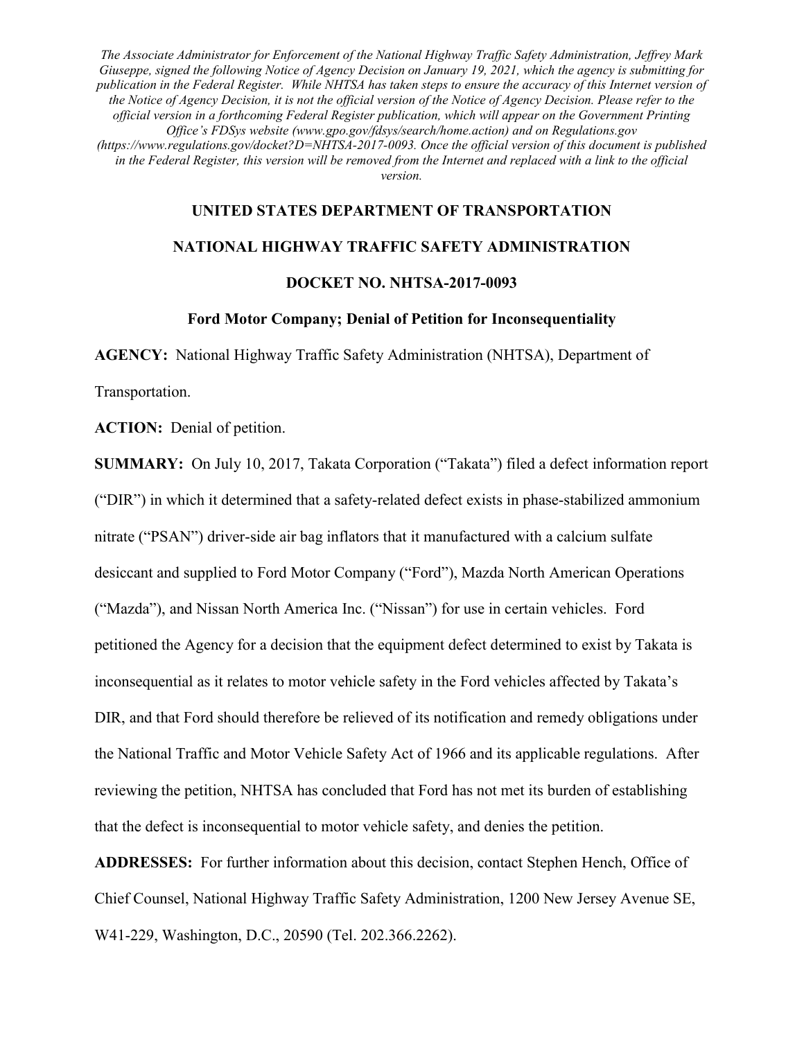*The Associate Administrator for Enforcement of the National Highway Traffic Safety Administration, Jeffrey Mark Giuseppe, signed the following Notice of Agency Decision on January 19, 2021, which the agency is submitting for publication in the Federal Register. While NHTSA has taken steps to ensure the accuracy of this Internet version of the Notice of Agency Decision, it is not the official version of the Notice of Agency Decision. Please refer to the official version in a forthcoming Federal Register publication, which will appear on the Government Printing Office's FDSys website (www.gpo.gov/fdsys/search/home.action) and on Regulations.gov (https://www.regulations.gov/docket?D=NHTSA-2017-0093. Once the official version of this document is published in the Federal Register, this version will be removed from the Internet and replaced with a link to the official version.*

**UNITED STATES DEPARTMENT OF TRANSPORTATION**

**NATIONAL HIGHWAY TRAFFIC SAFETY ADMINISTRATION**

**DOCKET NO. NHTSA-2017-0093**

**Ford Motor Company; Denial of Petition for Inconsequentiality**

**AGENCY:** National Highway Traffic Safety Administration (NHTSA), Department of Transportation.

**ACTION:** Denial of petition.

**SUMMARY:** On July 10, 2017, Takata Corporation ("Takata") filed a defect information report ("DIR") in which it determined that a safety-related defect exists in phase-stabilized ammonium nitrate ("PSAN") driver-side air bag inflators that it manufactured with a calcium sulfate desiccant and supplied to Ford Motor Company ("Ford"), Mazda North American Operations ("Mazda"), and Nissan North America Inc. ("Nissan") for use in certain vehicles. Ford petitioned the Agency for a decision that the equipment defect determined to exist by Takata is inconsequential as it relates to motor vehicle safety in the Ford vehicles affected by Takata's DIR, and that Ford should therefore be relieved of its notification and remedy obligations under the National Traffic and Motor Vehicle Safety Act of 1966 and its applicable regulations. After reviewing the petition, NHTSA has concluded that Ford has not met its burden of establishing that the defect is inconsequential to motor vehicle safety, and denies the petition.

**ADDRESSES:** For further information about this decision, contact Stephen Hench, Office of Chief Counsel, National Highway Traffic Safety Administration, 1200 New Jersey Avenue SE, W41-229, Washington, D.C., 20590 (Tel. 202.366.2262).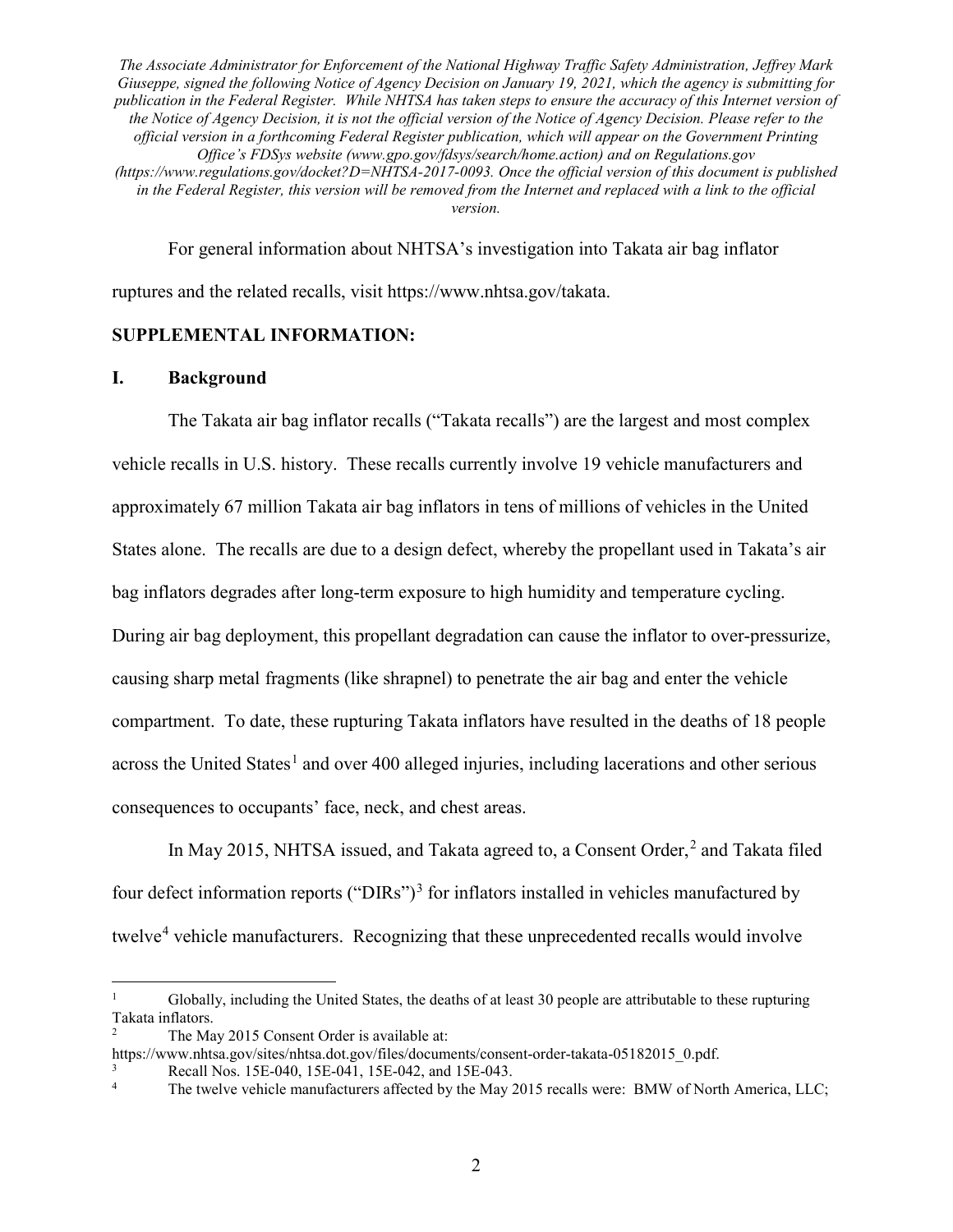*The Associate Administrator for Enforcement of the National Highway Traffic Safety Administration, Jeffrey Mark Giuseppe, signed the following Notice of Agency Decision on January 19, 2021, which the agency is submitting for publication in the Federal Register. While NHTSA has taken steps to ensure the accuracy of this Internet version of the Notice of Agency Decision, it is not the official version of the Notice of Agency Decision. Please refer to the official version in a forthcoming Federal Register publication, which will appear on the Government Printing Office's FDSys website (www.gpo.gov/fdsys/search/home.action) and on Regulations.gov (https://www.regulations.gov/docket?D=NHTSA-2017-0093. Once the official version of this document is published in the Federal Register, this version will be removed from the Internet and replaced with a link to the official version.*

For general information about NHTSA's investigation into Takata air bag inflator ruptures and the related recalls, visit https://www.nhtsa.gov/takata.

**SUPPLEMENTAL INFORMATION:**

## I. Background

The Takata air bag inflator recalls ("Takata recalls") are the largest and most complex vehicle recalls in U.S. history. These recalls currently involve 19 vehicle manufacturers and approximately 67 million Takata air bag inflators in tens of millions of vehicles in the United States alone. The recalls are due to a design defect, whereby the propellant used in Takata's air bag inflators degrades after long-term exposure to high humidity and temperature cycling. During air bag deployment, this propellant degradation can cause the inflator to over-pressurize, causing sharp metal fragments (like shrapnel) to penetrate the air bag and enter the vehicle compartment. To date, these rupturing Takata inflators have resulted in the deaths of 18 people across the United States[1] and over 400 alleged injuries, including lacerations and other serious consequences to occupants' face, neck, and chest areas.

In May 2015, NHTSA issued, and Takata agreed to, a Consent Order,[2] and Takata filed four defect information reports ("DIRs")[3] for inflators installed in vehicles manufactured by twelve[4] vehicle manufacturers. Recognizing that these unprecedented recalls would involve

---

[1] Globally, including the United States, the deaths of at least 30 people are attributable to these rupturing Takata inflators.

[2] The May 2015 Consent Order is available at: https://www.nhtsa.gov/sites/nhtsa.dot.gov/files/documents/consent-order-takata-05182015_0.pdf.

[3] Recall Nos. 15E-040, 15E-041, 15E-042, and 15E-043.

[4] The twelve vehicle manufacturers affected by the May 2015 recalls were: BMW of North America, LLC;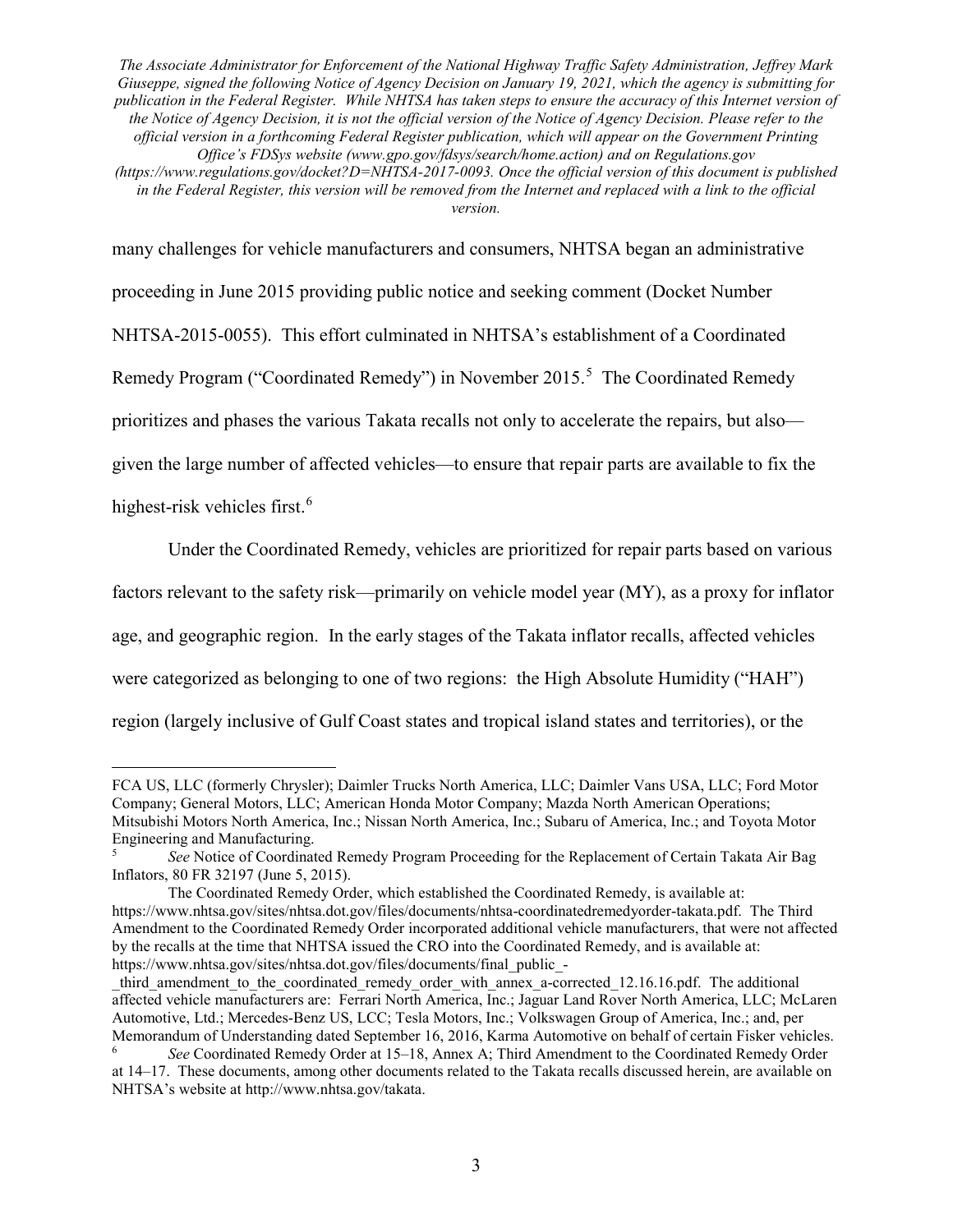many challenges for vehicle manufacturers and consumers, NHTSA began an administrative proceeding in June 2015 providing public notice and seeking comment (Docket Number NHTSA-2015-0055). This effort culminated in NHTSA's establishment of a Coordinated Remedy Program ("Coordinated Remedy") in November 2015.[5] The Coordinated Remedy prioritizes and phases the various Takata recalls not only to accelerate the repairs, but also—given the large number of affected vehicles—to ensure that repair parts are available to fix the highest-risk vehicles first.[6]

Under the Coordinated Remedy, vehicles are prioritized for repair parts based on various factors relevant to the safety risk—primarily on vehicle model year (MY), as a proxy for inflator age, and geographic region. In the early stages of the Takata inflator recalls, affected vehicles were categorized as belonging to one of two regions: the High Absolute Humidity ("HAH") region (largely inclusive of Gulf Coast states and tropical island states and territories), or the

---

FCA US, LLC (formerly Chrysler); Daimler Trucks North America, LLC; Daimler Vans USA, LLC; Ford Motor Company; General Motors, LLC; American Honda Motor Company; Mazda North American Operations; Mitsubishi Motors North America, Inc.; Nissan North America, Inc.; Subaru of America, Inc.; and Toyota Motor Engineering and Manufacturing.

[5] *See* Notice of Coordinated Remedy Program Proceeding for the Replacement of Certain Takata Air Bag Inflators, 80 FR 32197 (June 5, 2015).

The Coordinated Remedy Order, which established the Coordinated Remedy, is available at: https://www.nhtsa.gov/sites/nhtsa.dot.gov/files/documents/nhtsa-coordinatedremedyorder-takata.pdf. The Third Amendment to the Coordinated Remedy Order incorporated additional vehicle manufacturers, that were not affected by the recalls at the time that NHTSA issued the CRO into the Coordinated Remedy, and is available at: https://www.nhtsa.gov/sites/nhtsa.dot.gov/files/documents/final_public_-_third_amendment_to_the_coordinated_remedy_order_with_annex_a-corrected_12.16.16.pdf. The additional affected vehicle manufacturers are: Ferrari North America, Inc.; Jaguar Land Rover North America, LLC; McLaren Automotive, Ltd.; Mercedes-Benz US, LCC; Tesla Motors, Inc.; Volkswagen Group of America, Inc.; and, per Memorandum of Understanding dated September 16, 2016, Karma Automotive on behalf of certain Fisker vehicles.

[6] *See* Coordinated Remedy Order at 15–18, Annex A; Third Amendment to the Coordinated Remedy Order at 14–17. These documents, among other documents related to the Takata recalls discussed herein, are available on NHTSA's website at http://www.nhtsa.gov/takata.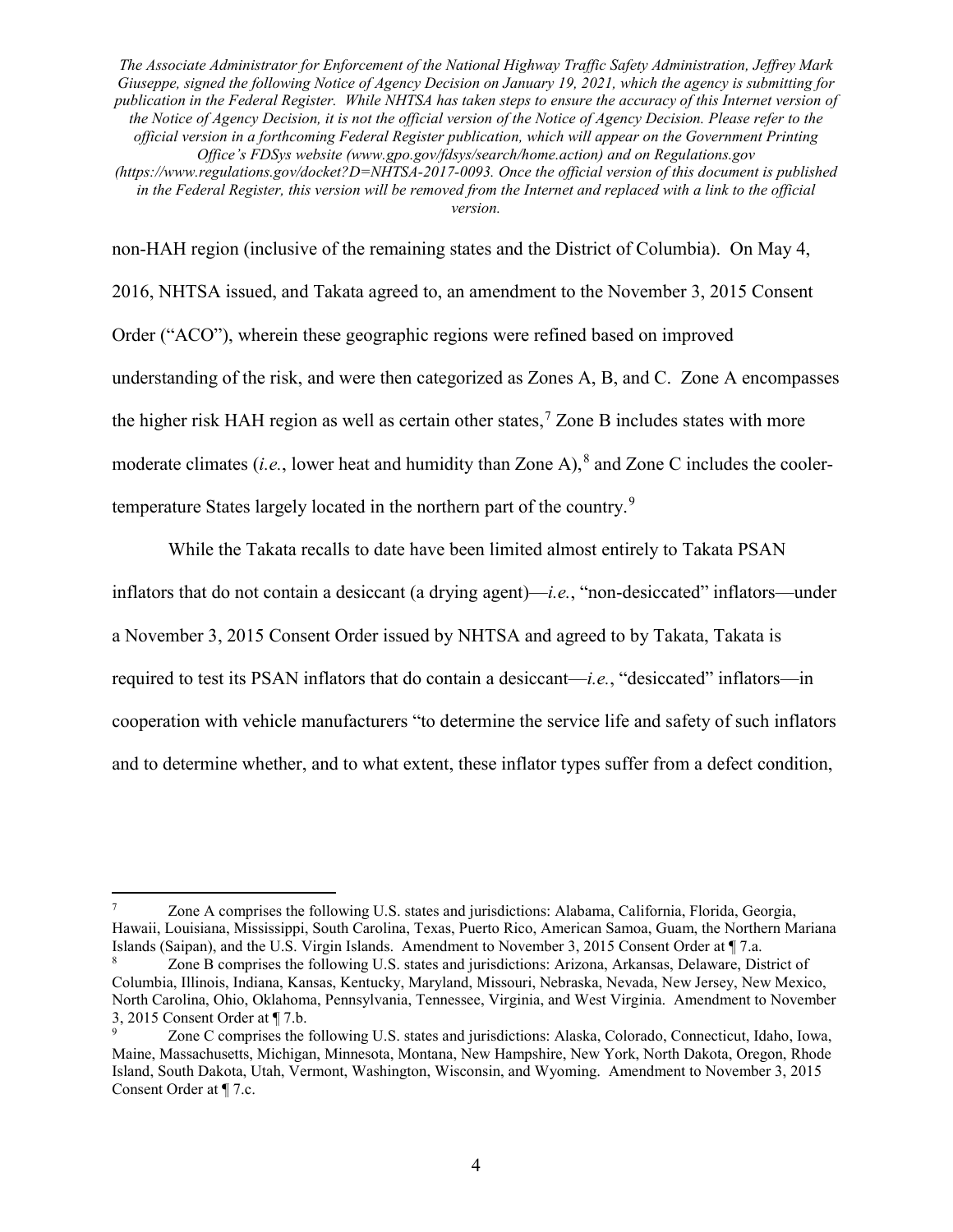non-HAH region (inclusive of the remaining states and the District of Columbia). On May 4, 2016, NHTSA issued, and Takata agreed to, an amendment to the November 3, 2015 Consent Order ("ACO"), wherein these geographic regions were refined based on improved understanding of the risk, and were then categorized as Zones A, B, and C. Zone A encompasses the higher risk HAH region as well as certain other states,[7] Zone B includes states with more moderate climates (*i.e.*, lower heat and humidity than Zone A),[8] and Zone C includes the cooler-temperature States largely located in the northern part of the country.[9]

While the Takata recalls to date have been limited almost entirely to Takata PSAN inflators that do not contain a desiccant (a drying agent)—*i.e.*, "non-desiccated" inflators—under a November 3, 2015 Consent Order issued by NHTSA and agreed to by Takata, Takata is required to test its PSAN inflators that do contain a desiccant—*i.e.*, "desiccated" inflators—in cooperation with vehicle manufacturers "to determine the service life and safety of such inflators and to determine whether, and to what extent, these inflator types suffer from a defect condition,

---

[7] Zone A comprises the following U.S. states and jurisdictions: Alabama, California, Florida, Georgia, Hawaii, Louisiana, Mississippi, South Carolina, Texas, Puerto Rico, American Samoa, Guam, the Northern Mariana Islands (Saipan), and the U.S. Virgin Islands. Amendment to November 3, 2015 Consent Order at ¶ 7.a.

[8] Zone B comprises the following U.S. states and jurisdictions: Arizona, Arkansas, Delaware, District of Columbia, Illinois, Indiana, Kansas, Kentucky, Maryland, Missouri, Nebraska, Nevada, New Jersey, New Mexico, North Carolina, Ohio, Oklahoma, Pennsylvania, Tennessee, Virginia, and West Virginia. Amendment to November 3, 2015 Consent Order at ¶ 7.b.

[9] Zone C comprises the following U.S. states and jurisdictions: Alaska, Colorado, Connecticut, Idaho, Iowa, Maine, Massachusetts, Michigan, Minnesota, Montana, New Hampshire, New York, North Dakota, Oregon, Rhode Island, South Dakota, Utah, Vermont, Washington, Wisconsin, and Wyoming. Amendment to November 3, 2015 Consent Order at ¶ 7.c.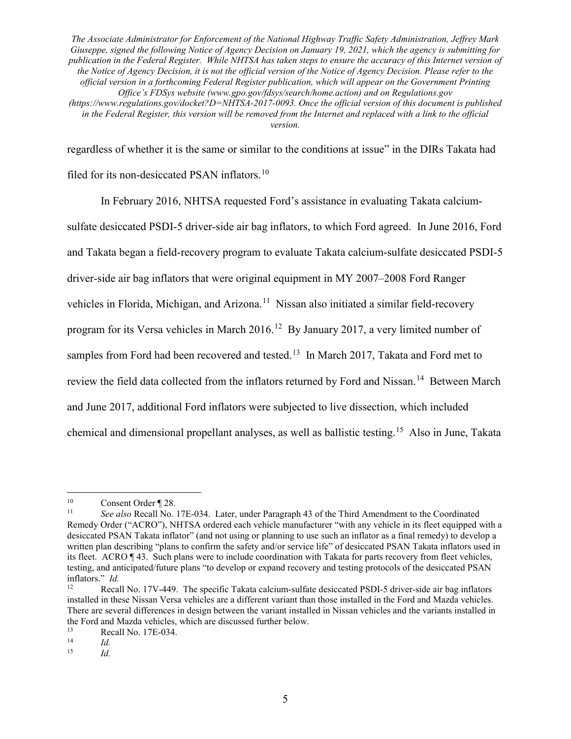regardless of whether it is the same or similar to the conditions at issue" in the DIRs Takata had filed for its non-desiccated PSAN inflators.[10]

In February 2016, NHTSA requested Ford's assistance in evaluating Takata calcium-sulfate desiccated PSDI-5 driver-side air bag inflators, to which Ford agreed. In June 2016, Ford and Takata began a field-recovery program to evaluate Takata calcium-sulfate desiccated PSDI-5 driver-side air bag inflators that were original equipment in MY 2007–2008 Ford Ranger vehicles in Florida, Michigan, and Arizona.[11] Nissan also initiated a similar field-recovery program for its Versa vehicles in March 2016.[12] By January 2017, a very limited number of samples from Ford had been recovered and tested.[13] In March 2017, Takata and Ford met to review the field data collected from the inflators returned by Ford and Nissan.[14] Between March and June 2017, additional Ford inflators were subjected to live dissection, which included chemical and dimensional propellant analyses, as well as ballistic testing.[15] Also in June, Takata

---

[10] Consent Order ¶ 28.

[11] *See also* Recall No. 17E-034. Later, under Paragraph 43 of the Third Amendment to the Coordinated Remedy Order ("ACRO"), NHTSA ordered each vehicle manufacturer "with any vehicle in its fleet equipped with a desiccated PSAN Takata inflator" (and not using or planning to use such an inflator as a final remedy) to develop a written plan describing "plans to confirm the safety and/or service life" of desiccated PSAN Takata inflators used in its fleet. ACRO ¶ 43. Such plans were to include coordination with Takata for parts recovery from fleet vehicles, testing, and anticipated/future plans "to develop or expand recovery and testing protocols of the desiccated PSAN inflators." *Id.*

[12] Recall No. 17V-449. The specific Takata calcium-sulfate desiccated PSDI-5 driver-side air bag inflators installed in these Nissan Versa vehicles are a different variant than those installed in the Ford and Mazda vehicles. There are several differences in design between the variant installed in Nissan vehicles and the variants installed in the Ford and Mazda vehicles, which are discussed further below.

[13] Recall No. 17E-034.

[14] *Id.*

[15] *Id.*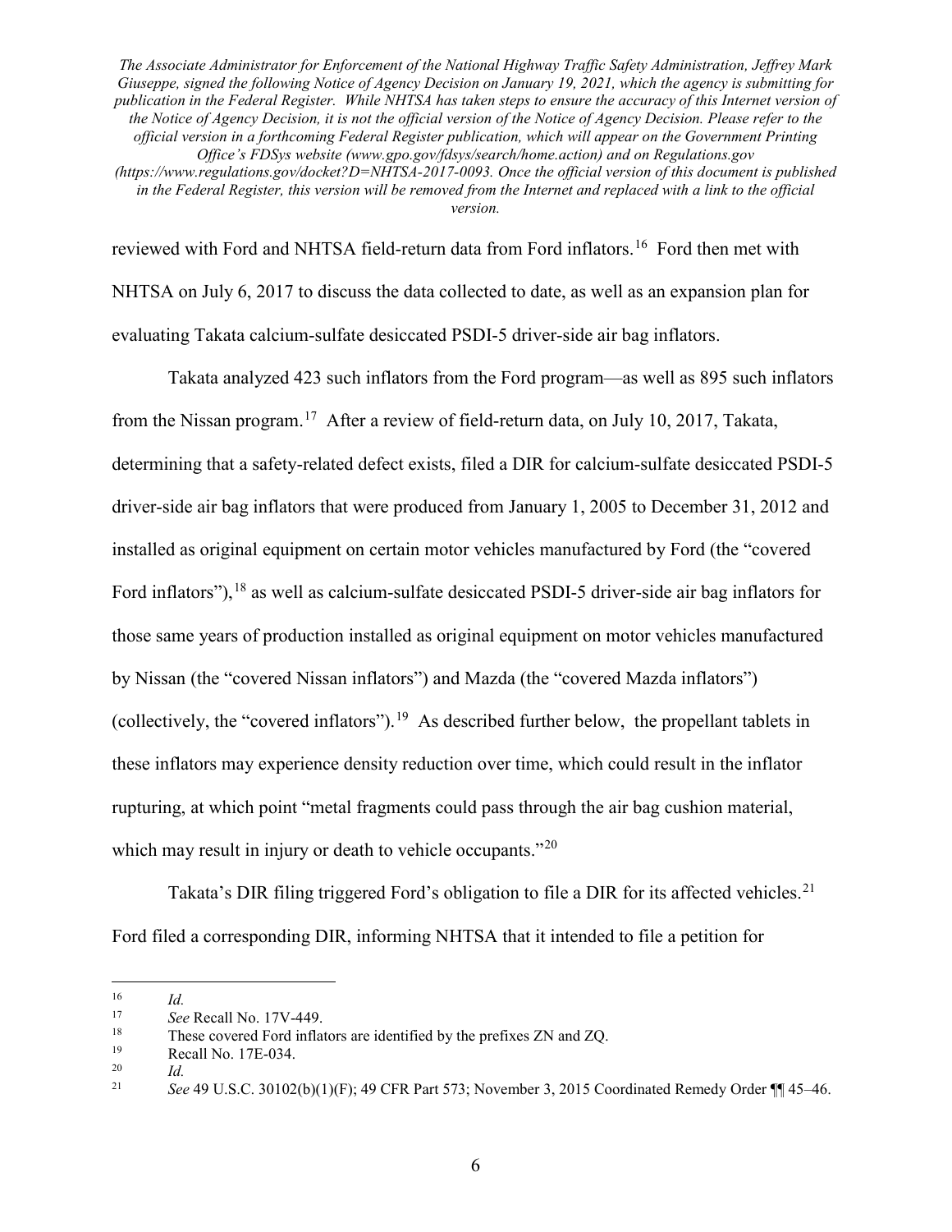reviewed with Ford and NHTSA field-return data from Ford inflators.[16] Ford then met with NHTSA on July 6, 2017 to discuss the data collected to date, as well as an expansion plan for evaluating Takata calcium-sulfate desiccated PSDI-5 driver-side air bag inflators.

Takata analyzed 423 such inflators from the Ford program—as well as 895 such inflators from the Nissan program.[17] After a review of field-return data, on July 10, 2017, Takata, determining that a safety-related defect exists, filed a DIR for calcium-sulfate desiccated PSDI-5 driver-side air bag inflators that were produced from January 1, 2005 to December 31, 2012 and installed as original equipment on certain motor vehicles manufactured by Ford (the "covered Ford inflators"),[18] as well as calcium-sulfate desiccated PSDI-5 driver-side air bag inflators for those same years of production installed as original equipment on motor vehicles manufactured by Nissan (the "covered Nissan inflators") and Mazda (the "covered Mazda inflators") (collectively, the "covered inflators").[19] As described further below, the propellant tablets in these inflators may experience density reduction over time, which could result in the inflator rupturing, at which point "metal fragments could pass through the air bag cushion material, which may result in injury or death to vehicle occupants."[20]

Takata's DIR filing triggered Ford's obligation to file a DIR for its affected vehicles.[21] Ford filed a corresponding DIR, informing NHTSA that it intended to file a petition for

---

[16] *Id.*

[17] *See* Recall No. 17V-449.

[18] These covered Ford inflators are identified by the prefixes ZN and ZQ.

[19] Recall No. 17E-034.

[20] *Id.*

[21] *See* 49 U.S.C. 30102(b)(1)(F); 49 CFR Part 573; November 3, 2015 Coordinated Remedy Order ¶¶ 45–46.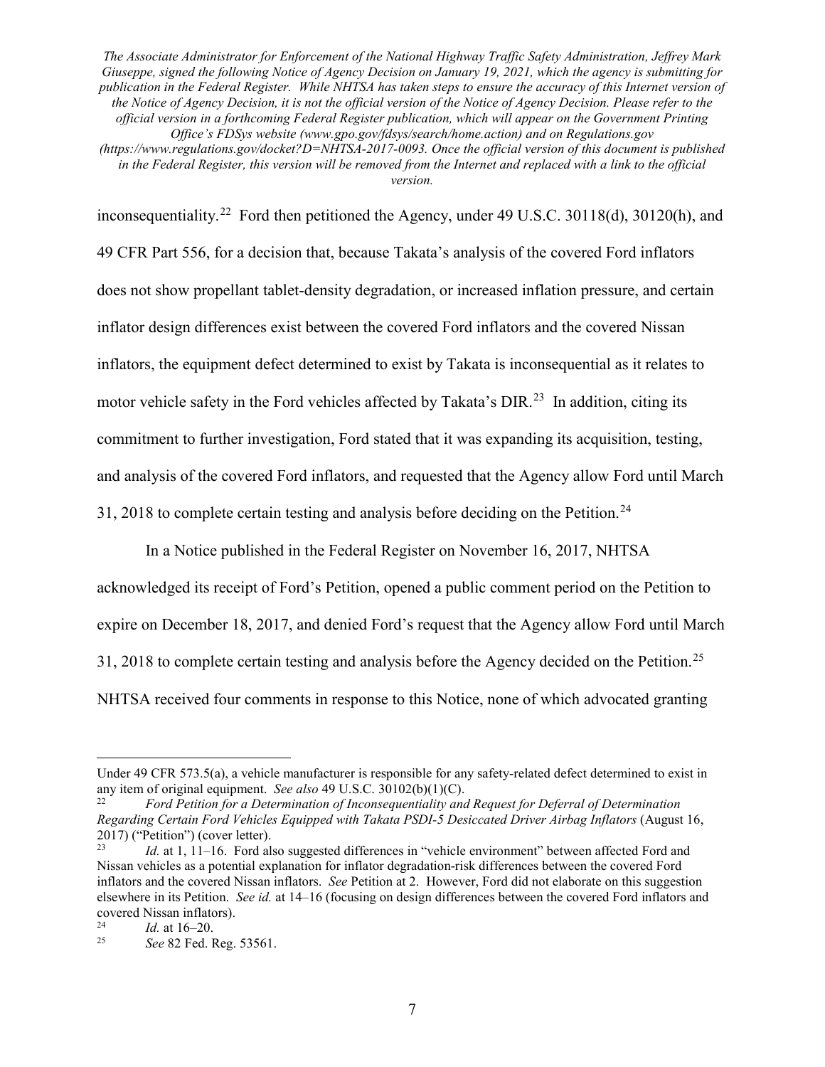inconsequentiality.[22] Ford then petitioned the Agency, under 49 U.S.C. 30118(d), 30120(h), and 49 CFR Part 556, for a decision that, because Takata's analysis of the covered Ford inflators does not show propellant tablet-density degradation, or increased inflation pressure, and certain inflator design differences exist between the covered Ford inflators and the covered Nissan inflators, the equipment defect determined to exist by Takata is inconsequential as it relates to motor vehicle safety in the Ford vehicles affected by Takata's DIR.[23] In addition, citing its commitment to further investigation, Ford stated that it was expanding its acquisition, testing, and analysis of the covered Ford inflators, and requested that the Agency allow Ford until March 31, 2018 to complete certain testing and analysis before deciding on the Petition.[24]

In a Notice published in the Federal Register on November 16, 2017, NHTSA acknowledged its receipt of Ford's Petition, opened a public comment period on the Petition to expire on December 18, 2017, and denied Ford's request that the Agency allow Ford until March 31, 2018 to complete certain testing and analysis before the Agency decided on the Petition.[25] NHTSA received four comments in response to this Notice, none of which advocated granting

---

Under 49 CFR 573.5(a), a vehicle manufacturer is responsible for any safety-related defect determined to exist in any item of original equipment. *See also* 49 U.S.C. 30102(b)(1)(C).

[22] *Ford Petition for a Determination of Inconsequentiality and Request for Deferral of Determination Regarding Certain Ford Vehicles Equipped with Takata PSDI-5 Desiccated Driver Airbag Inflators* (August 16, 2017) ("Petition") (cover letter).

[23] *Id.* at 1, 11–16. Ford also suggested differences in "vehicle environment" between affected Ford and Nissan vehicles as a potential explanation for inflator degradation-risk differences between the covered Ford inflators and the covered Nissan inflators. *See* Petition at 2. However, Ford did not elaborate on this suggestion elsewhere in its Petition. *See id.* at 14–16 (focusing on design differences between the covered Ford inflators and covered Nissan inflators).

[24] *Id.* at 16–20.

[25] *See* 82 Fed. Reg. 53561.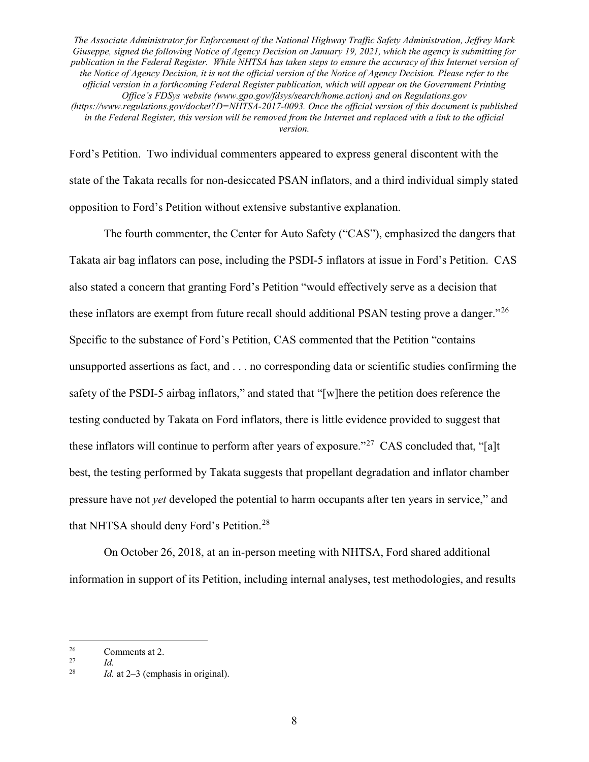Ford's Petition. Two individual commenters appeared to express general discontent with the state of the Takata recalls for non-desiccated PSAN inflators, and a third individual simply stated opposition to Ford's Petition without extensive substantive explanation.

The fourth commenter, the Center for Auto Safety ("CAS"), emphasized the dangers that Takata air bag inflators can pose, including the PSDI-5 inflators at issue in Ford's Petition. CAS also stated a concern that granting Ford's Petition "would effectively serve as a decision that these inflators are exempt from future recall should additional PSAN testing prove a danger."[26] Specific to the substance of Ford's Petition, CAS commented that the Petition "contains unsupported assertions as fact, and . . . no corresponding data or scientific studies confirming the safety of the PSDI-5 airbag inflators," and stated that "[w]here the petition does reference the testing conducted by Takata on Ford inflators, there is little evidence provided to suggest that these inflators will continue to perform after years of exposure."[27] CAS concluded that, "[a]t best, the testing performed by Takata suggests that propellant degradation and inflator chamber pressure have not *yet* developed the potential to harm occupants after ten years in service," and that NHTSA should deny Ford's Petition.[28]

On October 26, 2018, at an in-person meeting with NHTSA, Ford shared additional information in support of its Petition, including internal analyses, test methodologies, and results

---

[26] Comments at 2.

[27] *Id.*

[28] *Id.* at 2–3 (emphasis in original).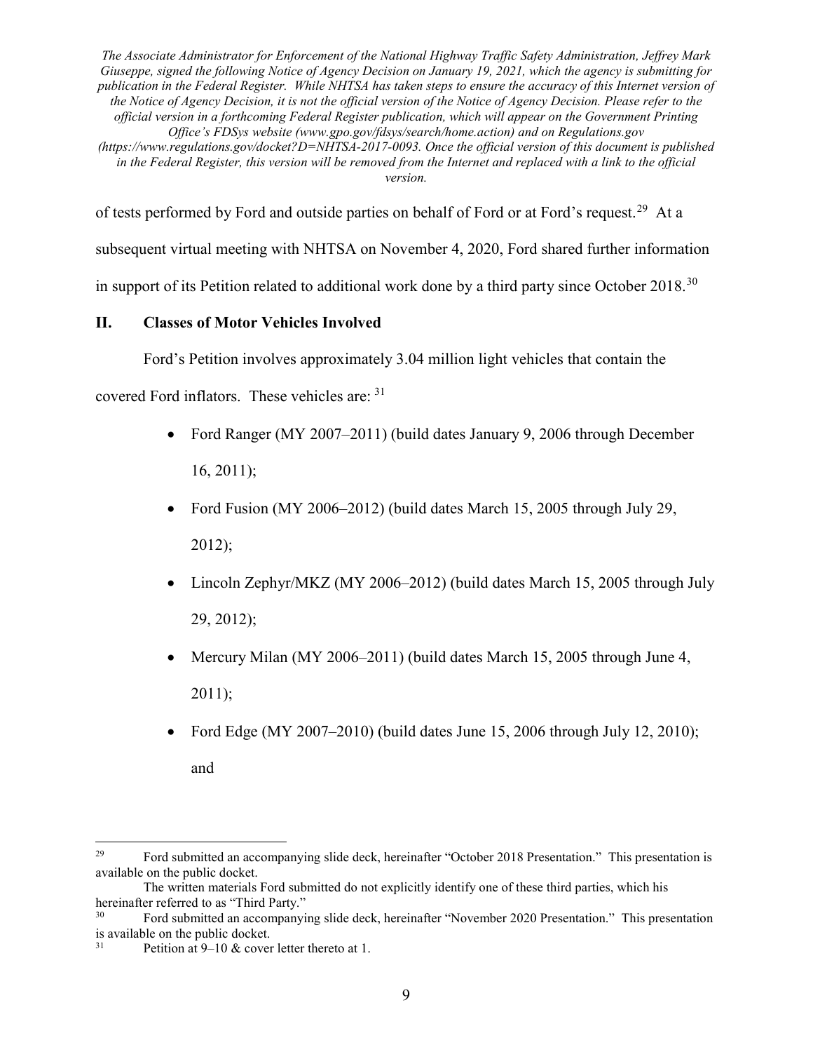of tests performed by Ford and outside parties on behalf of Ford or at Ford's request.[29] At a subsequent virtual meeting with NHTSA on November 4, 2020, Ford shared further information in support of its Petition related to additional work done by a third party since October 2018.[30]

## II. Classes of Motor Vehicles Involved

Ford's Petition involves approximately 3.04 million light vehicles that contain the covered Ford inflators. These vehicles are: [31]

- Ford Ranger (MY 2007–2011) (build dates January 9, 2006 through December 16, 2011);
- Ford Fusion (MY 2006–2012) (build dates March 15, 2005 through July 29, 2012);
- Lincoln Zephyr/MKZ (MY 2006–2012) (build dates March 15, 2005 through July 29, 2012);
- Mercury Milan (MY 2006–2011) (build dates March 15, 2005 through June 4, 2011);
- Ford Edge (MY 2007–2010) (build dates June 15, 2006 through July 12, 2010); and

---

[29] Ford submitted an accompanying slide deck, hereinafter "October 2018 Presentation." This presentation is available on the public docket.

The written materials Ford submitted do not explicitly identify one of these third parties, which his hereinafter referred to as "Third Party."

[30] Ford submitted an accompanying slide deck, hereinafter "November 2020 Presentation." This presentation is available on the public docket.

[31] Petition at 9–10 & cover letter thereto at 1.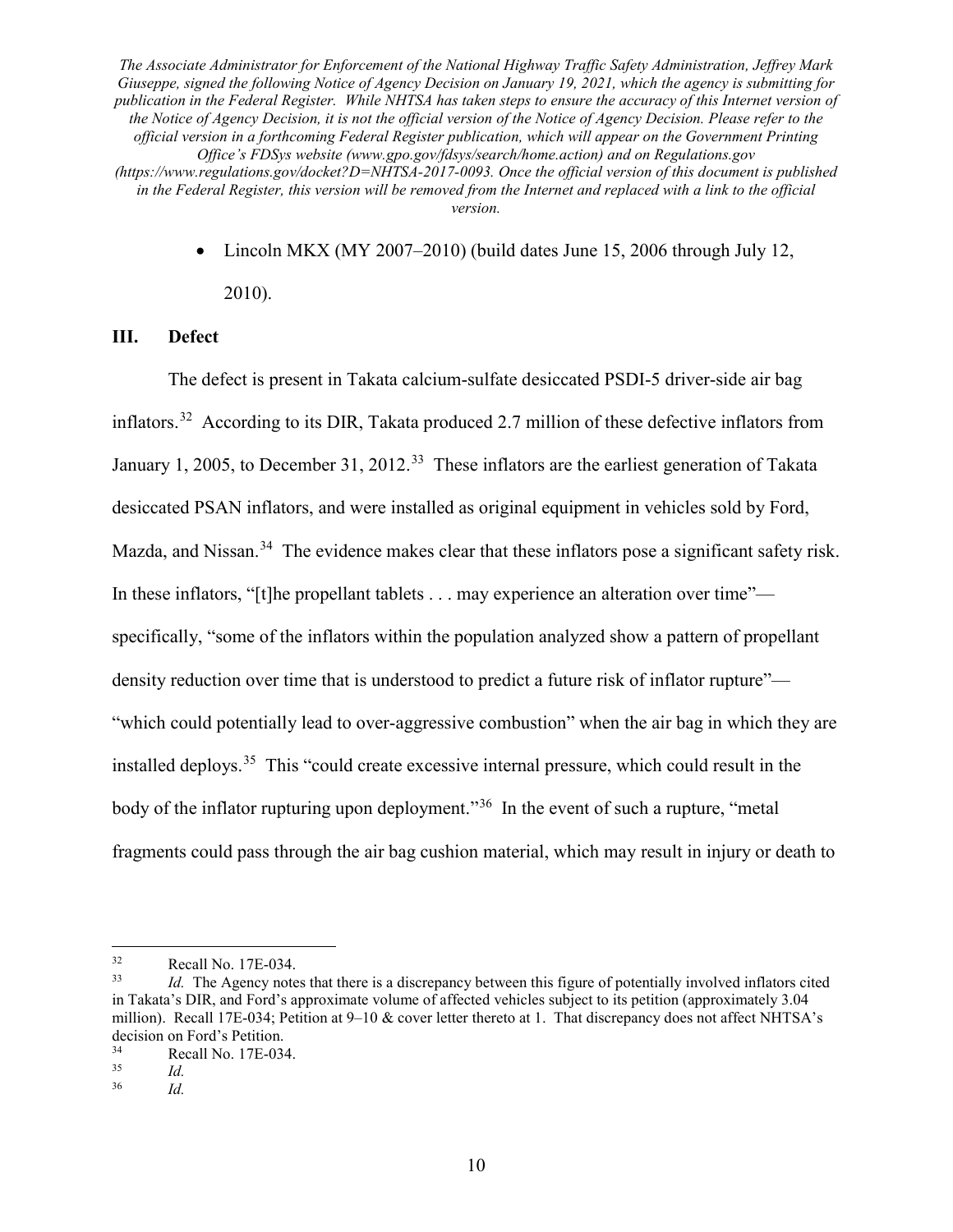- Lincoln MKX (MY 2007–2010) (build dates June 15, 2006 through July 12, 2010).

## III. Defect

The defect is present in Takata calcium-sulfate desiccated PSDI-5 driver-side air bag inflators.[32] According to its DIR, Takata produced 2.7 million of these defective inflators from January 1, 2005, to December 31, 2012.[33] These inflators are the earliest generation of Takata desiccated PSAN inflators, and were installed as original equipment in vehicles sold by Ford, Mazda, and Nissan.[34] The evidence makes clear that these inflators pose a significant safety risk. In these inflators, "[t]he propellant tablets . . . may experience an alteration over time"—specifically, "some of the inflators within the population analyzed show a pattern of propellant density reduction over time that is understood to predict a future risk of inflator rupture"—"which could potentially lead to over-aggressive combustion" when the air bag in which they are installed deploys.[35] This "could create excessive internal pressure, which could result in the body of the inflator rupturing upon deployment."[36] In the event of such a rupture, "metal fragments could pass through the air bag cushion material, which may result in injury or death to

---

[32] Recall No. 17E-034.

[33] *Id.* The Agency notes that there is a discrepancy between this figure of potentially involved inflators cited in Takata's DIR, and Ford's approximate volume of affected vehicles subject to its petition (approximately 3.04 million). Recall 17E-034; Petition at 9–10 & cover letter thereto at 1. That discrepancy does not affect NHTSA's decision on Ford's Petition.

[34] Recall No. 17E-034.

[35] *Id.*

[36] *Id.*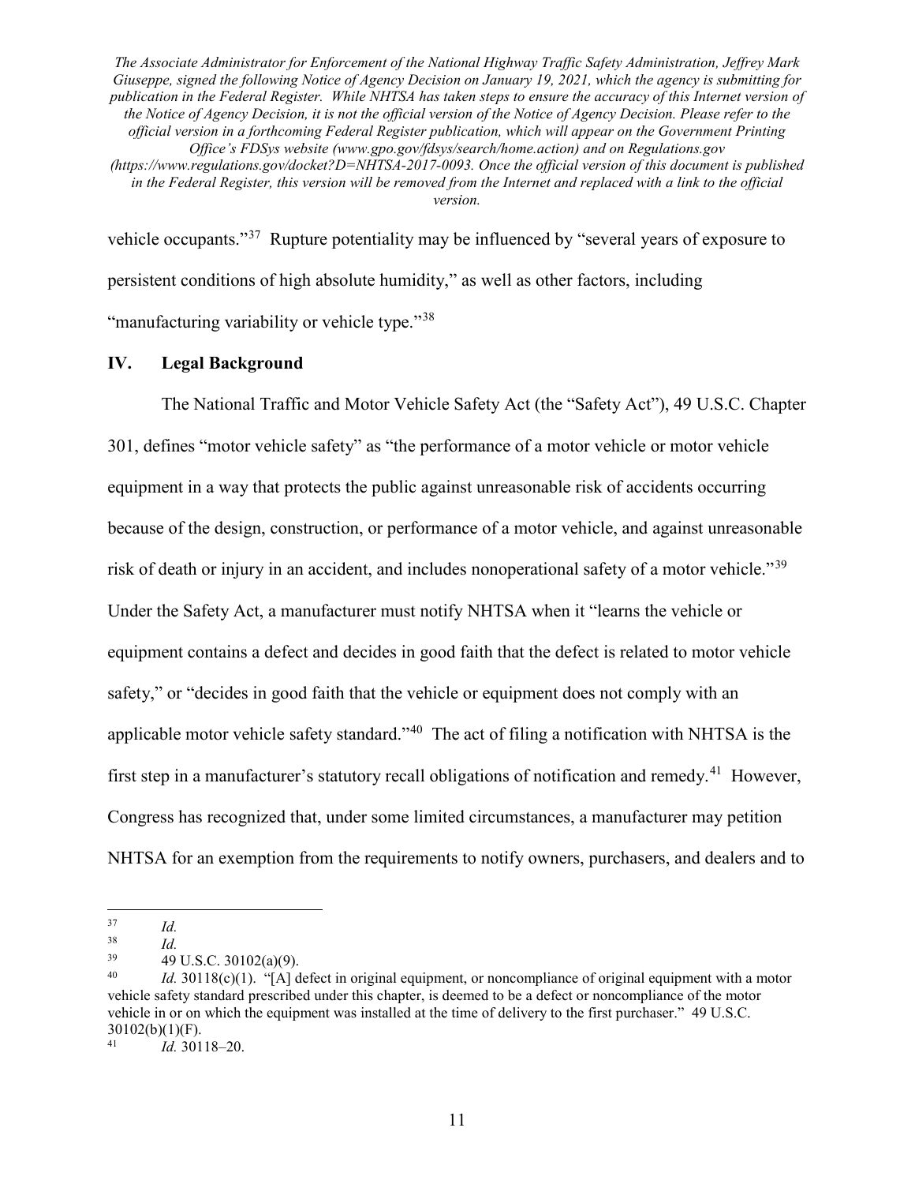vehicle occupants."[37] Rupture potentiality may be influenced by "several years of exposure to persistent conditions of high absolute humidity," as well as other factors, including "manufacturing variability or vehicle type."[38]

## IV. Legal Background

The National Traffic and Motor Vehicle Safety Act (the "Safety Act"), 49 U.S.C. Chapter 301, defines "motor vehicle safety" as "the performance of a motor vehicle or motor vehicle equipment in a way that protects the public against unreasonable risk of accidents occurring because of the design, construction, or performance of a motor vehicle, and against unreasonable risk of death or injury in an accident, and includes nonoperational safety of a motor vehicle."[39] Under the Safety Act, a manufacturer must notify NHTSA when it "learns the vehicle or equipment contains a defect and decides in good faith that the defect is related to motor vehicle safety," or "decides in good faith that the vehicle or equipment does not comply with an applicable motor vehicle safety standard."[40] The act of filing a notification with NHTSA is the first step in a manufacturer's statutory recall obligations of notification and remedy.[41] However, Congress has recognized that, under some limited circumstances, a manufacturer may petition NHTSA for an exemption from the requirements to notify owners, purchasers, and dealers and to

---

[37] *Id.*

[38] *Id.*

[39] 49 U.S.C. 30102(a)(9).

[40] *Id.* 30118(c)(1). "[A] defect in original equipment, or noncompliance of original equipment with a motor vehicle safety standard prescribed under this chapter, is deemed to be a defect or noncompliance of the motor vehicle in or on which the equipment was installed at the time of delivery to the first purchaser." 49 U.S.C. 30102(b)(1)(F).

[41] *Id.* 30118–20.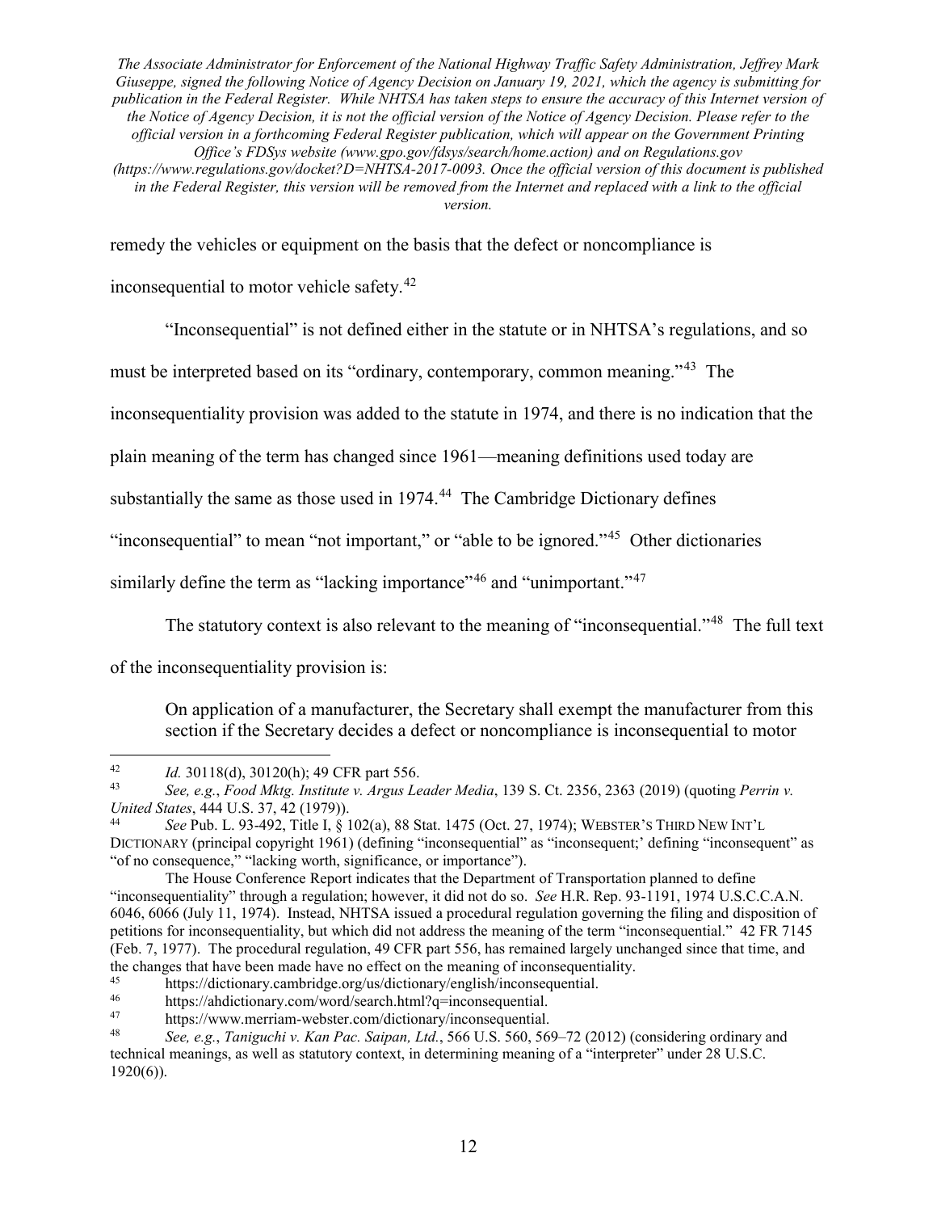remedy the vehicles or equipment on the basis that the defect or noncompliance is inconsequential to motor vehicle safety.[42]

"Inconsequential" is not defined either in the statute or in NHTSA's regulations, and so must be interpreted based on its "ordinary, contemporary, common meaning."[43] The inconsequentiality provision was added to the statute in 1974, and there is no indication that the plain meaning of the term has changed since 1961—meaning definitions used today are substantially the same as those used in 1974.[44] The Cambridge Dictionary defines "inconsequential" to mean "not important," or "able to be ignored."[45] Other dictionaries similarly define the term as "lacking importance"[46] and "unimportant."[47]

The statutory context is also relevant to the meaning of "inconsequential."[48] The full text of the inconsequentiality provision is:

> On application of a manufacturer, the Secretary shall exempt the manufacturer from this section if the Secretary decides a defect or noncompliance is inconsequential to motor

---

[42] *Id.* 30118(d), 30120(h); 49 CFR part 556.

[43] *See, e.g.*, *Food Mktg. Institute v. Argus Leader Media*, 139 S. Ct. 2356, 2363 (2019) (quoting *Perrin v. United States*, 444 U.S. 37, 42 (1979)).

[44] *See* Pub. L. 93-492, Title I, § 102(a), 88 Stat. 1475 (Oct. 27, 1974); WEBSTER'S THIRD NEW INT'L DICTIONARY (principal copyright 1961) (defining "inconsequential" as "inconsequent;' defining "inconsequent" as "of no consequence," "lacking worth, significance, or importance").

The House Conference Report indicates that the Department of Transportation planned to define "inconsequentiality" through a regulation; however, it did not do so. *See* H.R. Rep. 93-1191, 1974 U.S.C.C.A.N. 6046, 6066 (July 11, 1974). Instead, NHTSA issued a procedural regulation governing the filing and disposition of petitions for inconsequentiality, but which did not address the meaning of the term "inconsequential." 42 FR 7145 (Feb. 7, 1977). The procedural regulation, 49 CFR part 556, has remained largely unchanged since that time, and the changes that have been made have no effect on the meaning of inconsequentiality.

[45] https://dictionary.cambridge.org/us/dictionary/english/inconsequential.

[46] https://ahdictionary.com/word/search.html?q=inconsequential.

[47] https://www.merriam-webster.com/dictionary/inconsequential.

[48] *See, e.g.*, *Taniguchi v. Kan Pac. Saipan, Ltd.*, 566 U.S. 560, 569–72 (2012) (considering ordinary and technical meanings, as well as statutory context, in determining meaning of a "interpreter" under 28 U.S.C. 1920(6)).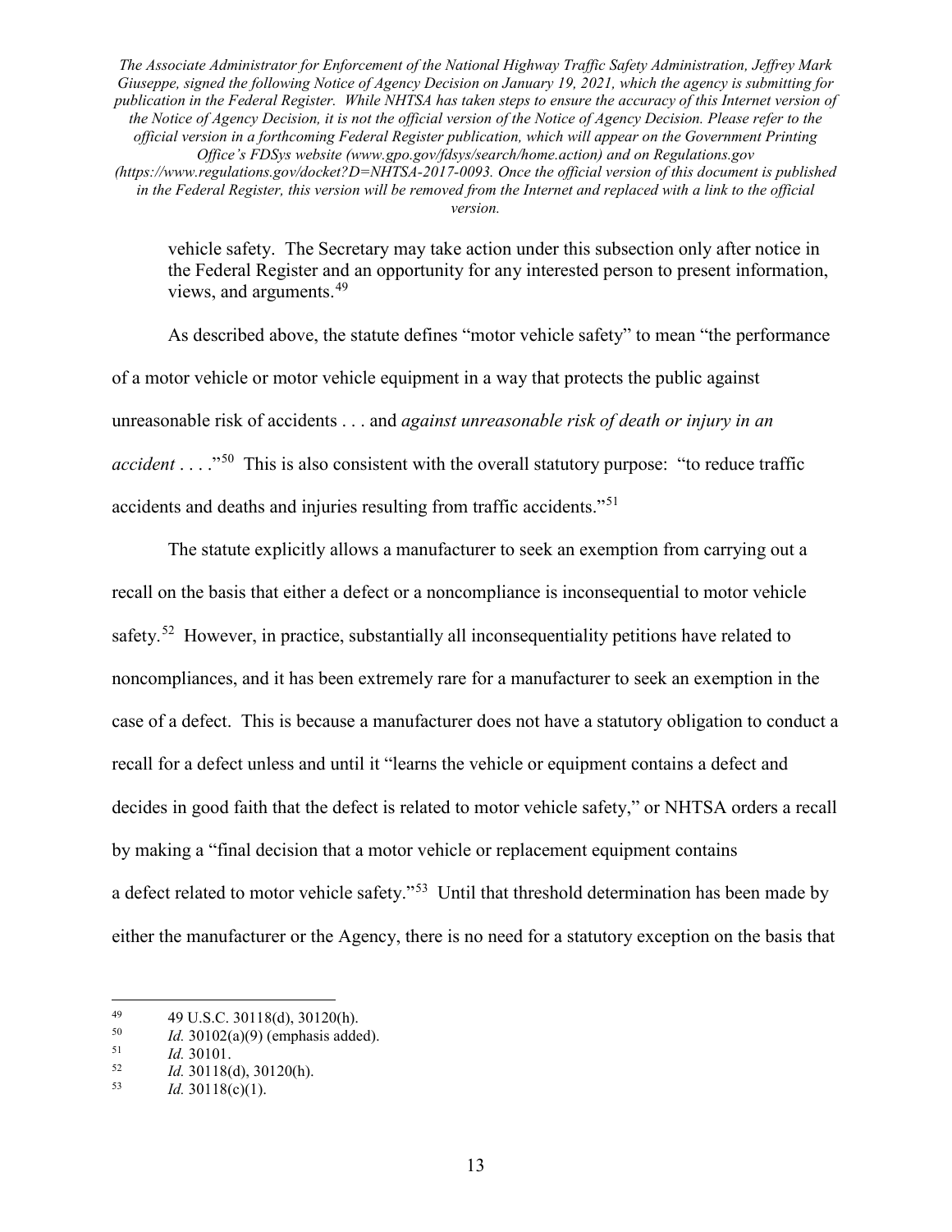> vehicle safety. The Secretary may take action under this subsection only after notice in the Federal Register and an opportunity for any interested person to present information, views, and arguments.[49]

As described above, the statute defines "motor vehicle safety" to mean "the performance of a motor vehicle or motor vehicle equipment in a way that protects the public against unreasonable risk of accidents . . . and *against unreasonable risk of death or injury in an accident* . . . ."[50] This is also consistent with the overall statutory purpose: "to reduce traffic accidents and deaths and injuries resulting from traffic accidents."[51]

The statute explicitly allows a manufacturer to seek an exemption from carrying out a recall on the basis that either a defect or a noncompliance is inconsequential to motor vehicle safety.[52] However, in practice, substantially all inconsequentiality petitions have related to noncompliances, and it has been extremely rare for a manufacturer to seek an exemption in the case of a defect. This is because a manufacturer does not have a statutory obligation to conduct a recall for a defect unless and until it "learns the vehicle or equipment contains a defect and decides in good faith that the defect is related to motor vehicle safety," or NHTSA orders a recall by making a "final decision that a motor vehicle or replacement equipment contains a defect related to motor vehicle safety."[53] Until that threshold determination has been made by either the manufacturer or the Agency, there is no need for a statutory exception on the basis that

---

[49] 49 U.S.C. 30118(d), 30120(h).

[50] *Id.* 30102(a)(9) (emphasis added).

[51] *Id.* 30101.

[52] *Id.* 30118(d), 30120(h).

[53] *Id.* 30118(c)(1).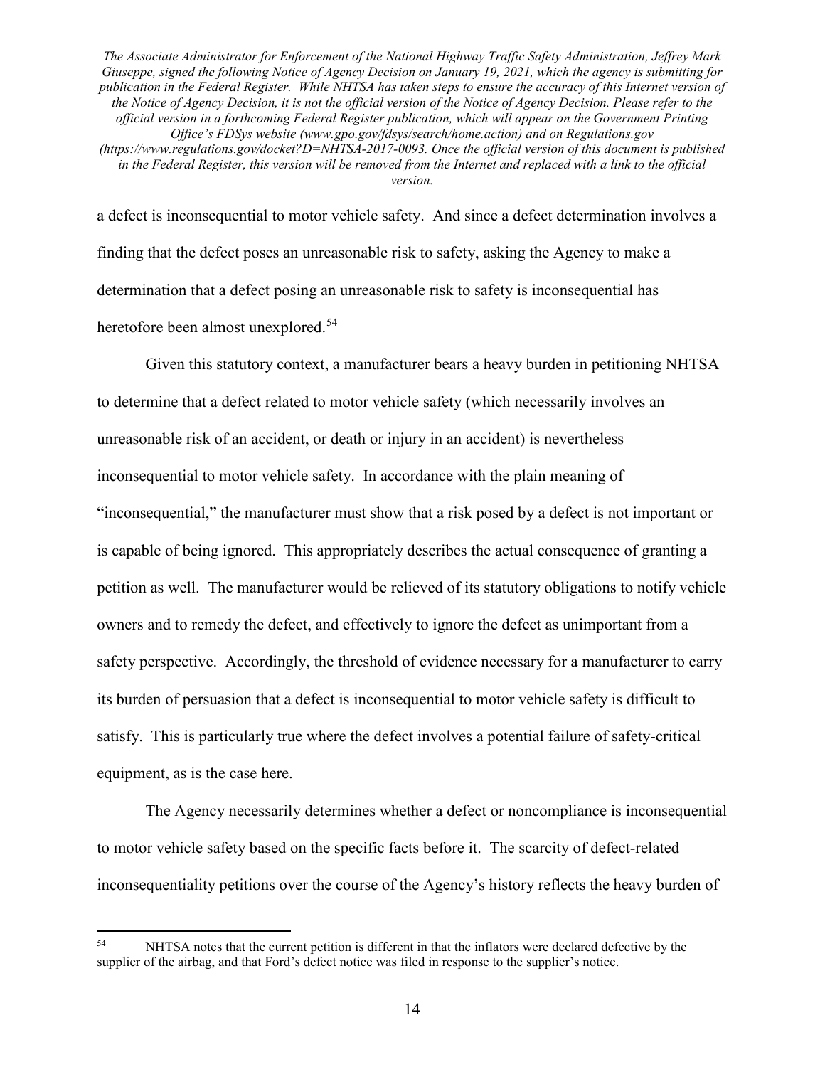a defect is inconsequential to motor vehicle safety. And since a defect determination involves a finding that the defect poses an unreasonable risk to safety, asking the Agency to make a determination that a defect posing an unreasonable risk to safety is inconsequential has heretofore been almost unexplored.[54]

Given this statutory context, a manufacturer bears a heavy burden in petitioning NHTSA to determine that a defect related to motor vehicle safety (which necessarily involves an unreasonable risk of an accident, or death or injury in an accident) is nevertheless inconsequential to motor vehicle safety. In accordance with the plain meaning of "inconsequential," the manufacturer must show that a risk posed by a defect is not important or is capable of being ignored. This appropriately describes the actual consequence of granting a petition as well. The manufacturer would be relieved of its statutory obligations to notify vehicle owners and to remedy the defect, and effectively to ignore the defect as unimportant from a safety perspective. Accordingly, the threshold of evidence necessary for a manufacturer to carry its burden of persuasion that a defect is inconsequential to motor vehicle safety is difficult to satisfy. This is particularly true where the defect involves a potential failure of safety-critical equipment, as is the case here.

The Agency necessarily determines whether a defect or noncompliance is inconsequential to motor vehicle safety based on the specific facts before it. The scarcity of defect-related inconsequentiality petitions over the course of the Agency's history reflects the heavy burden of

---

[54] NHTSA notes that the current petition is different in that the inflators were declared defective by the supplier of the airbag, and that Ford's defect notice was filed in response to the supplier's notice.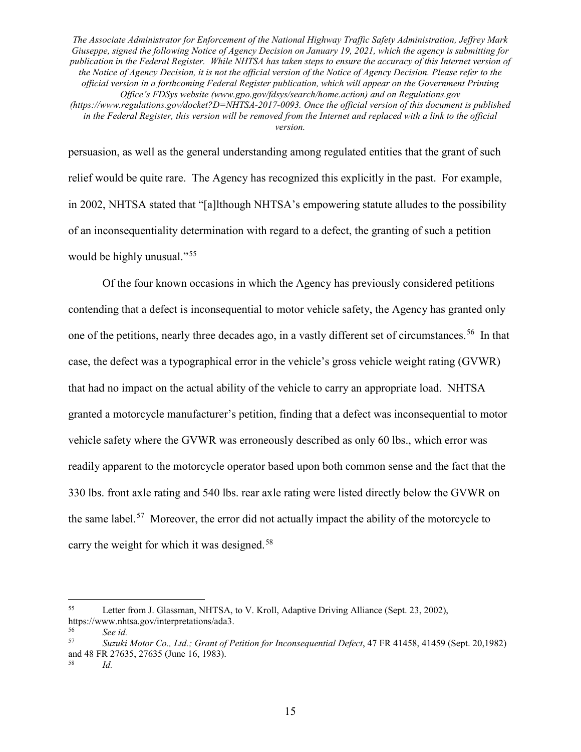persuasion, as well as the general understanding among regulated entities that the grant of such relief would be quite rare. The Agency has recognized this explicitly in the past. For example, in 2002, NHTSA stated that "[a]lthough NHTSA's empowering statute alludes to the possibility of an inconsequentiality determination with regard to a defect, the granting of such a petition would be highly unusual."[55]

Of the four known occasions in which the Agency has previously considered petitions contending that a defect is inconsequential to motor vehicle safety, the Agency has granted only one of the petitions, nearly three decades ago, in a vastly different set of circumstances.[56] In that case, the defect was a typographical error in the vehicle's gross vehicle weight rating (GVWR) that had no impact on the actual ability of the vehicle to carry an appropriate load. NHTSA granted a motorcycle manufacturer's petition, finding that a defect was inconsequential to motor vehicle safety where the GVWR was erroneously described as only 60 lbs., which error was readily apparent to the motorcycle operator based upon both common sense and the fact that the 330 lbs. front axle rating and 540 lbs. rear axle rating were listed directly below the GVWR on the same label.[57] Moreover, the error did not actually impact the ability of the motorcycle to carry the weight for which it was designed.[58]

---

[55] Letter from J. Glassman, NHTSA, to V. Kroll, Adaptive Driving Alliance (Sept. 23, 2002), https://www.nhtsa.gov/interpretations/ada3.

[56] *See id.*

[57] *Suzuki Motor Co., Ltd.; Grant of Petition for Inconsequential Defect*, 47 FR 41458, 41459 (Sept. 20,1982) and 48 FR 27635, 27635 (June 16, 1983).

[58] *Id.*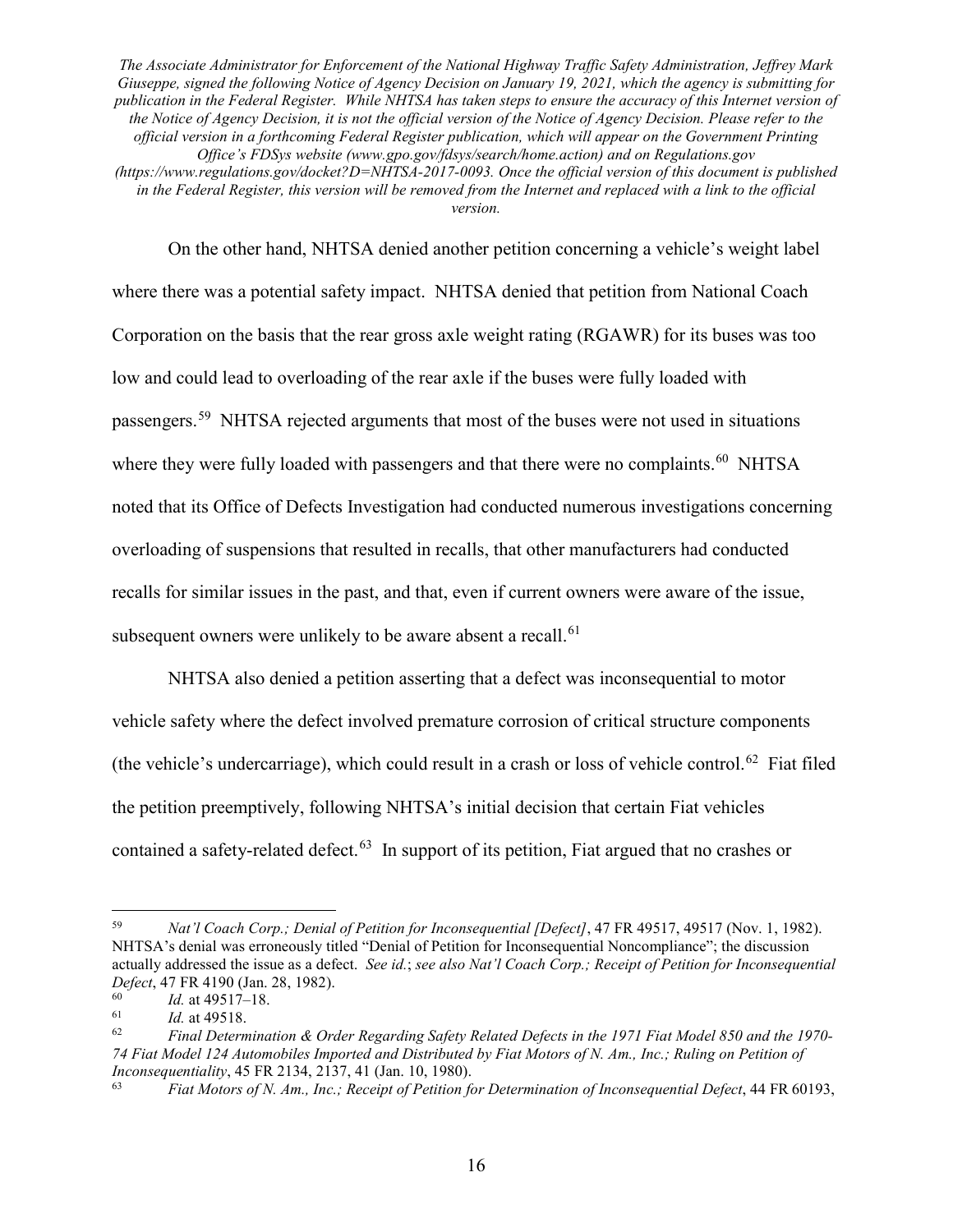On the other hand, NHTSA denied another petition concerning a vehicle's weight label where there was a potential safety impact. NHTSA denied that petition from National Coach Corporation on the basis that the rear gross axle weight rating (RGAWR) for its buses was too low and could lead to overloading of the rear axle if the buses were fully loaded with passengers.[59] NHTSA rejected arguments that most of the buses were not used in situations where they were fully loaded with passengers and that there were no complaints.[60] NHTSA noted that its Office of Defects Investigation had conducted numerous investigations concerning overloading of suspensions that resulted in recalls, that other manufacturers had conducted recalls for similar issues in the past, and that, even if current owners were aware of the issue, subsequent owners were unlikely to be aware absent a recall.[61]

NHTSA also denied a petition asserting that a defect was inconsequential to motor vehicle safety where the defect involved premature corrosion of critical structure components (the vehicle's undercarriage), which could result in a crash or loss of vehicle control.[62] Fiat filed the petition preemptively, following NHTSA's initial decision that certain Fiat vehicles contained a safety-related defect.[63] In support of its petition, Fiat argued that no crashes or

---

[59] *Nat'l Coach Corp.; Denial of Petition for Inconsequential [Defect]*, 47 FR 49517, 49517 (Nov. 1, 1982). NHTSA's denial was erroneously titled "Denial of Petition for Inconsequential Noncompliance"; the discussion actually addressed the issue as a defect. *See id.*; *see also Nat'l Coach Corp.; Receipt of Petition for Inconsequential Defect*, 47 FR 4190 (Jan. 28, 1982).

[60] *Id.* at 49517–18.

[61] *Id.* at 49518.

[62] *Final Determination & Order Regarding Safety Related Defects in the 1971 Fiat Model 850 and the 1970-74 Fiat Model 124 Automobiles Imported and Distributed by Fiat Motors of N. Am., Inc.; Ruling on Petition of Inconsequentiality*, 45 FR 2134, 2137, 41 (Jan. 10, 1980).

[63] *Fiat Motors of N. Am., Inc.; Receipt of Petition for Determination of Inconsequential Defect*, 44 FR 60193,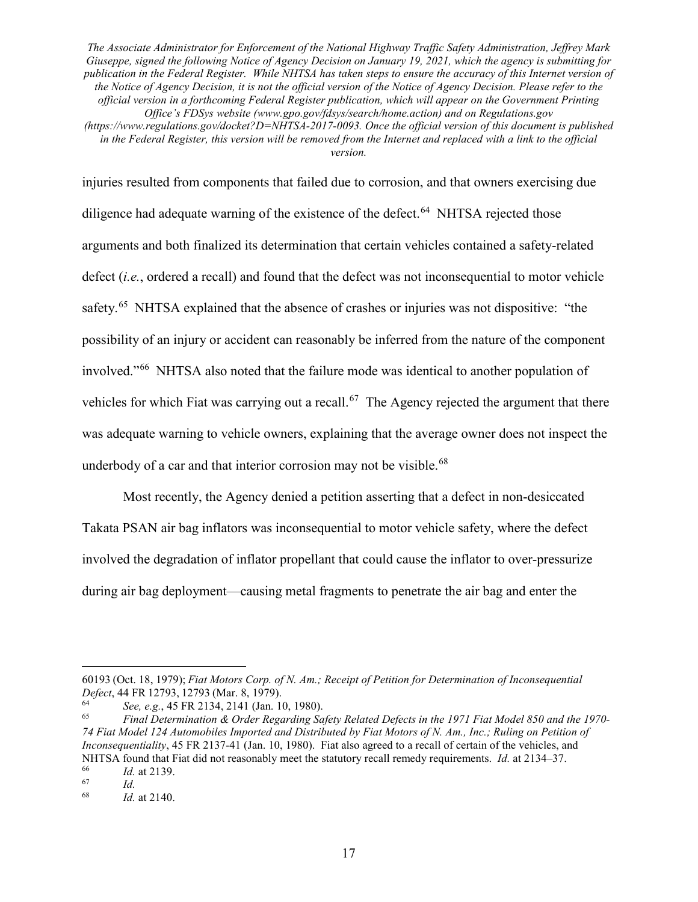injuries resulted from components that failed due to corrosion, and that owners exercising due diligence had adequate warning of the existence of the defect.[64] NHTSA rejected those arguments and both finalized its determination that certain vehicles contained a safety-related defect (*i.e.*, ordered a recall) and found that the defect was not inconsequential to motor vehicle safety.[65] NHTSA explained that the absence of crashes or injuries was not dispositive: "the possibility of an injury or accident can reasonably be inferred from the nature of the component involved."[66] NHTSA also noted that the failure mode was identical to another population of vehicles for which Fiat was carrying out a recall.[67] The Agency rejected the argument that there was adequate warning to vehicle owners, explaining that the average owner does not inspect the underbody of a car and that interior corrosion may not be visible.[68]

Most recently, the Agency denied a petition asserting that a defect in non-desiccated Takata PSAN air bag inflators was inconsequential to motor vehicle safety, where the defect involved the degradation of inflator propellant that could cause the inflator to over-pressurize during air bag deployment—causing metal fragments to penetrate the air bag and enter the

---

60193 (Oct. 18, 1979); *Fiat Motors Corp. of N. Am.; Receipt of Petition for Determination of Inconsequential Defect*, 44 FR 12793, 12793 (Mar. 8, 1979).

[64] *See, e.g.*, 45 FR 2134, 2141 (Jan. 10, 1980).

[65] *Final Determination & Order Regarding Safety Related Defects in the 1971 Fiat Model 850 and the 1970-74 Fiat Model 124 Automobiles Imported and Distributed by Fiat Motors of N. Am., Inc.; Ruling on Petition of Inconsequentiality*, 45 FR 2137-41 (Jan. 10, 1980). Fiat also agreed to a recall of certain of the vehicles, and NHTSA found that Fiat did not reasonably meet the statutory recall remedy requirements. *Id.* at 2134–37.

[66] *Id.* at 2139.

[67] *Id.*

[68] *Id.* at 2140.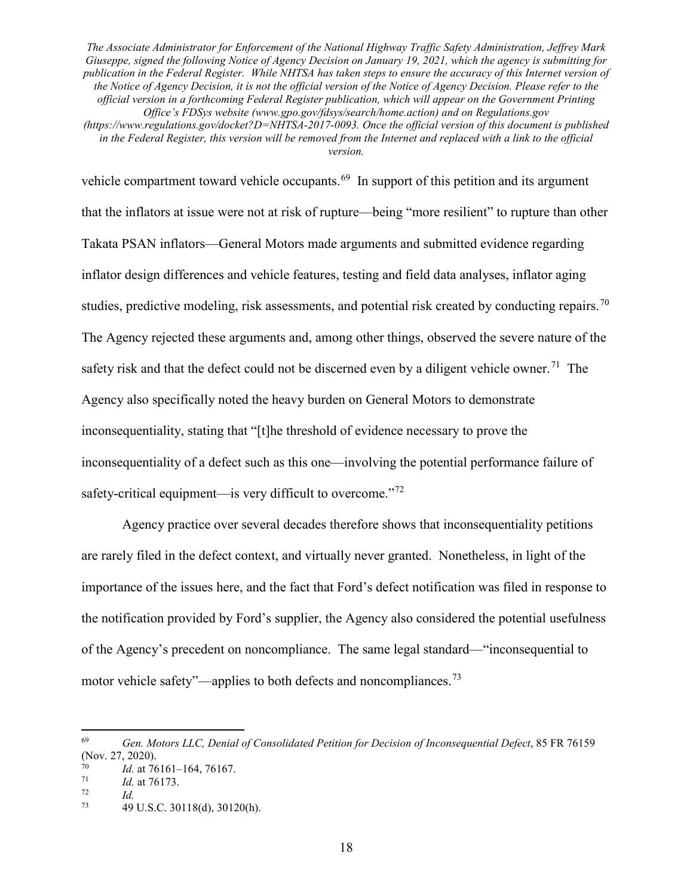vehicle compartment toward vehicle occupants.[69] In support of this petition and its argument that the inflators at issue were not at risk of rupture—being "more resilient" to rupture than other Takata PSAN inflators—General Motors made arguments and submitted evidence regarding inflator design differences and vehicle features, testing and field data analyses, inflator aging studies, predictive modeling, risk assessments, and potential risk created by conducting repairs.[70] The Agency rejected these arguments and, among other things, observed the severe nature of the safety risk and that the defect could not be discerned even by a diligent vehicle owner.[71] The Agency also specifically noted the heavy burden on General Motors to demonstrate inconsequentiality, stating that "[t]he threshold of evidence necessary to prove the inconsequentiality of a defect such as this one—involving the potential performance failure of safety-critical equipment—is very difficult to overcome."[72]

Agency practice over several decades therefore shows that inconsequentiality petitions are rarely filed in the defect context, and virtually never granted. Nonetheless, in light of the importance of the issues here, and the fact that Ford's defect notification was filed in response to the notification provided by Ford's supplier, the Agency also considered the potential usefulness of the Agency's precedent on noncompliance. The same legal standard—"inconsequential to motor vehicle safety"—applies to both defects and noncompliances.[73]

---

[69] *Gen. Motors LLC, Denial of Consolidated Petition for Decision of Inconsequential Defect*, 85 FR 76159 (Nov. 27, 2020).

[70] *Id.* at 76161–164, 76167.

[71] *Id.* at 76173.

[72] *Id.*

[73] 49 U.S.C. 30118(d), 30120(h).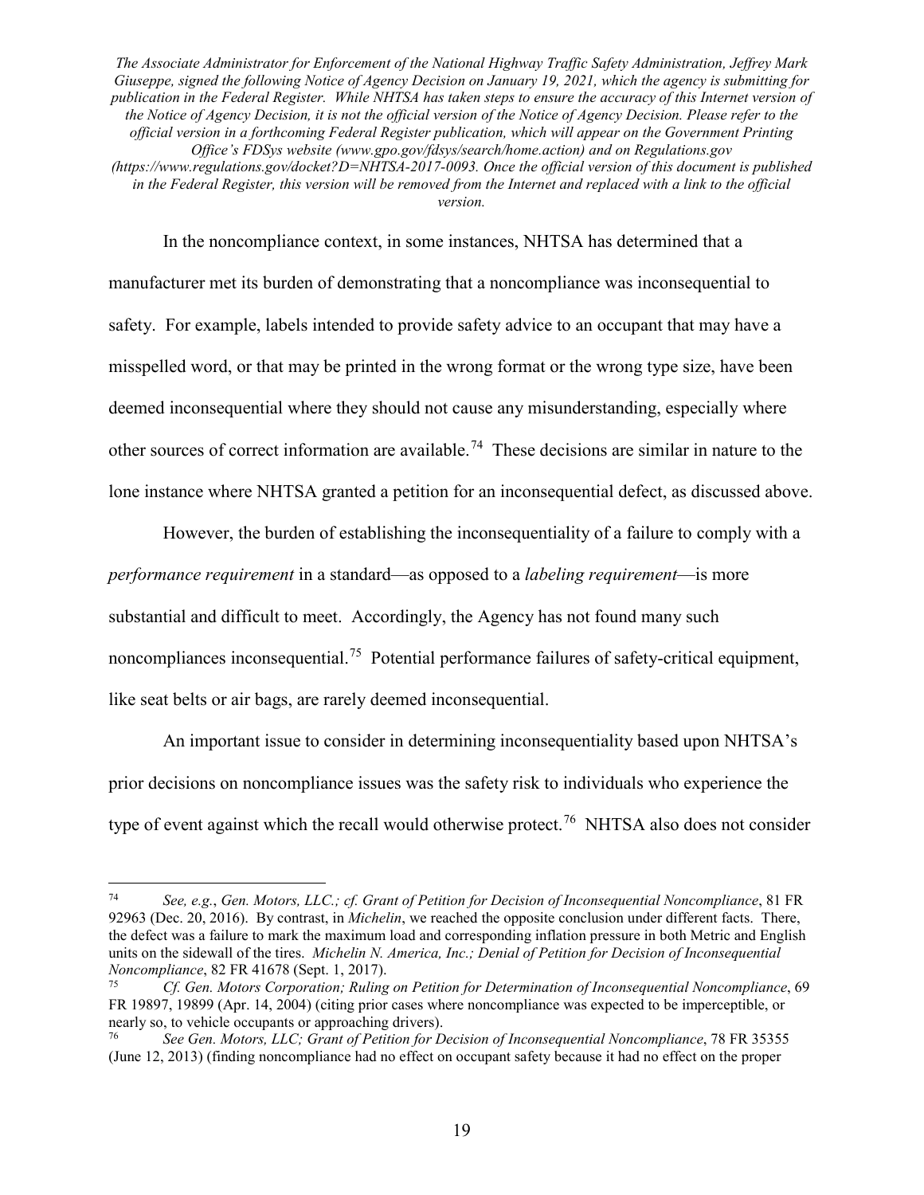In the noncompliance context, in some instances, NHTSA has determined that a manufacturer met its burden of demonstrating that a noncompliance was inconsequential to safety. For example, labels intended to provide safety advice to an occupant that may have a misspelled word, or that may be printed in the wrong format or the wrong type size, have been deemed inconsequential where they should not cause any misunderstanding, especially where other sources of correct information are available.[74] These decisions are similar in nature to the lone instance where NHTSA granted a petition for an inconsequential defect, as discussed above.

However, the burden of establishing the inconsequentiality of a failure to comply with a *performance requirement* in a standard—as opposed to a *labeling requirement*—is more substantial and difficult to meet. Accordingly, the Agency has not found many such noncompliances inconsequential.[75] Potential performance failures of safety-critical equipment, like seat belts or air bags, are rarely deemed inconsequential.

An important issue to consider in determining inconsequentiality based upon NHTSA's prior decisions on noncompliance issues was the safety risk to individuals who experience the type of event against which the recall would otherwise protect.[76] NHTSA also does not consider

---

[74] *See, e.g.*, *Gen. Motors, LLC.; cf. Grant of Petition for Decision of Inconsequential Noncompliance*, 81 FR 92963 (Dec. 20, 2016). By contrast, in *Michelin*, we reached the opposite conclusion under different facts. There, the defect was a failure to mark the maximum load and corresponding inflation pressure in both Metric and English units on the sidewall of the tires. *Michelin N. America, Inc.; Denial of Petition for Decision of Inconsequential Noncompliance*, 82 FR 41678 (Sept. 1, 2017).

[75] *Cf. Gen. Motors Corporation; Ruling on Petition for Determination of Inconsequential Noncompliance*, 69 FR 19897, 19899 (Apr. 14, 2004) (citing prior cases where noncompliance was expected to be imperceptible, or nearly so, to vehicle occupants or approaching drivers).

[76] *See Gen. Motors, LLC; Grant of Petition for Decision of Inconsequential Noncompliance*, 78 FR 35355 (June 12, 2013) (finding noncompliance had no effect on occupant safety because it had no effect on the proper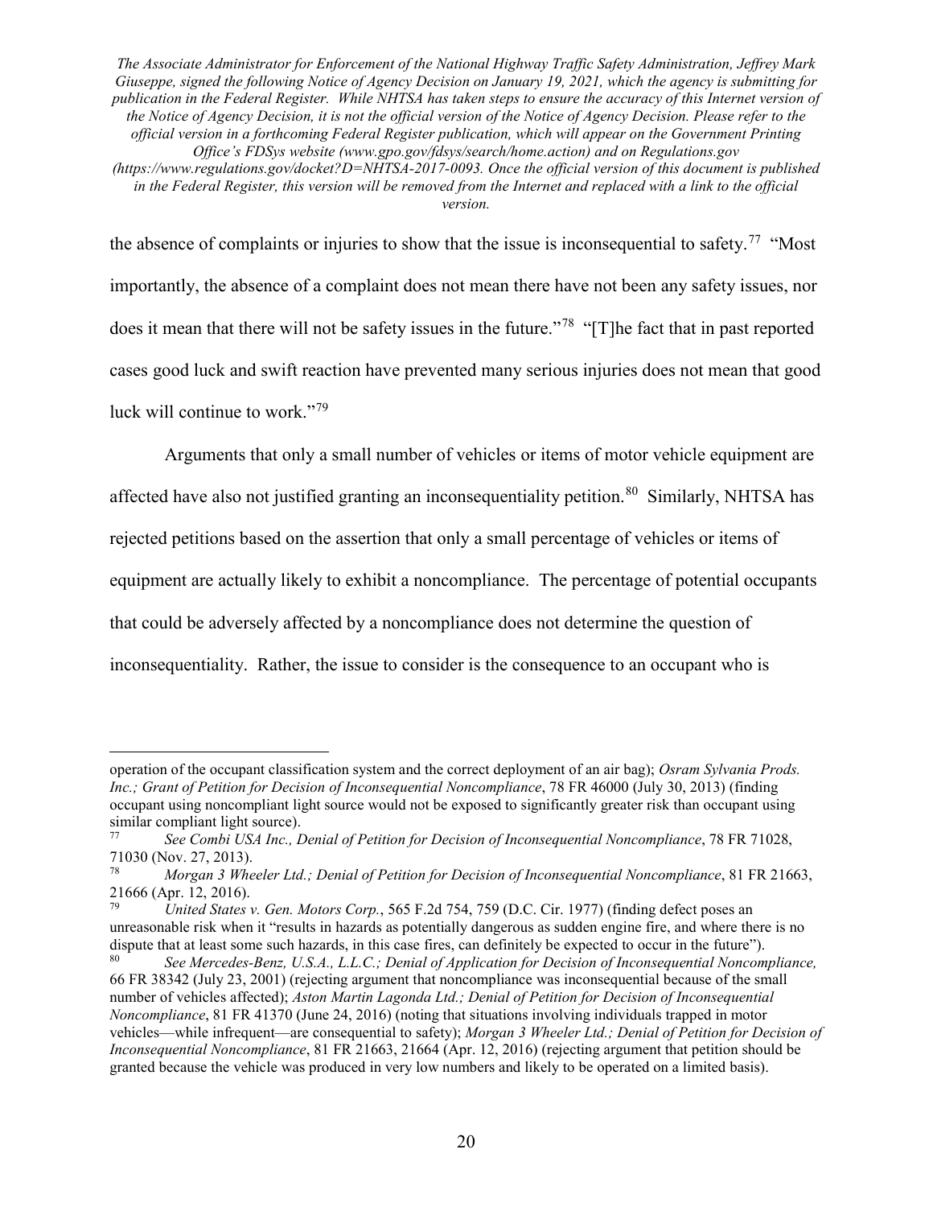the absence of complaints or injuries to show that the issue is inconsequential to safety.[77] "Most importantly, the absence of a complaint does not mean there have not been any safety issues, nor does it mean that there will not be safety issues in the future."[78] "[T]he fact that in past reported cases good luck and swift reaction have prevented many serious injuries does not mean that good luck will continue to work."[79]

Arguments that only a small number of vehicles or items of motor vehicle equipment are affected have also not justified granting an inconsequentiality petition.[80] Similarly, NHTSA has rejected petitions based on the assertion that only a small percentage of vehicles or items of equipment are actually likely to exhibit a noncompliance. The percentage of potential occupants that could be adversely affected by a noncompliance does not determine the question of inconsequentiality. Rather, the issue to consider is the consequence to an occupant who is

---

operation of the occupant classification system and the correct deployment of an air bag); *Osram Sylvania Prods. Inc.; Grant of Petition for Decision of Inconsequential Noncompliance*, 78 FR 46000 (July 30, 2013) (finding occupant using noncompliant light source would not be exposed to significantly greater risk than occupant using similar compliant light source).

[77] *See Combi USA Inc., Denial of Petition for Decision of Inconsequential Noncompliance*, 78 FR 71028, 71030 (Nov. 27, 2013).

[78] *Morgan 3 Wheeler Ltd.; Denial of Petition for Decision of Inconsequential Noncompliance*, 81 FR 21663, 21666 (Apr. 12, 2016).

[79] *United States v. Gen. Motors Corp.*, 565 F.2d 754, 759 (D.C. Cir. 1977) (finding defect poses an unreasonable risk when it "results in hazards as potentially dangerous as sudden engine fire, and where there is no dispute that at least some such hazards, in this case fires, can definitely be expected to occur in the future").

[80] *See Mercedes-Benz, U.S.A., L.L.C.; Denial of Application for Decision of Inconsequential Noncompliance,* 66 FR 38342 (July 23, 2001) (rejecting argument that noncompliance was inconsequential because of the small number of vehicles affected); *Aston Martin Lagonda Ltd.; Denial of Petition for Decision of Inconsequential Noncompliance*, 81 FR 41370 (June 24, 2016) (noting that situations involving individuals trapped in motor vehicles—while infrequent—are consequential to safety); *Morgan 3 Wheeler Ltd.; Denial of Petition for Decision of Inconsequential Noncompliance*, 81 FR 21663, 21664 (Apr. 12, 2016) (rejecting argument that petition should be granted because the vehicle was produced in very low numbers and likely to be operated on a limited basis).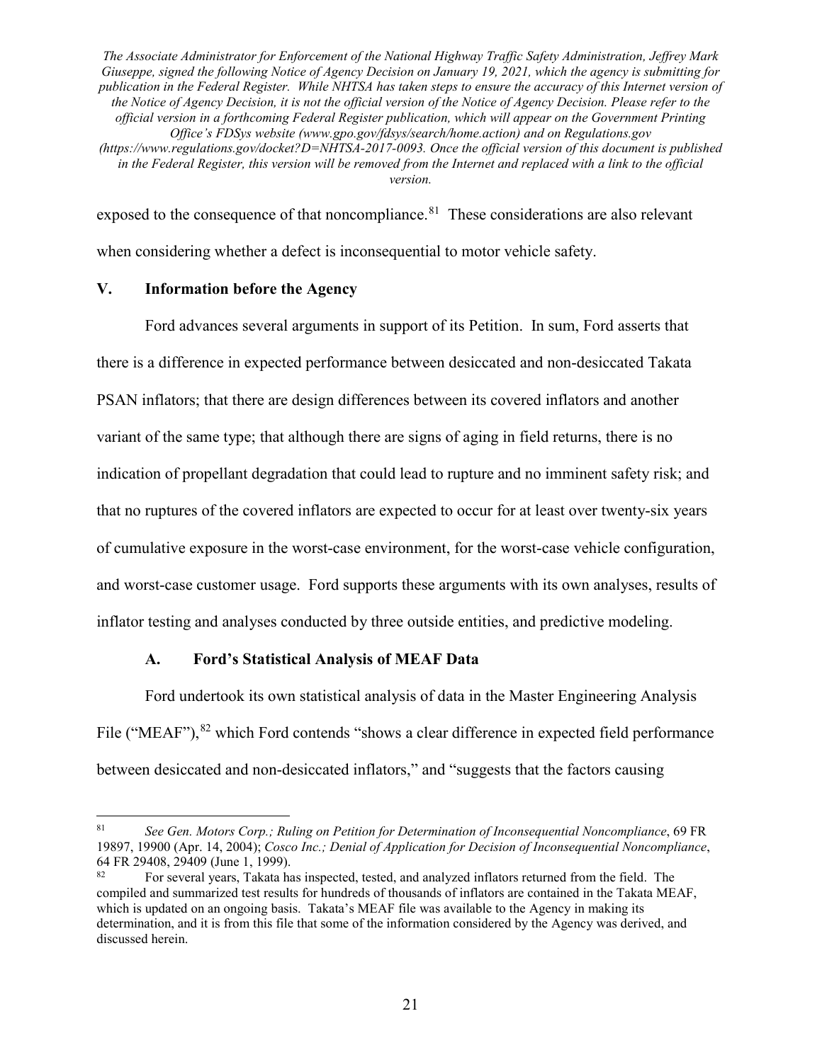exposed to the consequence of that noncompliance.[81] These considerations are also relevant when considering whether a defect is inconsequential to motor vehicle safety.

## V. Information before the Agency

Ford advances several arguments in support of its Petition. In sum, Ford asserts that there is a difference in expected performance between desiccated and non-desiccated Takata PSAN inflators; that there are design differences between its covered inflators and another variant of the same type; that although there are signs of aging in field returns, there is no indication of propellant degradation that could lead to rupture and no imminent safety risk; and that no ruptures of the covered inflators are expected to occur for at least over twenty-six years of cumulative exposure in the worst-case environment, for the worst-case vehicle configuration, and worst-case customer usage. Ford supports these arguments with its own analyses, results of inflator testing and analyses conducted by three outside entities, and predictive modeling.

### A. Ford's Statistical Analysis of MEAF Data

Ford undertook its own statistical analysis of data in the Master Engineering Analysis File ("MEAF"),[82] which Ford contends "shows a clear difference in expected field performance between desiccated and non-desiccated inflators," and "suggests that the factors causing

---

[81] *See Gen. Motors Corp.; Ruling on Petition for Determination of Inconsequential Noncompliance*, 69 FR 19897, 19900 (Apr. 14, 2004); *Cosco Inc.; Denial of Application for Decision of Inconsequential Noncompliance*, 64 FR 29408, 29409 (June 1, 1999).

[82] For several years, Takata has inspected, tested, and analyzed inflators returned from the field. The compiled and summarized test results for hundreds of thousands of inflators are contained in the Takata MEAF, which is updated on an ongoing basis. Takata's MEAF file was available to the Agency in making its determination, and it is from this file that some of the information considered by the Agency was derived, and discussed herein.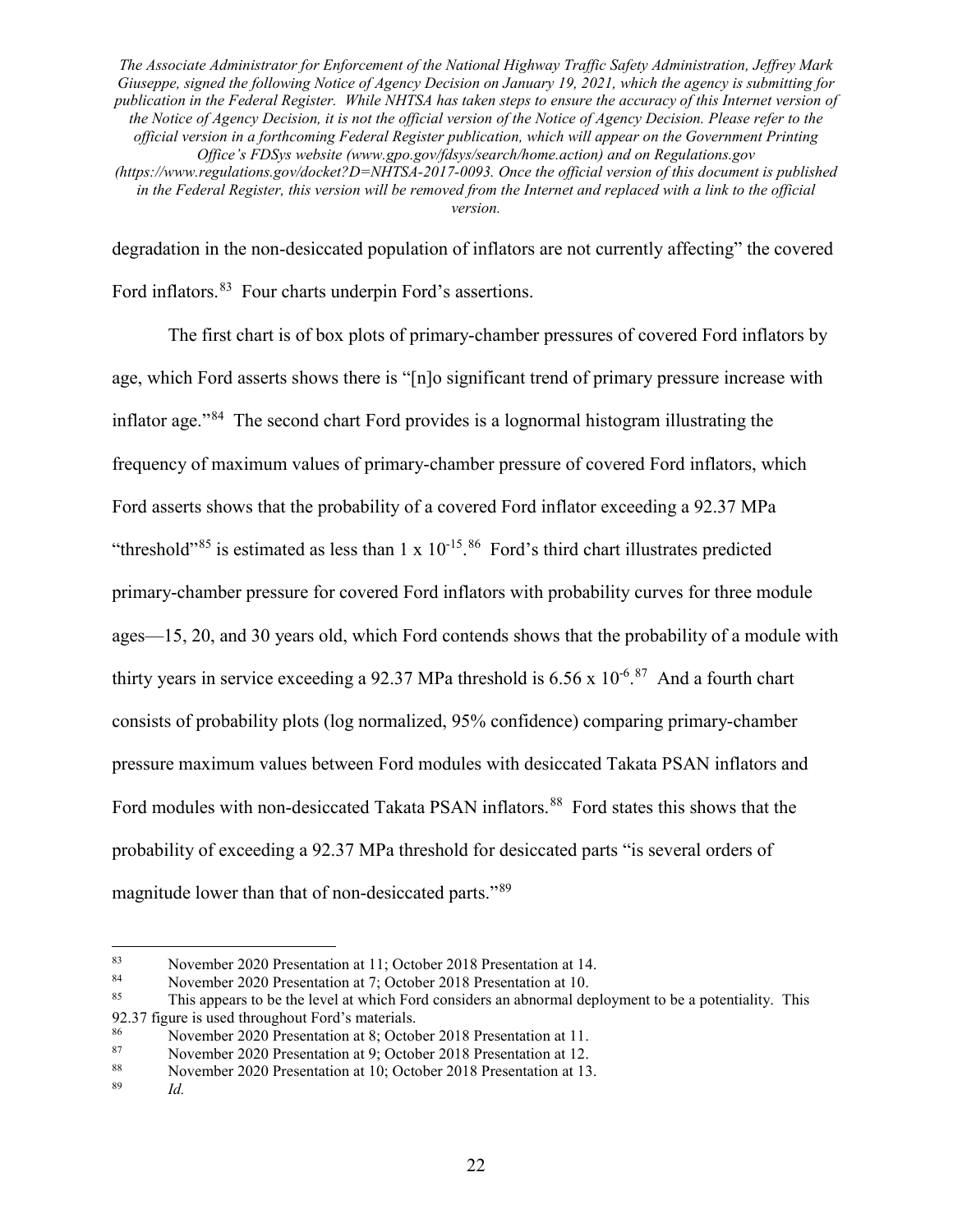degradation in the non-desiccated population of inflators are not currently affecting" the covered Ford inflators.[83] Four charts underpin Ford's assertions.

The first chart is of box plots of primary-chamber pressures of covered Ford inflators by age, which Ford asserts shows there is "[n]o significant trend of primary pressure increase with inflator age."[84] The second chart Ford provides is a lognormal histogram illustrating the frequency of maximum values of primary-chamber pressure of covered Ford inflators, which Ford asserts shows that the probability of a covered Ford inflator exceeding a 92.37 MPa "threshold"[85] is estimated as less than $1 \times 10^{-15}$.[86] Ford's third chart illustrates predicted primary-chamber pressure for covered Ford inflators with probability curves for three module ages—15, 20, and 30 years old, which Ford contends shows that the probability of a module with thirty years in service exceeding a 92.37 MPa threshold is $6.56 \times 10^{-6}$.[87] And a fourth chart consists of probability plots (log normalized, 95% confidence) comparing primary-chamber pressure maximum values between Ford modules with desiccated Takata PSAN inflators and Ford modules with non-desiccated Takata PSAN inflators.[88] Ford states this shows that the probability of exceeding a 92.37 MPa threshold for desiccated parts "is several orders of magnitude lower than that of non-desiccated parts."[89]

---

[83] November 2020 Presentation at 11; October 2018 Presentation at 14.

[84] November 2020 Presentation at 7; October 2018 Presentation at 10.

[85] This appears to be the level at which Ford considers an abnormal deployment to be a potentiality. This 92.37 figure is used throughout Ford's materials.

[86] November 2020 Presentation at 8; October 2018 Presentation at 11.

[87] November 2020 Presentation at 9; October 2018 Presentation at 12.

[88] November 2020 Presentation at 10; October 2018 Presentation at 13.

[89] *Id.*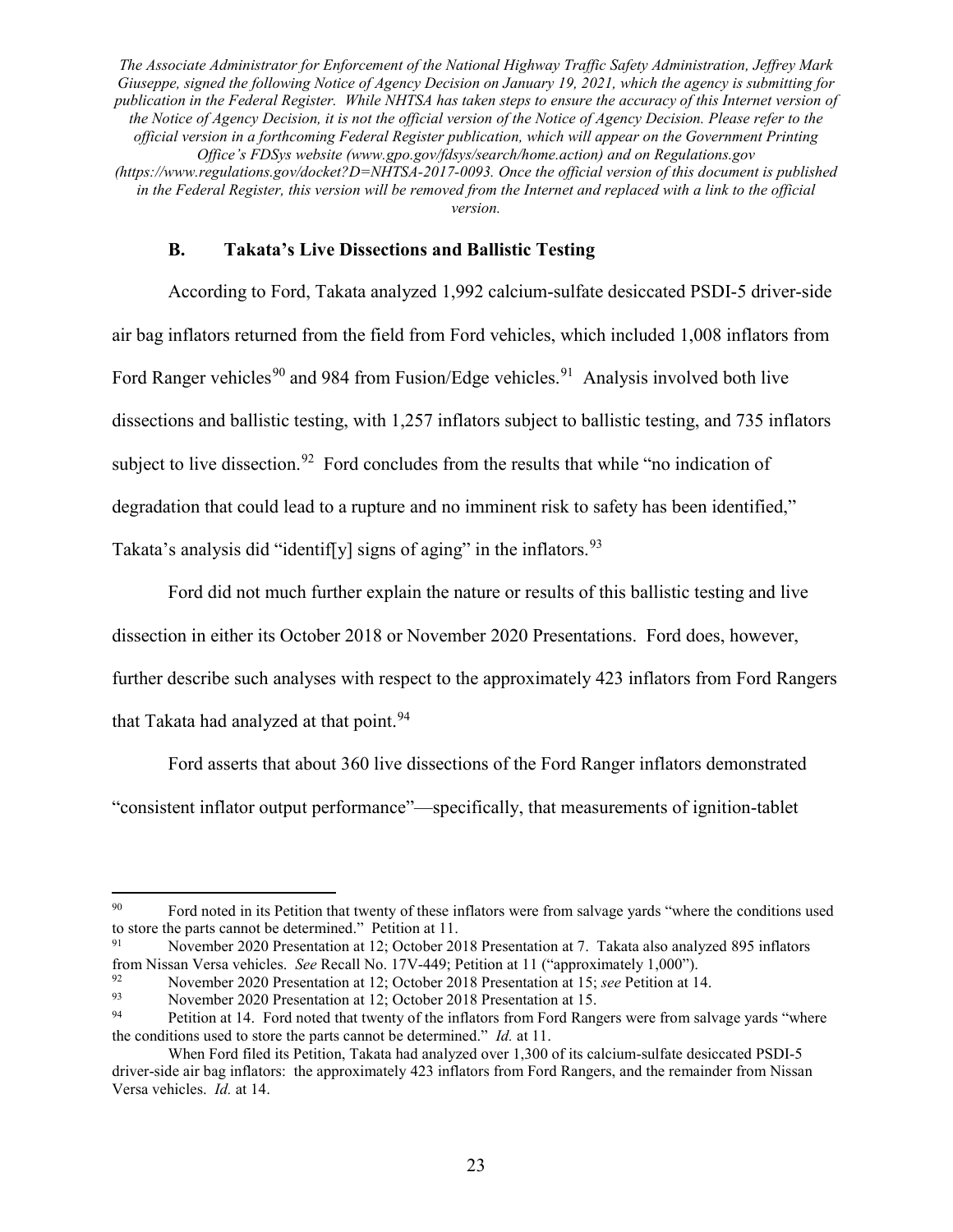*The Associate Administrator for Enforcement of the National Highway Traffic Safety Administration, Jeffrey Mark Giuseppe, signed the following Notice of Agency Decision on January 19, 2021, which the agency is submitting for publication in the Federal Register. While NHTSA has taken steps to ensure the accuracy of this Internet version of the Notice of Agency Decision, it is not the official version of the Notice of Agency Decision. Please refer to the official version in a forthcoming Federal Register publication, which will appear on the Government Printing Office's FDSys website (www.gpo.gov/fdsys/search/home.action) and on Regulations.gov (https://www.regulations.gov/docket?D=NHTSA-2017-0093. Once the official version of this document is published in the Federal Register, this version will be removed from the Internet and replaced with a link to the official version.*

### B. Takata's Live Dissections and Ballistic Testing

According to Ford, Takata analyzed 1,992 calcium-sulfate desiccated PSDI-5 driver-side air bag inflators returned from the field from Ford vehicles, which included 1,008 inflators from Ford Ranger vehicles[90] and 984 from Fusion/Edge vehicles.[91] Analysis involved both live dissections and ballistic testing, with 1,257 inflators subject to ballistic testing, and 735 inflators subject to live dissection.[92] Ford concludes from the results that while "no indication of degradation that could lead to a rupture and no imminent risk to safety has been identified," Takata's analysis did "identif[y] signs of aging" in the inflators.[93]

Ford did not much further explain the nature or results of this ballistic testing and live dissection in either its October 2018 or November 2020 Presentations. Ford does, however, further describe such analyses with respect to the approximately 423 inflators from Ford Rangers that Takata had analyzed at that point.[94]

Ford asserts that about 360 live dissections of the Ford Ranger inflators demonstrated "consistent inflator output performance"—specifically, that measurements of ignition-tablet

---

[90] Ford noted in its Petition that twenty of these inflators were from salvage yards "where the conditions used to store the parts cannot be determined." Petition at 11.

[91] November 2020 Presentation at 12; October 2018 Presentation at 7. Takata also analyzed 895 inflators from Nissan Versa vehicles. *See* Recall No. 17V-449; Petition at 11 ("approximately 1,000").

[92] November 2020 Presentation at 12; October 2018 Presentation at 15; *see* Petition at 14.

[93] November 2020 Presentation at 12; October 2018 Presentation at 15.

[94] Petition at 14. Ford noted that twenty of the inflators from Ford Rangers were from salvage yards "where the conditions used to store the parts cannot be determined." *Id.* at 11.

When Ford filed its Petition, Takata had analyzed over 1,300 of its calcium-sulfate desiccated PSDI-5 driver-side air bag inflators: the approximately 423 inflators from Ford Rangers, and the remainder from Nissan Versa vehicles. *Id.* at 14.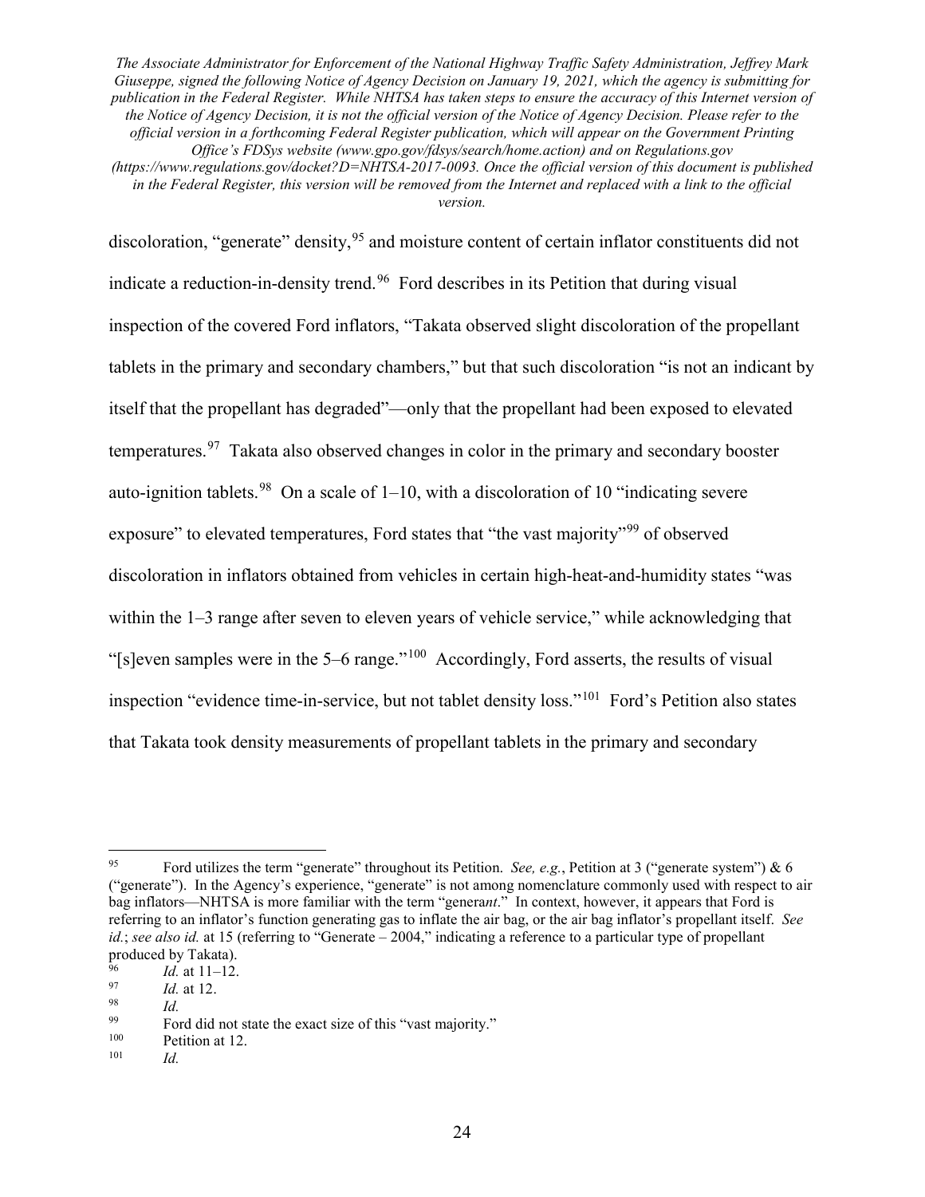discoloration, "generate" density,[95] and moisture content of certain inflator constituents did not indicate a reduction-in-density trend.[96] Ford describes in its Petition that during visual inspection of the covered Ford inflators, "Takata observed slight discoloration of the propellant tablets in the primary and secondary chambers," but that such discoloration "is not an indicant by itself that the propellant has degraded"—only that the propellant had been exposed to elevated temperatures.[97] Takata also observed changes in color in the primary and secondary booster auto-ignition tablets.[98] On a scale of 1–10, with a discoloration of 10 "indicating severe exposure" to elevated temperatures, Ford states that "the vast majority"[99] of observed discoloration in inflators obtained from vehicles in certain high-heat-and-humidity states "was within the 1–3 range after seven to eleven years of vehicle service," while acknowledging that "[s]even samples were in the 5–6 range."[100] Accordingly, Ford asserts, the results of visual inspection "evidence time-in-service, but not tablet density loss."[101] Ford's Petition also states that Takata took density measurements of propellant tablets in the primary and secondary

---

[95] Ford utilizes the term "generate" throughout its Petition. *See, e.g.*, Petition at 3 ("generate system") & 6 ("generate"). In the Agency's experience, "generate" is not among nomenclature commonly used with respect to air bag inflators—NHTSA is more familiar with the term "genera*nt*." In context, however, it appears that Ford is referring to an inflator's function generating gas to inflate the air bag, or the air bag inflator's propellant itself. *See id.*; *see also id.* at 15 (referring to "Generate – 2004," indicating a reference to a particular type of propellant produced by Takata).

[96] *Id.* at 11–12.

[97] *Id.* at 12.

[98] *Id.*

[99] Ford did not state the exact size of this "vast majority."

[100] Petition at 12.

[101] *Id.*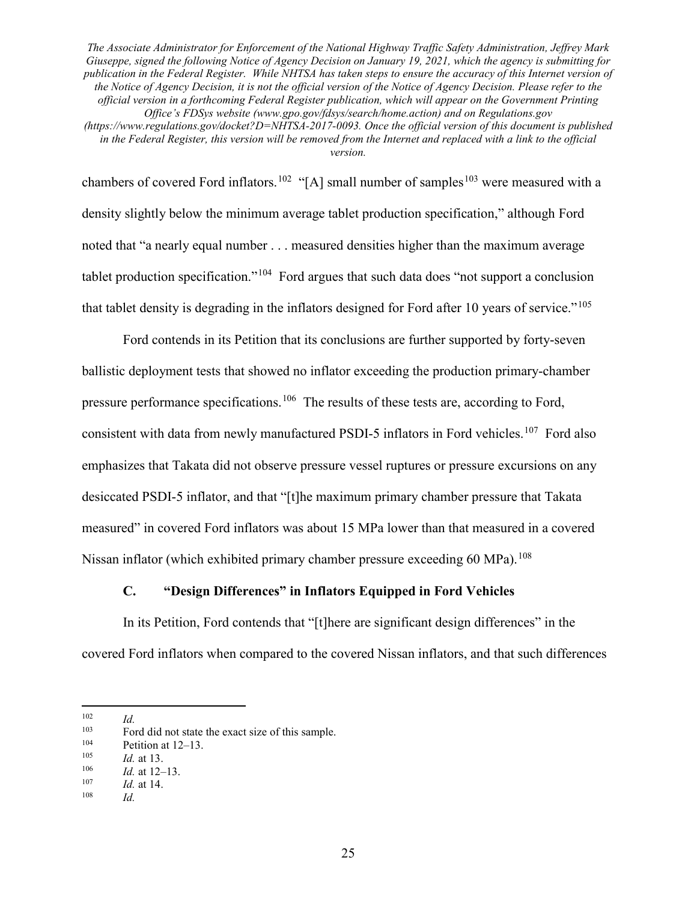chambers of covered Ford inflators.[102] "[A] small number of samples[103] were measured with a density slightly below the minimum average tablet production specification," although Ford noted that "a nearly equal number . . . measured densities higher than the maximum average tablet production specification."[104] Ford argues that such data does "not support a conclusion that tablet density is degrading in the inflators designed for Ford after 10 years of service."[105]

Ford contends in its Petition that its conclusions are further supported by forty-seven ballistic deployment tests that showed no inflator exceeding the production primary-chamber pressure performance specifications.[106] The results of these tests are, according to Ford, consistent with data from newly manufactured PSDI-5 inflators in Ford vehicles.[107] Ford also emphasizes that Takata did not observe pressure vessel ruptures or pressure excursions on any desiccated PSDI-5 inflator, and that "[t]he maximum primary chamber pressure that Takata measured" in covered Ford inflators was about 15 MPa lower than that measured in a covered Nissan inflator (which exhibited primary chamber pressure exceeding 60 MPa).[108]

### C. "Design Differences" in Inflators Equipped in Ford Vehicles

In its Petition, Ford contends that "[t]here are significant design differences" in the covered Ford inflators when compared to the covered Nissan inflators, and that such differences

---

[102] *Id.*

[103] Ford did not state the exact size of this sample.

[104] Petition at 12–13.

[105] *Id.* at 13.

[106] *Id.* at 12–13.

[107] *Id.* at 14.

[108] *Id.*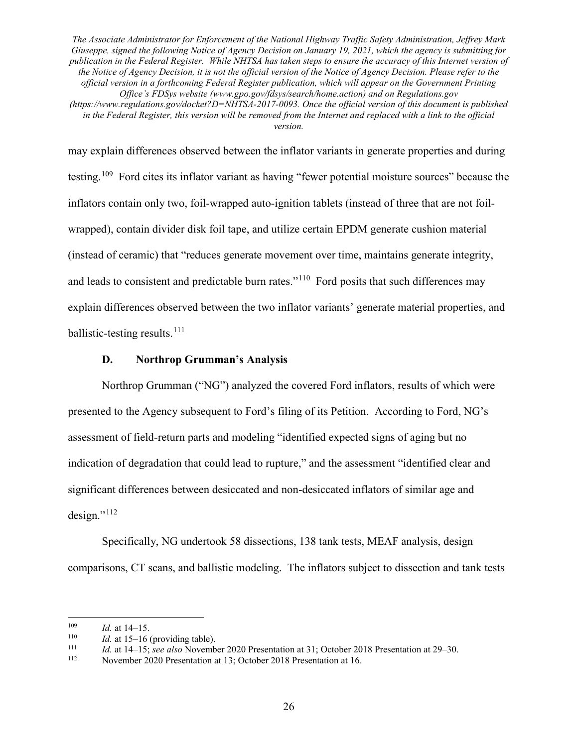may explain differences observed between the inflator variants in generate properties and during testing.[109] Ford cites its inflator variant as having "fewer potential moisture sources" because the inflators contain only two, foil-wrapped auto-ignition tablets (instead of three that are not foil-wrapped), contain divider disk foil tape, and utilize certain EPDM generate cushion material (instead of ceramic) that "reduces generate movement over time, maintains generate integrity, and leads to consistent and predictable burn rates."[110] Ford posits that such differences may explain differences observed between the two inflator variants' generate material properties, and ballistic-testing results.[111]

### D. Northrop Grumman's Analysis

Northrop Grumman ("NG") analyzed the covered Ford inflators, results of which were presented to the Agency subsequent to Ford's filing of its Petition. According to Ford, NG's assessment of field-return parts and modeling "identified expected signs of aging but no indication of degradation that could lead to rupture," and the assessment "identified clear and significant differences between desiccated and non-desiccated inflators of similar age and design."[112]

Specifically, NG undertook 58 dissections, 138 tank tests, MEAF analysis, design comparisons, CT scans, and ballistic modeling. The inflators subject to dissection and tank tests

---

[109] *Id.* at 14–15.

[110] *Id.* at 15–16 (providing table).

[111] *Id.* at 14–15; *see also* November 2020 Presentation at 31; October 2018 Presentation at 29–30.

[112] November 2020 Presentation at 13; October 2018 Presentation at 16.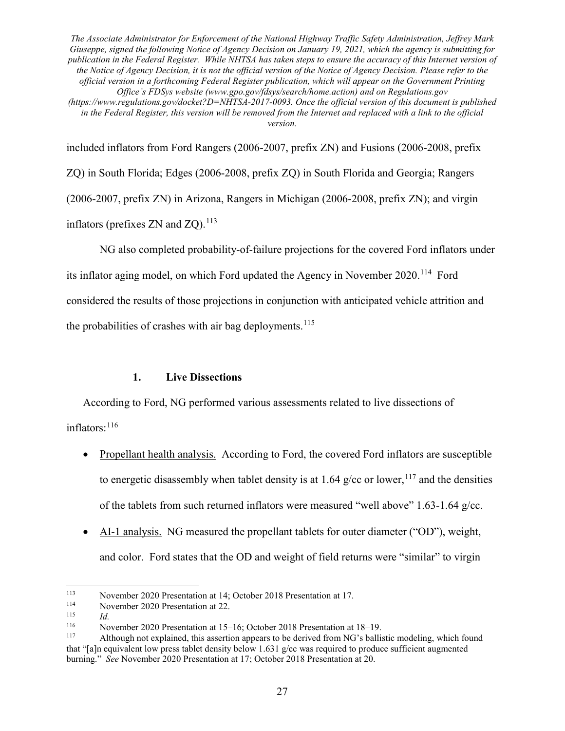included inflators from Ford Rangers (2006-2007, prefix ZN) and Fusions (2006-2008, prefix ZQ) in South Florida; Edges (2006-2008, prefix ZQ) in South Florida and Georgia; Rangers (2006-2007, prefix ZN) in Arizona, Rangers in Michigan (2006-2008, prefix ZN); and virgin inflators (prefixes ZN and ZQ).[113]

NG also completed probability-of-failure projections for the covered Ford inflators under its inflator aging model, on which Ford updated the Agency in November 2020.[114] Ford considered the results of those projections in conjunction with anticipated vehicle attrition and the probabilities of crashes with air bag deployments.[115]

### 1. Live Dissections

According to Ford, NG performed various assessments related to live dissections of inflators:[116]

- Propellant health analysis. According to Ford, the covered Ford inflators are susceptible to energetic disassembly when tablet density is at 1.64 g/cc or lower,[117] and the densities of the tablets from such returned inflators were measured "well above" 1.63-1.64 g/cc.
- AI-1 analysis. NG measured the propellant tablets for outer diameter ("OD"), weight, and color. Ford states that the OD and weight of field returns were "similar" to virgin

---

[113] November 2020 Presentation at 14; October 2018 Presentation at 17.

[114] November 2020 Presentation at 22.

[115] *Id.*

[116] November 2020 Presentation at 15–16; October 2018 Presentation at 18–19.

[117] Although not explained, this assertion appears to be derived from NG's ballistic modeling, which found that "[a]n equivalent low press tablet density below 1.631 g/cc was required to produce sufficient augmented burning." *See* November 2020 Presentation at 17; October 2018 Presentation at 20.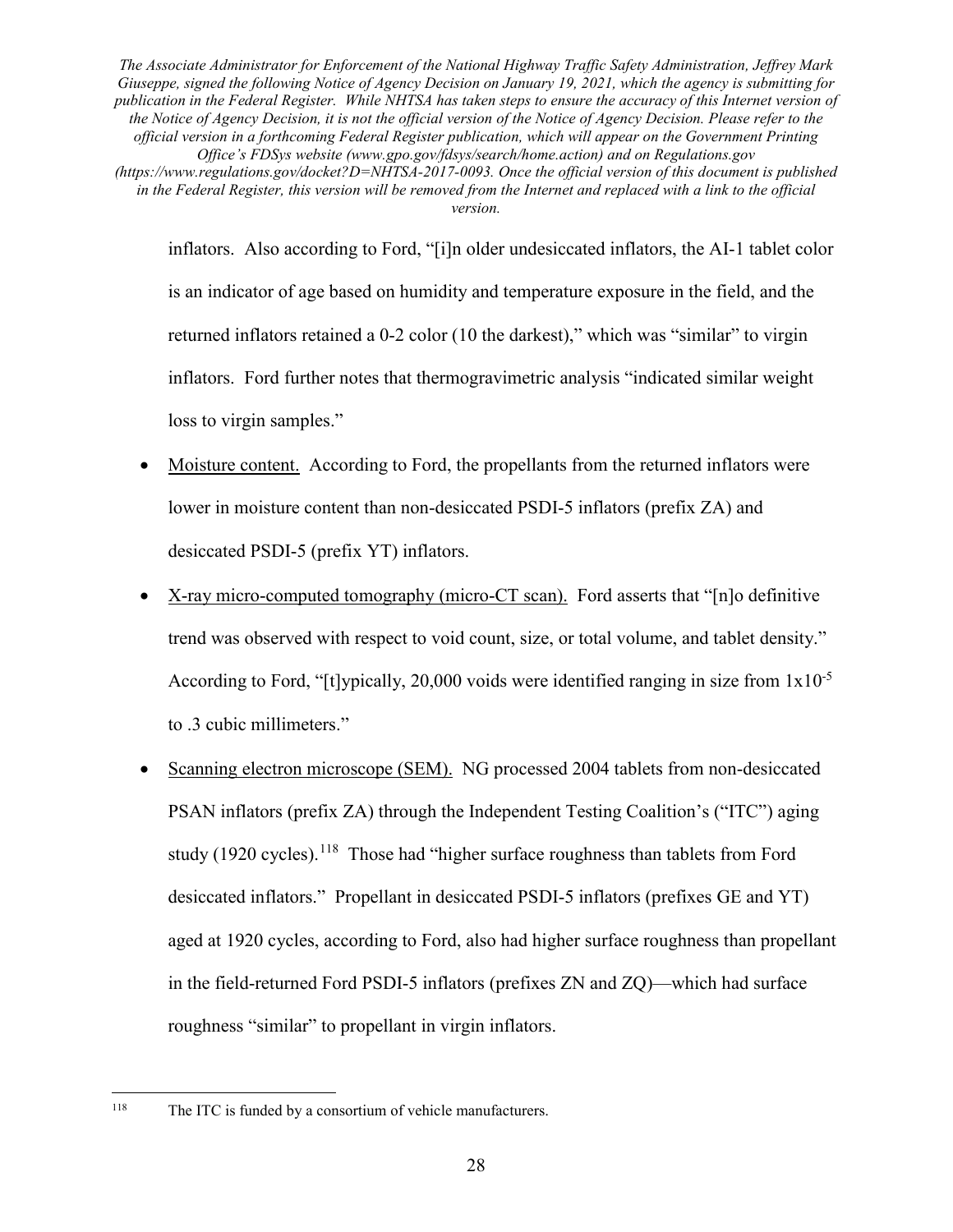inflators. Also according to Ford, "[i]n older undesiccated inflators, the AI-1 tablet color is an indicator of age based on humidity and temperature exposure in the field, and the returned inflators retained a 0-2 color (10 the darkest)," which was "similar" to virgin inflators. Ford further notes that thermogravimetric analysis "indicated similar weight loss to virgin samples."

- Moisture content. According to Ford, the propellants from the returned inflators were lower in moisture content than non-desiccated PSDI-5 inflators (prefix ZA) and desiccated PSDI-5 (prefix YT) inflators.
- X-ray micro-computed tomography (micro-CT scan). Ford asserts that "[n]o definitive trend was observed with respect to void count, size, or total volume, and tablet density." According to Ford, "[t]ypically, 20,000 voids were identified ranging in size from $1x10^{-5}$ to .3 cubic millimeters."
- Scanning electron microscope (SEM). NG processed 2004 tablets from non-desiccated PSAN inflators (prefix ZA) through the Independent Testing Coalition's ("ITC") aging study (1920 cycles).[118] Those had "higher surface roughness than tablets from Ford desiccated inflators." Propellant in desiccated PSDI-5 inflators (prefixes GE and YT) aged at 1920 cycles, according to Ford, also had higher surface roughness than propellant in the field-returned Ford PSDI-5 inflators (prefixes ZN and ZQ)—which had surface roughness "similar" to propellant in virgin inflators.

---

[118] The ITC is funded by a consortium of vehicle manufacturers.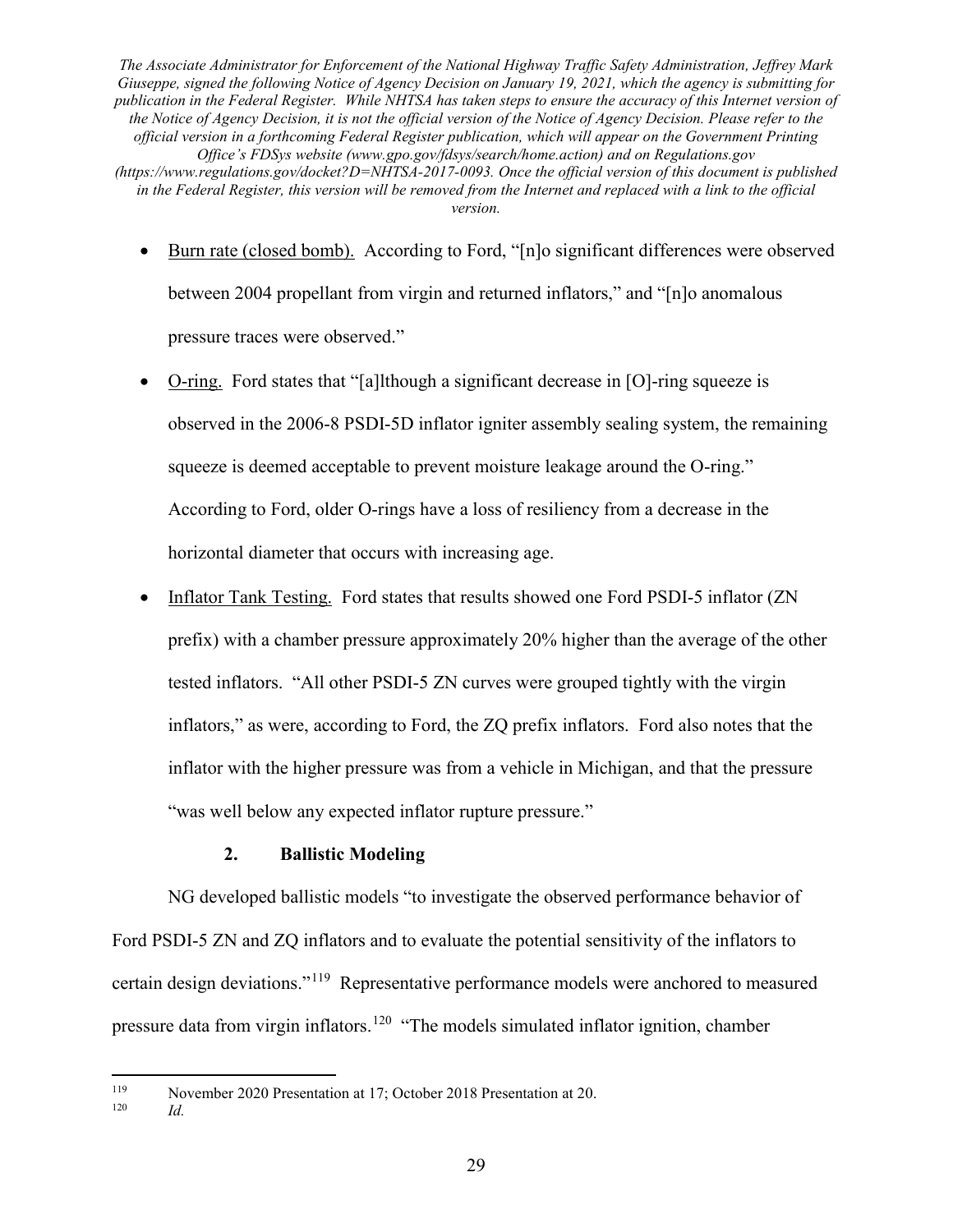- Burn rate (closed bomb). According to Ford, "[n]o significant differences were observed between 2004 propellant from virgin and returned inflators," and "[n]o anomalous pressure traces were observed."
- O-ring. Ford states that "[a]lthough a significant decrease in [O]-ring squeeze is observed in the 2006-8 PSDI-5D inflator igniter assembly sealing system, the remaining squeeze is deemed acceptable to prevent moisture leakage around the O-ring." According to Ford, older O-rings have a loss of resiliency from a decrease in the horizontal diameter that occurs with increasing age.
- Inflator Tank Testing. Ford states that results showed one Ford PSDI-5 inflator (ZN prefix) with a chamber pressure approximately 20% higher than the average of the other tested inflators. "All other PSDI-5 ZN curves were grouped tightly with the virgin inflators," as were, according to Ford, the ZQ prefix inflators. Ford also notes that the inflator with the higher pressure was from a vehicle in Michigan, and that the pressure "was well below any expected inflator rupture pressure."

### 2. Ballistic Modeling

NG developed ballistic models "to investigate the observed performance behavior of Ford PSDI-5 ZN and ZQ inflators and to evaluate the potential sensitivity of the inflators to certain design deviations."[119] Representative performance models were anchored to measured pressure data from virgin inflators.[120] "The models simulated inflator ignition, chamber

---

[119] November 2020 Presentation at 17; October 2018 Presentation at 20.

[120] *Id.*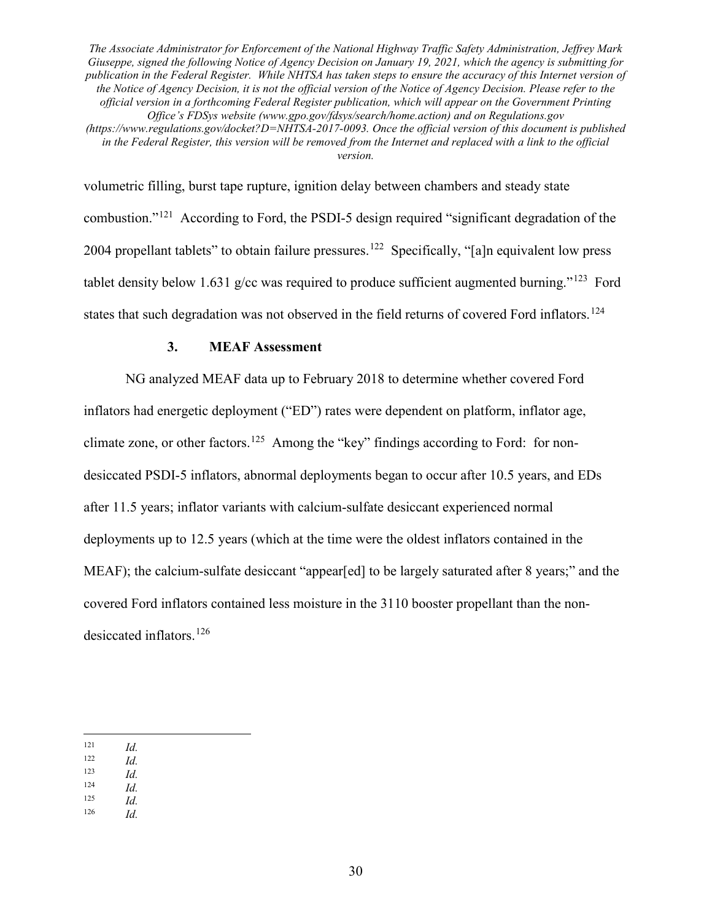volumetric filling, burst tape rupture, ignition delay between chambers and steady state combustion."[121] According to Ford, the PSDI-5 design required "significant degradation of the 2004 propellant tablets" to obtain failure pressures.[122] Specifically, "[a]n equivalent low press tablet density below 1.631 g/cc was required to produce sufficient augmented burning."[123] Ford states that such degradation was not observed in the field returns of covered Ford inflators.[124]

### 3. MEAF Assessment

NG analyzed MEAF data up to February 2018 to determine whether covered Ford inflators had energetic deployment ("ED") rates were dependent on platform, inflator age, climate zone, or other factors.[125] Among the "key" findings according to Ford: for non-desiccated PSDI-5 inflators, abnormal deployments began to occur after 10.5 years, and EDs after 11.5 years; inflator variants with calcium-sulfate desiccant experienced normal deployments up to 12.5 years (which at the time were the oldest inflators contained in the MEAF); the calcium-sulfate desiccant "appear[ed] to be largely saturated after 8 years;" and the covered Ford inflators contained less moisture in the 3110 booster propellant than the non-desiccated inflators.[126]

---

[121] *Id.*
[122] *Id.*
[123] *Id.*
[124] *Id.*
[125] *Id.*
[126] *Id.*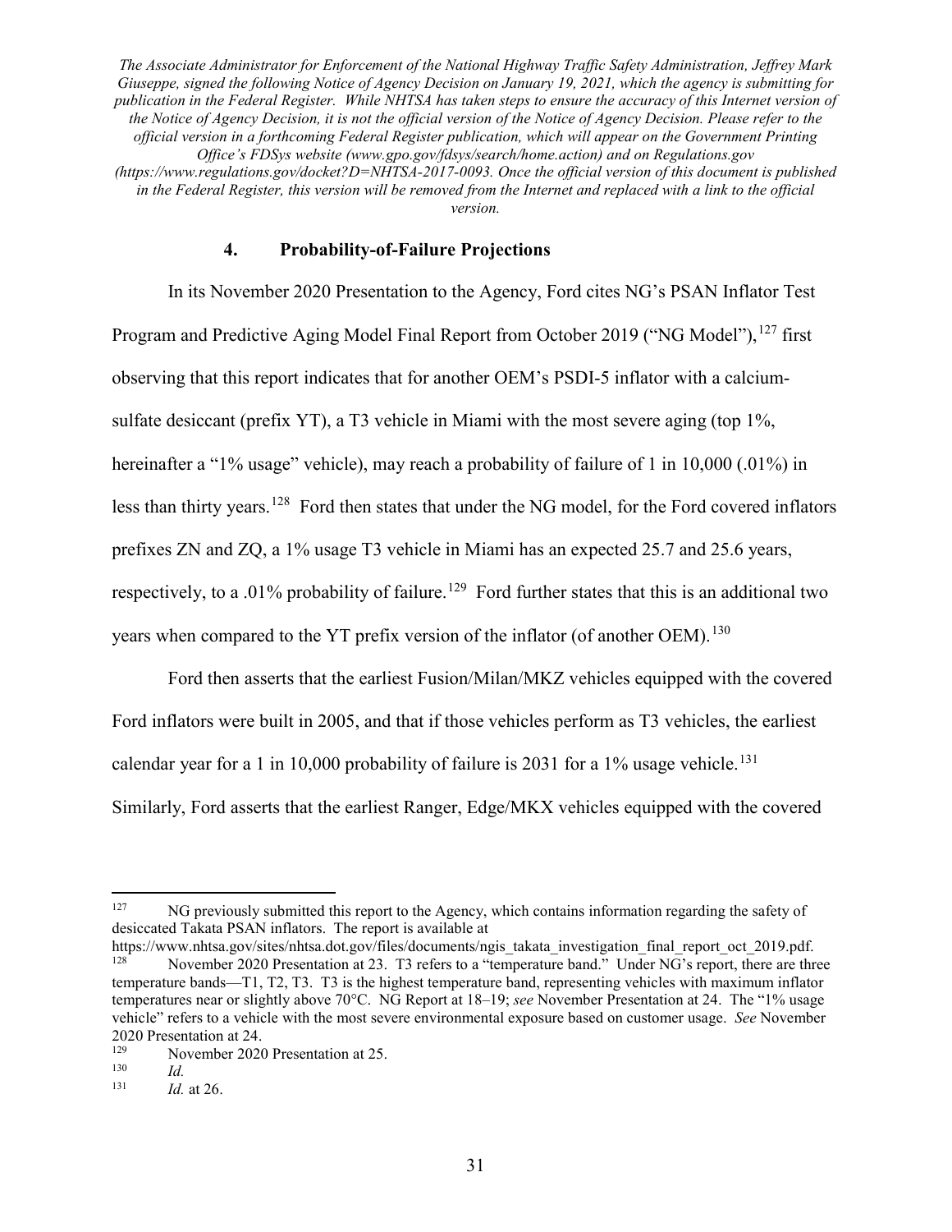*The Associate Administrator for Enforcement of the National Highway Traffic Safety Administration, Jeffrey Mark Giuseppe, signed the following Notice of Agency Decision on January 19, 2021, which the agency is submitting for publication in the Federal Register. While NHTSA has taken steps to ensure the accuracy of this Internet version of the Notice of Agency Decision, it is not the official version of the Notice of Agency Decision. Please refer to the official version in a forthcoming Federal Register publication, which will appear on the Government Printing Office's FDSys website (www.gpo.gov/fdsys/search/home.action) and on Regulations.gov (https://www.regulations.gov/docket?D=NHTSA-2017-0093. Once the official version of this document is published in the Federal Register, this version will be removed from the Internet and replaced with a link to the official version.*

### 4. Probability-of-Failure Projections

In its November 2020 Presentation to the Agency, Ford cites NG's PSAN Inflator Test Program and Predictive Aging Model Final Report from October 2019 ("NG Model"),[127] first observing that this report indicates that for another OEM's PSDI-5 inflator with a calcium-sulfate desiccant (prefix YT), a T3 vehicle in Miami with the most severe aging (top 1%, hereinafter a "1% usage" vehicle), may reach a probability of failure of 1 in 10,000 (.01%) in less than thirty years.[128] Ford then states that under the NG model, for the Ford covered inflators prefixes ZN and ZQ, a 1% usage T3 vehicle in Miami has an expected 25.7 and 25.6 years, respectively, to a .01% probability of failure.[129] Ford further states that this is an additional two years when compared to the YT prefix version of the inflator (of another OEM).[130]

Ford then asserts that the earliest Fusion/Milan/MKZ vehicles equipped with the covered Ford inflators were built in 2005, and that if those vehicles perform as T3 vehicles, the earliest calendar year for a 1 in 10,000 probability of failure is 2031 for a 1% usage vehicle.[131] Similarly, Ford asserts that the earliest Ranger, Edge/MKX vehicles equipped with the covered

---

[127] NG previously submitted this report to the Agency, which contains information regarding the safety of desiccated Takata PSAN inflators. The report is available at https://www.nhtsa.gov/sites/nhtsa.dot.gov/files/documents/ngis_takata_investigation_final_report_oct_2019.pdf.

[128] November 2020 Presentation at 23. T3 refers to a "temperature band." Under NG's report, there are three temperature bands—T1, T2, T3. T3 is the highest temperature band, representing vehicles with maximum inflator temperatures near or slightly above 70°C. NG Report at 18–19; *see* November Presentation at 24. The "1% usage vehicle" refers to a vehicle with the most severe environmental exposure based on customer usage. *See* November 2020 Presentation at 24.

[129] November 2020 Presentation at 25.

[130] *Id.*

[131] *Id.* at 26.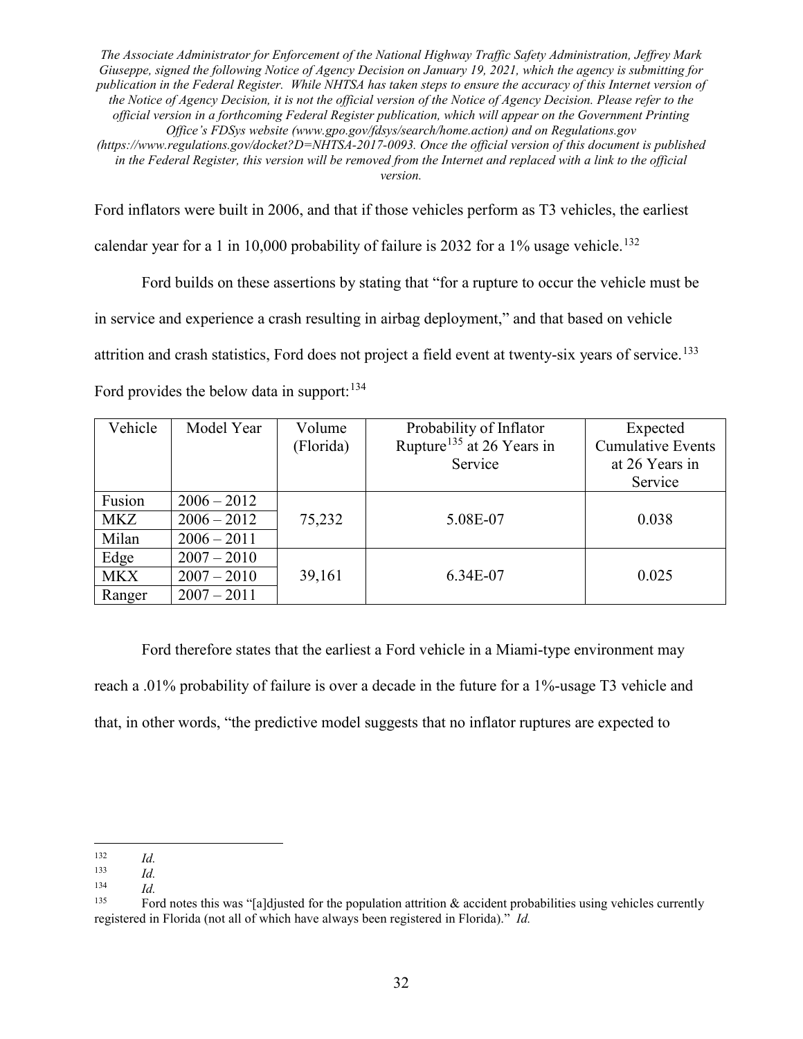Ford inflators were built in 2006, and that if those vehicles perform as T3 vehicles, the earliest calendar year for a 1 in 10,000 probability of failure is 2032 for a 1% usage vehicle.[132]

Ford builds on these assertions by stating that "for a rupture to occur the vehicle must be in service and experience a crash resulting in airbag deployment," and that based on vehicle attrition and crash statistics, Ford does not project a field event at twenty-six years of service.[133] Ford provides the below data in support:[134]

| Vehicle | Model Year | Volume (Florida) | Probability of Inflator Rupture[135] at 26 Years in Service | Expected Cumulative Events at 26 Years in Service |
|---|---|---|---|---|
| Fusion | 2006 – 2012 | 75,232 | 5.08E-07 | 0.038 |
| MKZ | 2006 – 2012 | | | |
| Milan | 2006 – 2011 | | | |
| Edge | 2007 – 2010 | 39,161 | 6.34E-07 | 0.025 |
| MKX | 2007 – 2010 | | | |
| Ranger | 2007 – 2011 | | | |

Ford therefore states that the earliest a Ford vehicle in a Miami-type environment may reach a .01% probability of failure is over a decade in the future for a 1%-usage T3 vehicle and that, in other words, "the predictive model suggests that no inflator ruptures are expected to

---

[132] *Id.*

[133] *Id.*

[134] *Id.*

[135] Ford notes this was "[a]djusted for the population attrition & accident probabilities using vehicles currently registered in Florida (not all of which have always been registered in Florida)." *Id.*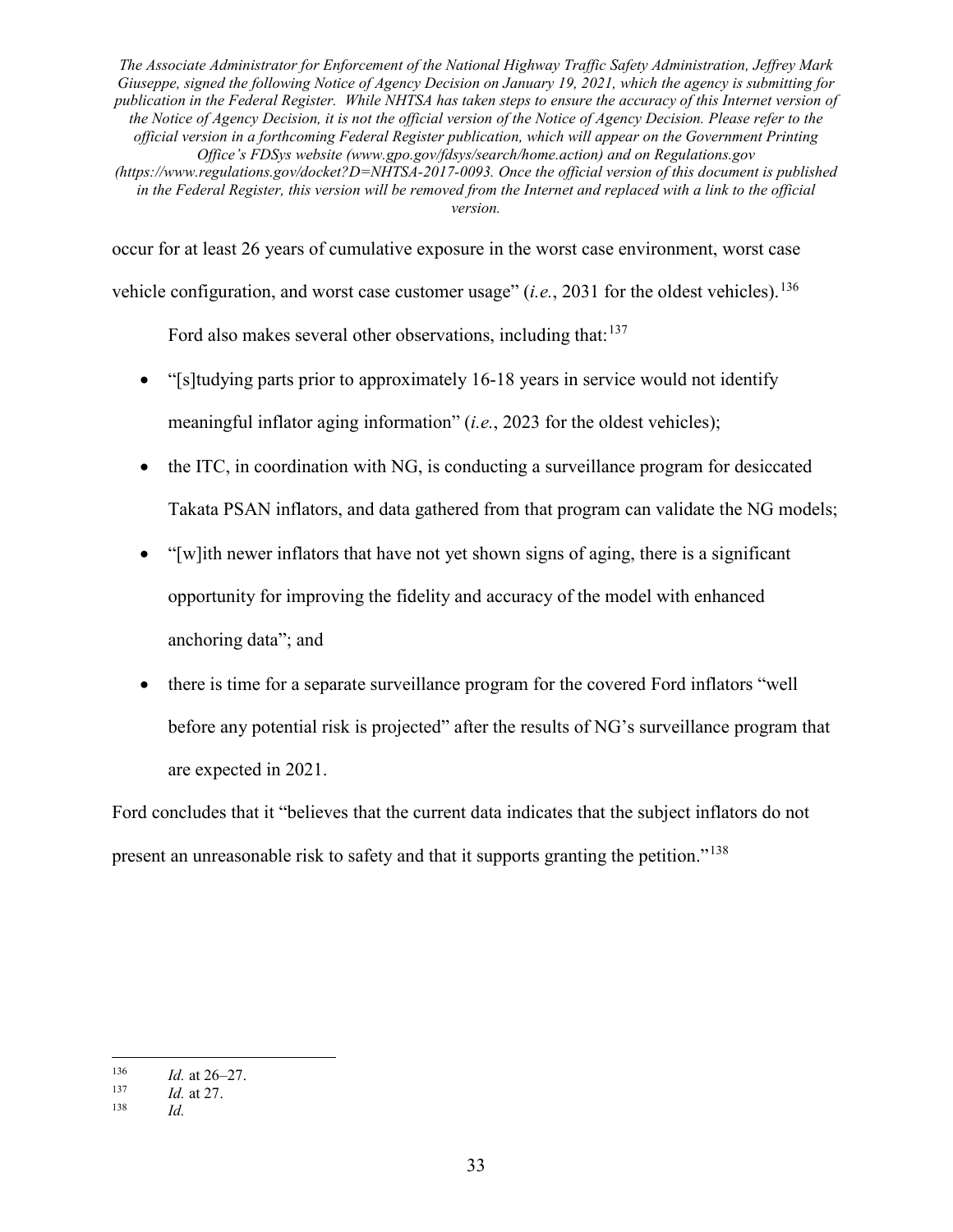occur for at least 26 years of cumulative exposure in the worst case environment, worst case vehicle configuration, and worst case customer usage" (*i.e.*, 2031 for the oldest vehicles).[136]

Ford also makes several other observations, including that:[137]

- "[s]tudying parts prior to approximately 16-18 years in service would not identify meaningful inflator aging information" (*i.e.*, 2023 for the oldest vehicles);
- the ITC, in coordination with NG, is conducting a surveillance program for desiccated Takata PSAN inflators, and data gathered from that program can validate the NG models;
- "[w]ith newer inflators that have not yet shown signs of aging, there is a significant opportunity for improving the fidelity and accuracy of the model with enhanced anchoring data"; and
- there is time for a separate surveillance program for the covered Ford inflators "well before any potential risk is projected" after the results of NG's surveillance program that are expected in 2021.

Ford concludes that it "believes that the current data indicates that the subject inflators do not present an unreasonable risk to safety and that it supports granting the petition."[138]

---

[136] *Id.* at 26–27.

[137] *Id.* at 27.

[138] *Id.*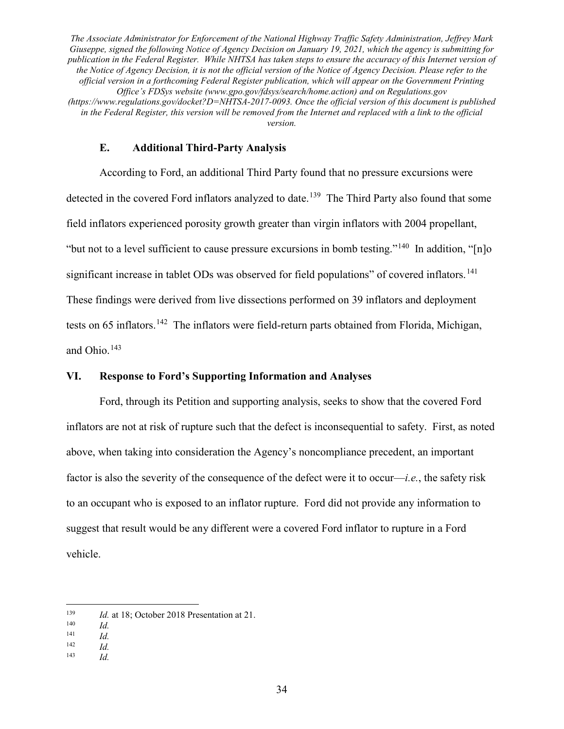*The Associate Administrator for Enforcement of the National Highway Traffic Safety Administration, Jeffrey Mark Giuseppe, signed the following Notice of Agency Decision on January 19, 2021, which the agency is submitting for publication in the Federal Register. While NHTSA has taken steps to ensure the accuracy of this Internet version of the Notice of Agency Decision, it is not the official version of the Notice of Agency Decision. Please refer to the official version in a forthcoming Federal Register publication, which will appear on the Government Printing Office's FDSys website (www.gpo.gov/fdsys/search/home.action) and on Regulations.gov (https://www.regulations.gov/docket?D=NHTSA-2017-0093. Once the official version of this document is published in the Federal Register, this version will be removed from the Internet and replaced with a link to the official version.*

### E. Additional Third-Party Analysis

According to Ford, an additional Third Party found that no pressure excursions were detected in the covered Ford inflators analyzed to date.[139] The Third Party also found that some field inflators experienced porosity growth greater than virgin inflators with 2004 propellant, "but not to a level sufficient to cause pressure excursions in bomb testing."[140] In addition, "[n]o significant increase in tablet ODs was observed for field populations" of covered inflators.[141] These findings were derived from live dissections performed on 39 inflators and deployment tests on 65 inflators.[142] The inflators were field-return parts obtained from Florida, Michigan, and Ohio.[143]

## VI. Response to Ford's Supporting Information and Analyses

Ford, through its Petition and supporting analysis, seeks to show that the covered Ford inflators are not at risk of rupture such that the defect is inconsequential to safety. First, as noted above, when taking into consideration the Agency's noncompliance precedent, an important factor is also the severity of the consequence of the defect were it to occur—*i.e.*, the safety risk to an occupant who is exposed to an inflator rupture. Ford did not provide any information to suggest that result would be any different were a covered Ford inflator to rupture in a Ford vehicle.

---

[139] *Id.* at 18; October 2018 Presentation at 21.

[140] *Id.*

[141] *Id.*

[142] *Id.*

[143] *Id.*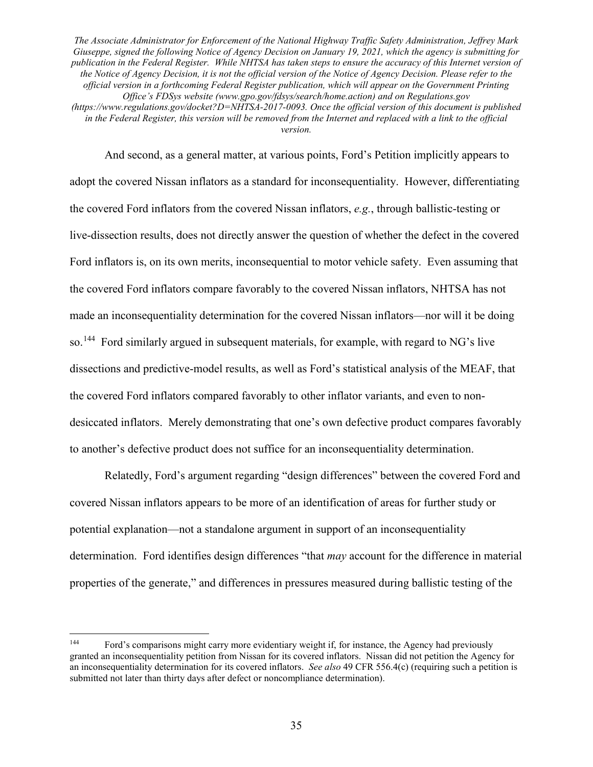And second, as a general matter, at various points, Ford's Petition implicitly appears to adopt the covered Nissan inflators as a standard for inconsequentiality. However, differentiating the covered Ford inflators from the covered Nissan inflators, *e.g.*, through ballistic-testing or live-dissection results, does not directly answer the question of whether the defect in the covered Ford inflators is, on its own merits, inconsequential to motor vehicle safety. Even assuming that the covered Ford inflators compare favorably to the covered Nissan inflators, NHTSA has not made an inconsequentiality determination for the covered Nissan inflators—nor will it be doing so.[144] Ford similarly argued in subsequent materials, for example, with regard to NG's live dissections and predictive-model results, as well as Ford's statistical analysis of the MEAF, that the covered Ford inflators compared favorably to other inflator variants, and even to non-desiccated inflators. Merely demonstrating that one's own defective product compares favorably to another's defective product does not suffice for an inconsequentiality determination.

Relatedly, Ford's argument regarding "design differences" between the covered Ford and covered Nissan inflators appears to be more of an identification of areas for further study or potential explanation—not a standalone argument in support of an inconsequentiality determination. Ford identifies design differences "that *may* account for the difference in material properties of the generate," and differences in pressures measured during ballistic testing of the

---

[144] Ford's comparisons might carry more evidentiary weight if, for instance, the Agency had previously granted an inconsequentiality petition from Nissan for its covered inflators. Nissan did not petition the Agency for an inconsequentiality determination for its covered inflators. *See also* 49 CFR 556.4(c) (requiring such a petition is submitted not later than thirty days after defect or noncompliance determination).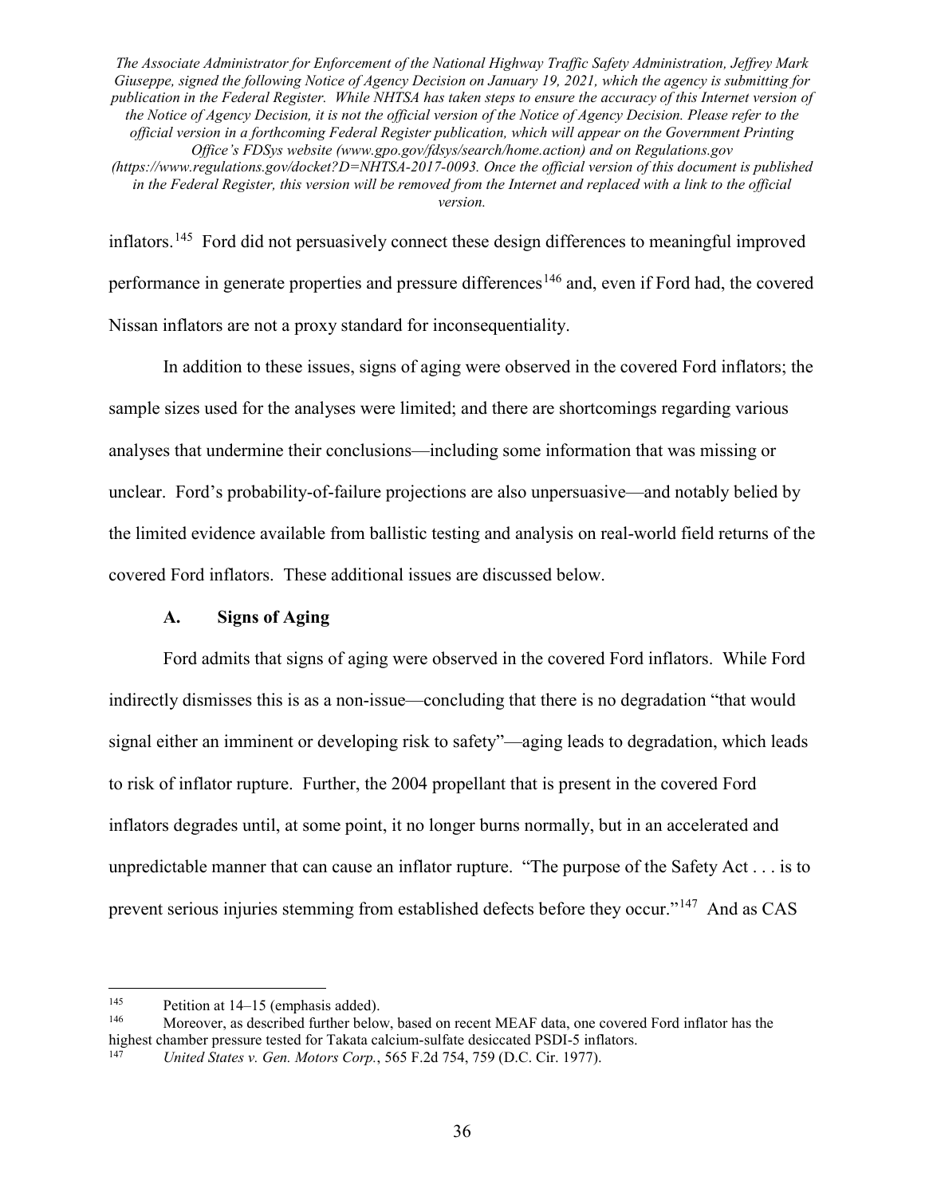inflators.[145] Ford did not persuasively connect these design differences to meaningful improved performance in generate properties and pressure differences[146] and, even if Ford had, the covered Nissan inflators are not a proxy standard for inconsequentiality.

In addition to these issues, signs of aging were observed in the covered Ford inflators; the sample sizes used for the analyses were limited; and there are shortcomings regarding various analyses that undermine their conclusions—including some information that was missing or unclear. Ford's probability-of-failure projections are also unpersuasive—and notably belied by the limited evidence available from ballistic testing and analysis on real-world field returns of the covered Ford inflators. These additional issues are discussed below.

### A. Signs of Aging

Ford admits that signs of aging were observed in the covered Ford inflators. While Ford indirectly dismisses this is as a non-issue—concluding that there is no degradation "that would signal either an imminent or developing risk to safety"—aging leads to degradation, which leads to risk of inflator rupture. Further, the 2004 propellant that is present in the covered Ford inflators degrades until, at some point, it no longer burns normally, but in an accelerated and unpredictable manner that can cause an inflator rupture. "The purpose of the Safety Act . . . is to prevent serious injuries stemming from established defects before they occur."[147] And as CAS

---

[145] Petition at 14–15 (emphasis added).

[146] Moreover, as described further below, based on recent MEAF data, one covered Ford inflator has the highest chamber pressure tested for Takata calcium-sulfate desiccated PSDI-5 inflators.

[147] *United States v. Gen. Motors Corp.*, 565 F.2d 754, 759 (D.C. Cir. 1977).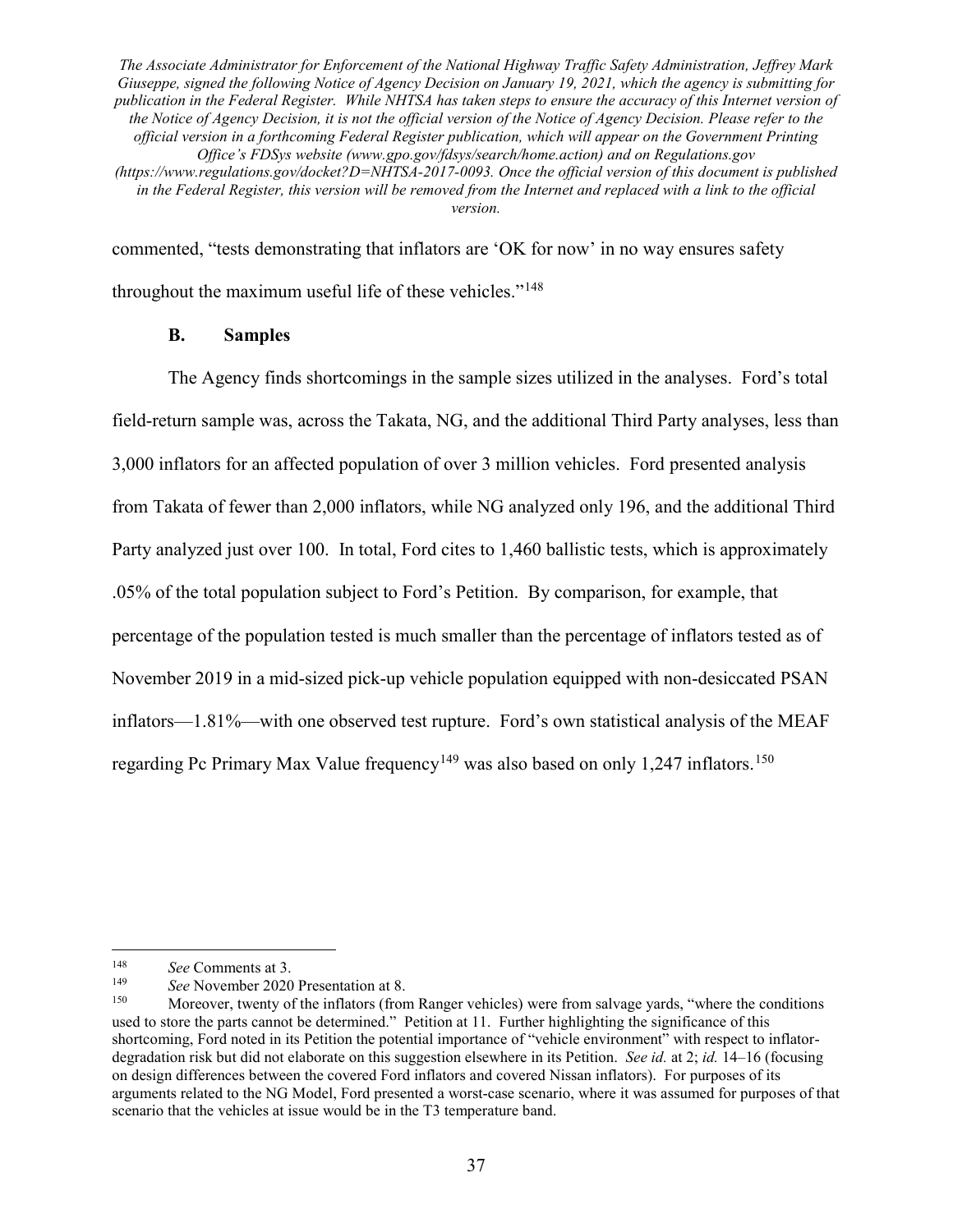commented, "tests demonstrating that inflators are 'OK for now' in no way ensures safety throughout the maximum useful life of these vehicles."[148]

### B. Samples

The Agency finds shortcomings in the sample sizes utilized in the analyses. Ford's total field-return sample was, across the Takata, NG, and the additional Third Party analyses, less than 3,000 inflators for an affected population of over 3 million vehicles. Ford presented analysis from Takata of fewer than 2,000 inflators, while NG analyzed only 196, and the additional Third Party analyzed just over 100. In total, Ford cites to 1,460 ballistic tests, which is approximately .05% of the total population subject to Ford's Petition. By comparison, for example, that percentage of the population tested is much smaller than the percentage of inflators tested as of November 2019 in a mid-sized pick-up vehicle population equipped with non-desiccated PSAN inflators—1.81%—with one observed test rupture. Ford's own statistical analysis of the MEAF regarding Pc Primary Max Value frequency[149] was also based on only 1,247 inflators.[150]

---

[148] *See* Comments at 3.

[149] *See* November 2020 Presentation at 8.

[150] Moreover, twenty of the inflators (from Ranger vehicles) were from salvage yards, "where the conditions used to store the parts cannot be determined." Petition at 11. Further highlighting the significance of this shortcoming, Ford noted in its Petition the potential importance of "vehicle environment" with respect to inflator-degradation risk but did not elaborate on this suggestion elsewhere in its Petition. *See id.* at 2; *id.* 14–16 (focusing on design differences between the covered Ford inflators and covered Nissan inflators). For purposes of its arguments related to the NG Model, Ford presented a worst-case scenario, where it was assumed for purposes of that scenario that the vehicles at issue would be in the T3 temperature band.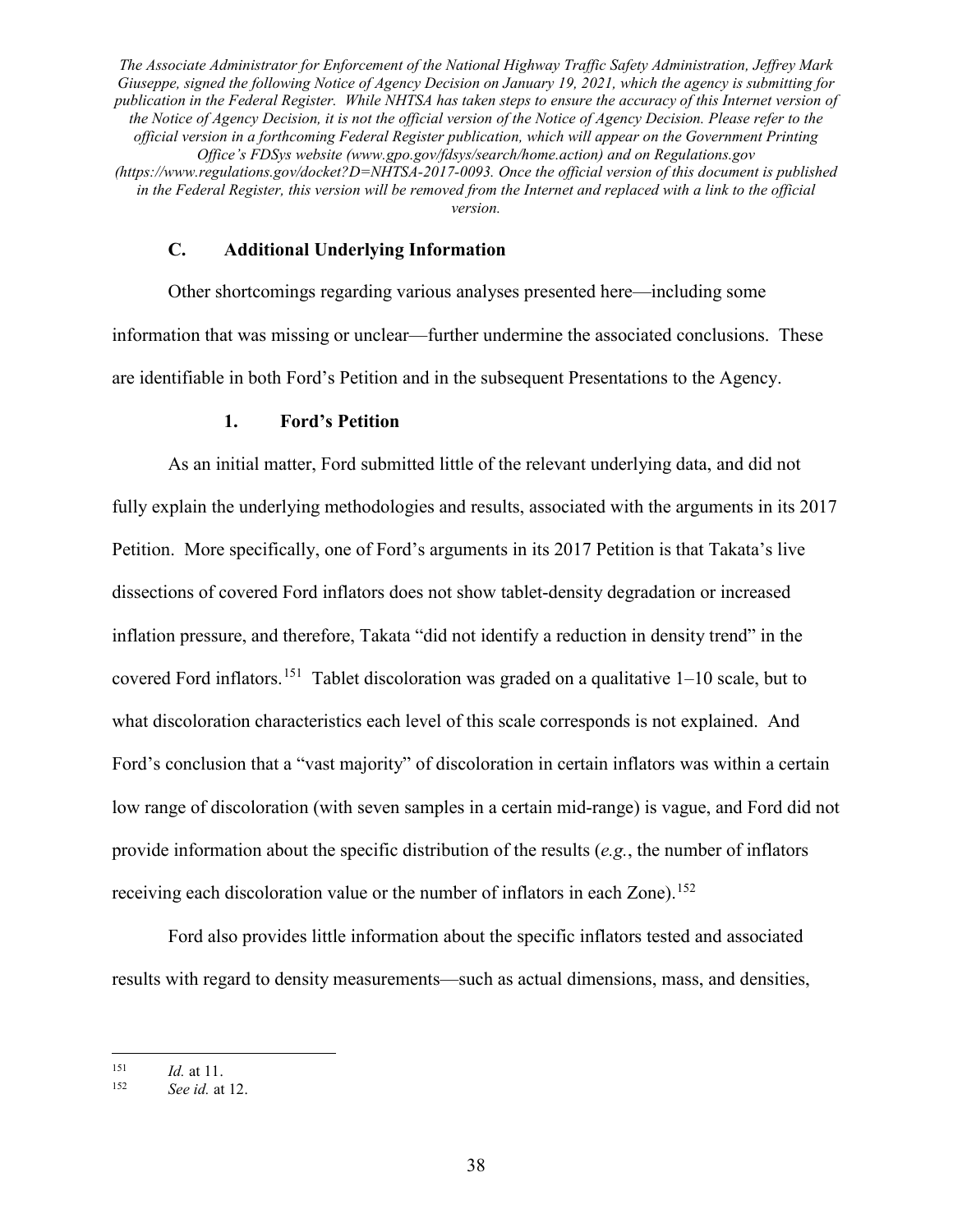*The Associate Administrator for Enforcement of the National Highway Traffic Safety Administration, Jeffrey Mark Giuseppe, signed the following Notice of Agency Decision on January 19, 2021, which the agency is submitting for publication in the Federal Register. While NHTSA has taken steps to ensure the accuracy of this Internet version of the Notice of Agency Decision, it is not the official version of the Notice of Agency Decision. Please refer to the official version in a forthcoming Federal Register publication, which will appear on the Government Printing Office's FDSys website (www.gpo.gov/fdsys/search/home.action) and on Regulations.gov (https://www.regulations.gov/docket?D=NHTSA-2017-0093. Once the official version of this document is published in the Federal Register, this version will be removed from the Internet and replaced with a link to the official version.*

### C. Additional Underlying Information

Other shortcomings regarding various analyses presented here—including some information that was missing or unclear—further undermine the associated conclusions. These are identifiable in both Ford's Petition and in the subsequent Presentations to the Agency.

#### 1. Ford's Petition

As an initial matter, Ford submitted little of the relevant underlying data, and did not fully explain the underlying methodologies and results, associated with the arguments in its 2017 Petition. More specifically, one of Ford's arguments in its 2017 Petition is that Takata's live dissections of covered Ford inflators does not show tablet-density degradation or increased inflation pressure, and therefore, Takata "did not identify a reduction in density trend" in the covered Ford inflators.[151] Tablet discoloration was graded on a qualitative 1–10 scale, but to what discoloration characteristics each level of this scale corresponds is not explained. And Ford's conclusion that a "vast majority" of discoloration in certain inflators was within a certain low range of discoloration (with seven samples in a certain mid-range) is vague, and Ford did not provide information about the specific distribution of the results (*e.g.*, the number of inflators receiving each discoloration value or the number of inflators in each Zone).[152]

Ford also provides little information about the specific inflators tested and associated results with regard to density measurements—such as actual dimensions, mass, and densities,

---

[151] *Id.* at 11.

[152] *See id.* at 12.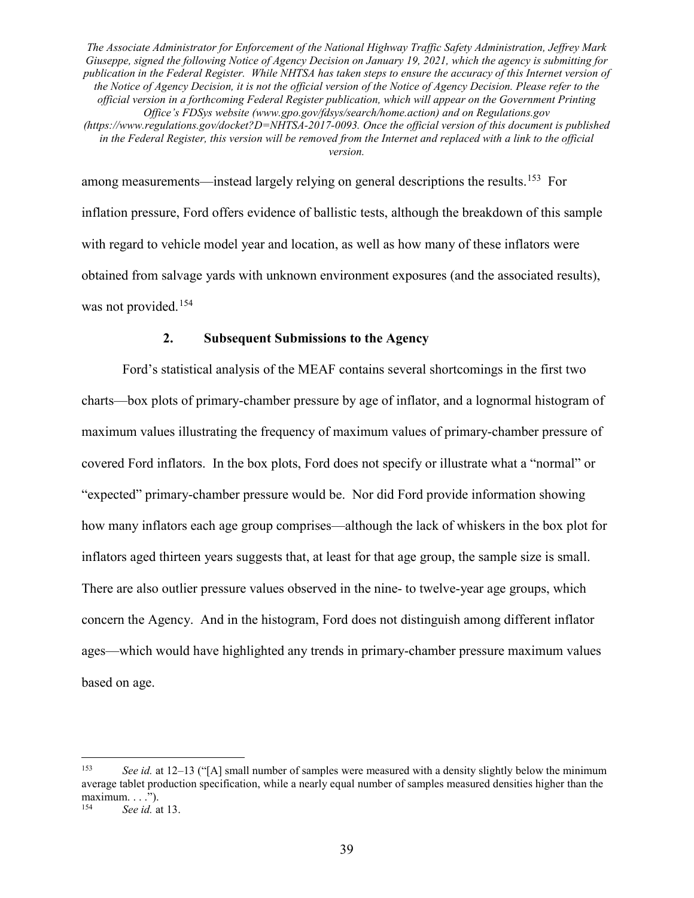among measurements—instead largely relying on general descriptions the results.[153] For inflation pressure, Ford offers evidence of ballistic tests, although the breakdown of this sample with regard to vehicle model year and location, as well as how many of these inflators were obtained from salvage yards with unknown environment exposures (and the associated results), was not provided.[154]

### 2. Subsequent Submissions to the Agency

Ford's statistical analysis of the MEAF contains several shortcomings in the first two charts—box plots of primary-chamber pressure by age of inflator, and a lognormal histogram of maximum values illustrating the frequency of maximum values of primary-chamber pressure of covered Ford inflators. In the box plots, Ford does not specify or illustrate what a "normal" or "expected" primary-chamber pressure would be. Nor did Ford provide information showing how many inflators each age group comprises—although the lack of whiskers in the box plot for inflators aged thirteen years suggests that, at least for that age group, the sample size is small. There are also outlier pressure values observed in the nine- to twelve-year age groups, which concern the Agency. And in the histogram, Ford does not distinguish among different inflator ages—which would have highlighted any trends in primary-chamber pressure maximum values based on age.

---

[153] *See id.* at 12–13 ("[A] small number of samples were measured with a density slightly below the minimum average tablet production specification, while a nearly equal number of samples measured densities higher than the maximum. . . .").

[154] *See id.* at 13.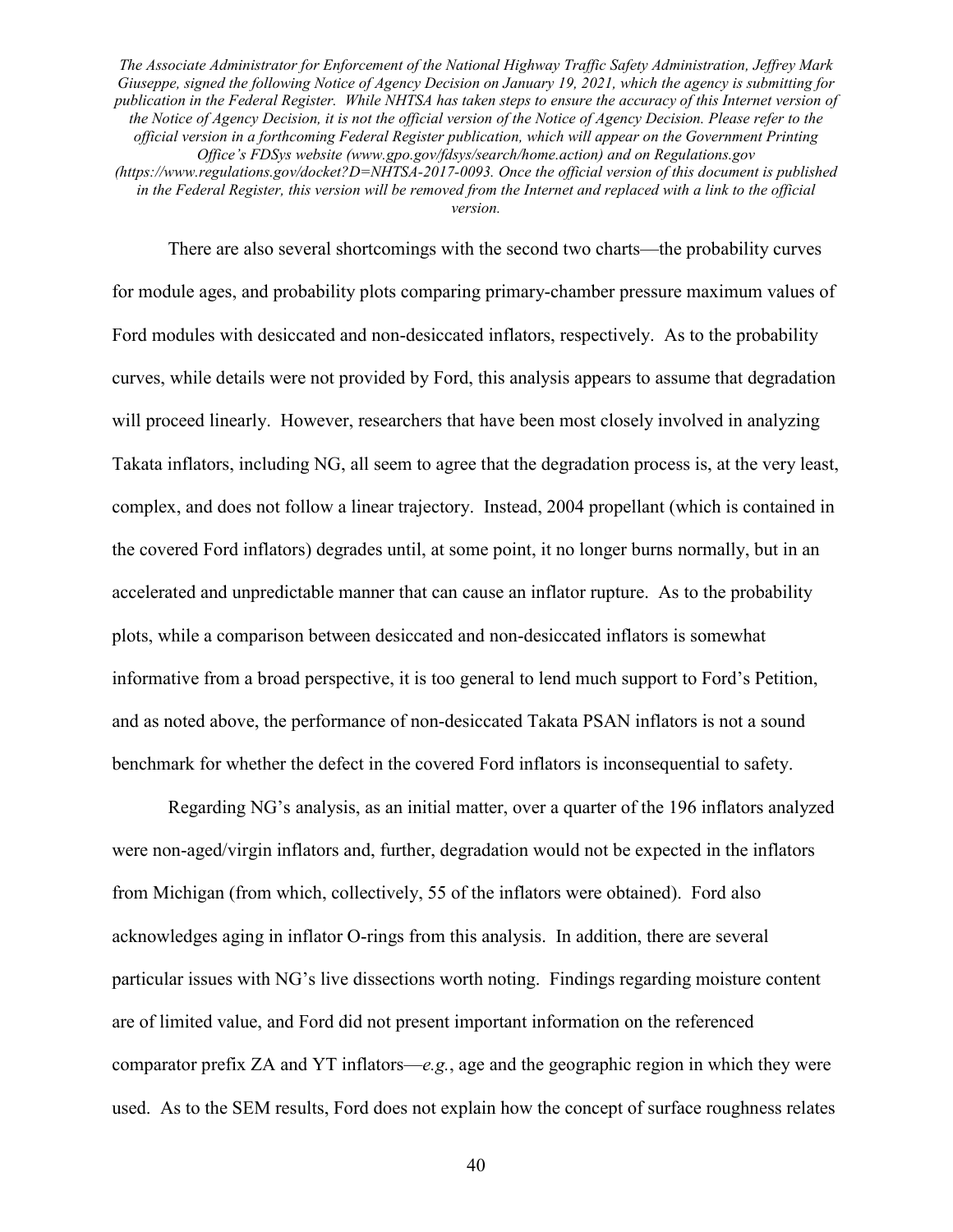There are also several shortcomings with the second two charts—the probability curves for module ages, and probability plots comparing primary-chamber pressure maximum values of Ford modules with desiccated and non-desiccated inflators, respectively. As to the probability curves, while details were not provided by Ford, this analysis appears to assume that degradation will proceed linearly. However, researchers that have been most closely involved in analyzing Takata inflators, including NG, all seem to agree that the degradation process is, at the very least, complex, and does not follow a linear trajectory. Instead, 2004 propellant (which is contained in the covered Ford inflators) degrades until, at some point, it no longer burns normally, but in an accelerated and unpredictable manner that can cause an inflator rupture. As to the probability plots, while a comparison between desiccated and non-desiccated inflators is somewhat informative from a broad perspective, it is too general to lend much support to Ford's Petition, and as noted above, the performance of non-desiccated Takata PSAN inflators is not a sound benchmark for whether the defect in the covered Ford inflators is inconsequential to safety.

Regarding NG's analysis, as an initial matter, over a quarter of the 196 inflators analyzed were non-aged/virgin inflators and, further, degradation would not be expected in the inflators from Michigan (from which, collectively, 55 of the inflators were obtained). Ford also acknowledges aging in inflator O-rings from this analysis. In addition, there are several particular issues with NG's live dissections worth noting. Findings regarding moisture content are of limited value, and Ford did not present important information on the referenced comparator prefix ZA and YT inflators—*e.g.*, age and the geographic region in which they were used. As to the SEM results, Ford does not explain how the concept of surface roughness relates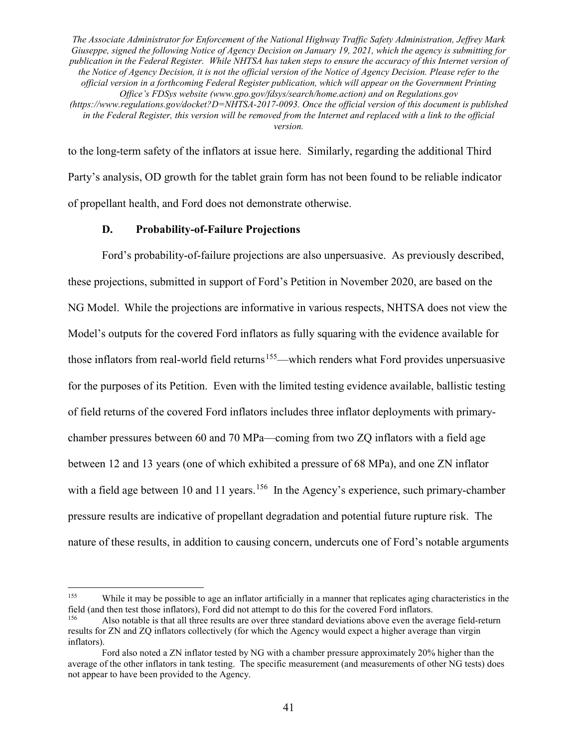to the long-term safety of the inflators at issue here. Similarly, regarding the additional Third Party's analysis, OD growth for the tablet grain form has not been found to be reliable indicator of propellant health, and Ford does not demonstrate otherwise.

### D. Probability-of-Failure Projections

Ford's probability-of-failure projections are also unpersuasive. As previously described, these projections, submitted in support of Ford's Petition in November 2020, are based on the NG Model. While the projections are informative in various respects, NHTSA does not view the Model's outputs for the covered Ford inflators as fully squaring with the evidence available for those inflators from real-world field returns[155]—which renders what Ford provides unpersuasive for the purposes of its Petition. Even with the limited testing evidence available, ballistic testing of field returns of the covered Ford inflators includes three inflator deployments with primary-chamber pressures between 60 and 70 MPa—coming from two ZQ inflators with a field age between 12 and 13 years (one of which exhibited a pressure of 68 MPa), and one ZN inflator with a field age between 10 and 11 years.[156] In the Agency's experience, such primary-chamber pressure results are indicative of propellant degradation and potential future rupture risk. The nature of these results, in addition to causing concern, undercuts one of Ford's notable arguments

---

[155] While it may be possible to age an inflator artificially in a manner that replicates aging characteristics in the field (and then test those inflators), Ford did not attempt to do this for the covered Ford inflators.

[156] Also notable is that all three results are over three standard deviations above even the average field-return results for ZN and ZQ inflators collectively (for which the Agency would expect a higher average than virgin inflators).

Ford also noted a ZN inflator tested by NG with a chamber pressure approximately 20% higher than the average of the other inflators in tank testing. The specific measurement (and measurements of other NG tests) does not appear to have been provided to the Agency.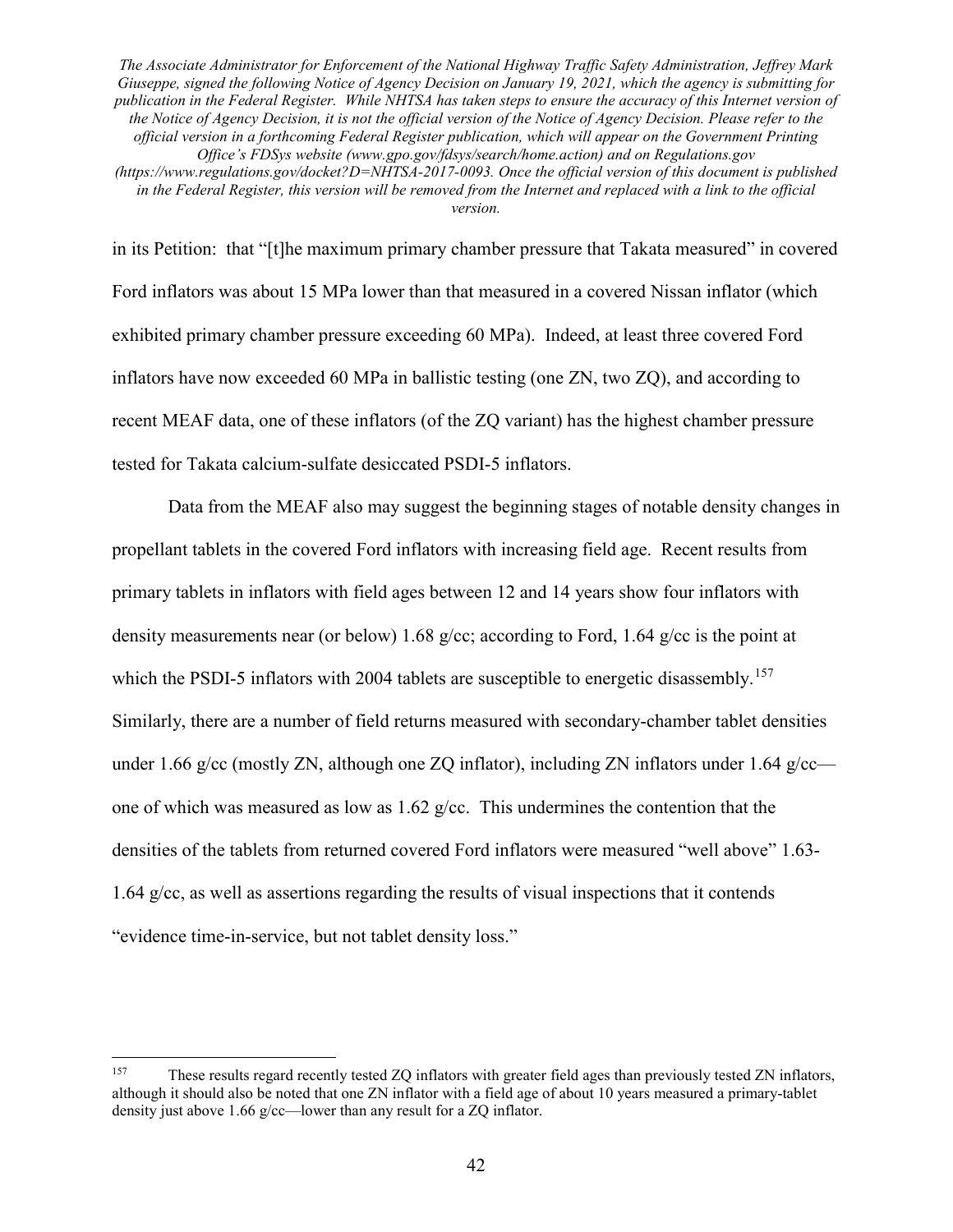in its Petition: that "[t]he maximum primary chamber pressure that Takata measured" in covered Ford inflators was about 15 MPa lower than that measured in a covered Nissan inflator (which exhibited primary chamber pressure exceeding 60 MPa). Indeed, at least three covered Ford inflators have now exceeded 60 MPa in ballistic testing (one ZN, two ZQ), and according to recent MEAF data, one of these inflators (of the ZQ variant) has the highest chamber pressure tested for Takata calcium-sulfate desiccated PSDI-5 inflators.

Data from the MEAF also may suggest the beginning stages of notable density changes in propellant tablets in the covered Ford inflators with increasing field age. Recent results from primary tablets in inflators with field ages between 12 and 14 years show four inflators with density measurements near (or below) 1.68 g/cc; according to Ford, 1.64 g/cc is the point at which the PSDI-5 inflators with 2004 tablets are susceptible to energetic disassembly.[157] Similarly, there are a number of field returns measured with secondary-chamber tablet densities under 1.66 g/cc (mostly ZN, although one ZQ inflator), including ZN inflators under 1.64 g/cc—one of which was measured as low as 1.62 g/cc. This undermines the contention that the densities of the tablets from returned covered Ford inflators were measured "well above" 1.63-1.64 g/cc, as well as assertions regarding the results of visual inspections that it contends "evidence time-in-service, but not tablet density loss."

---

[157] These results regard recently tested ZQ inflators with greater field ages than previously tested ZN inflators, although it should also be noted that one ZN inflator with a field age of about 10 years measured a primary-tablet density just above 1.66 g/cc—lower than any result for a ZQ inflator.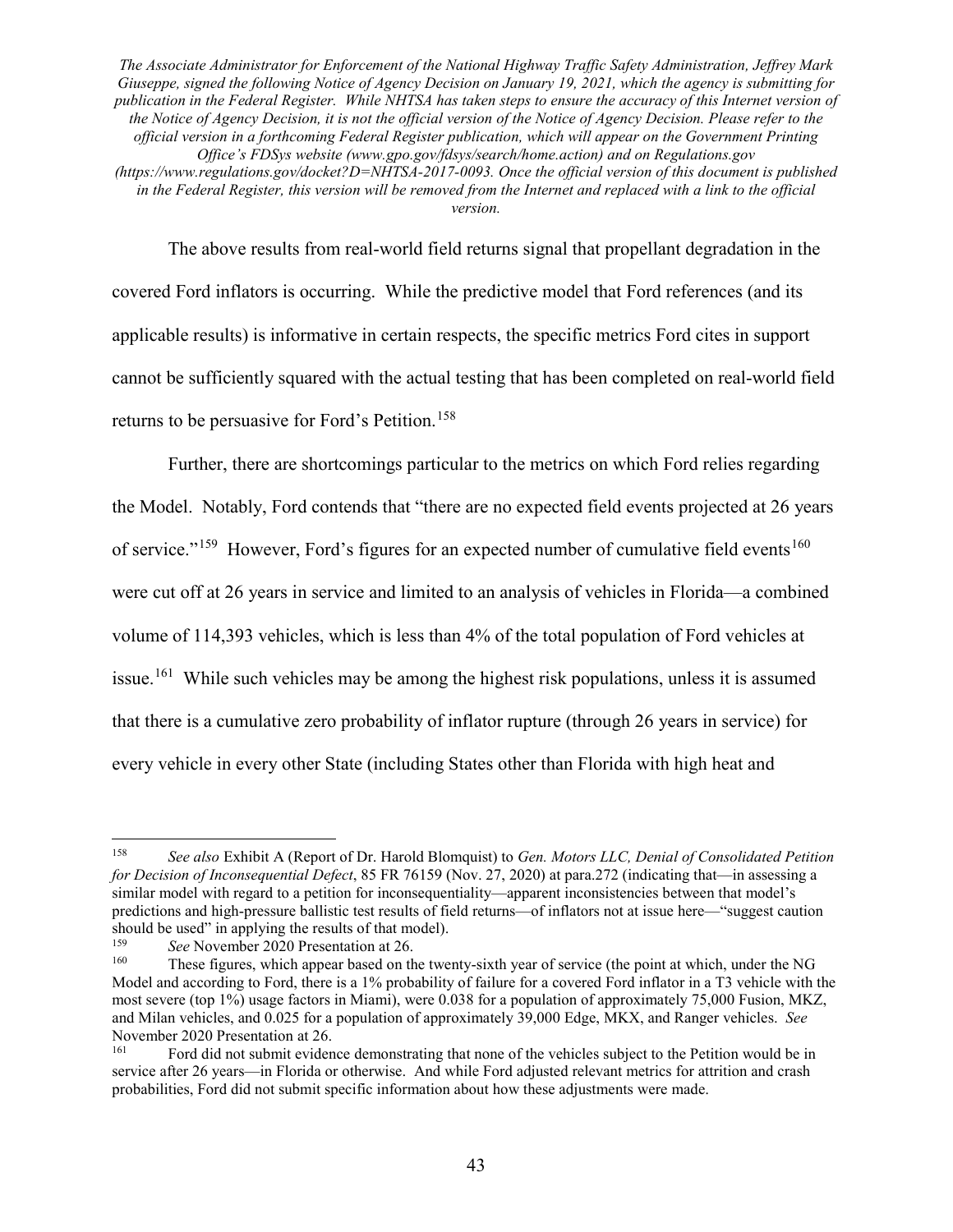The above results from real-world field returns signal that propellant degradation in the covered Ford inflators is occurring. While the predictive model that Ford references (and its applicable results) is informative in certain respects, the specific metrics Ford cites in support cannot be sufficiently squared with the actual testing that has been completed on real-world field returns to be persuasive for Ford's Petition.[158]

Further, there are shortcomings particular to the metrics on which Ford relies regarding the Model. Notably, Ford contends that "there are no expected field events projected at 26 years of service."[159] However, Ford's figures for an expected number of cumulative field events[160] were cut off at 26 years in service and limited to an analysis of vehicles in Florida—a combined volume of 114,393 vehicles, which is less than 4% of the total population of Ford vehicles at issue.[161] While such vehicles may be among the highest risk populations, unless it is assumed that there is a cumulative zero probability of inflator rupture (through 26 years in service) for every vehicle in every other State (including States other than Florida with high heat and

---

[158] *See also* Exhibit A (Report of Dr. Harold Blomquist) to *Gen. Motors LLC, Denial of Consolidated Petition for Decision of Inconsequential Defect*, 85 FR 76159 (Nov. 27, 2020) at para.272 (indicating that—in assessing a similar model with regard to a petition for inconsequentiality—apparent inconsistencies between that model's predictions and high-pressure ballistic test results of field returns—of inflators not at issue here—"suggest caution should be used" in applying the results of that model).

[159] *See* November 2020 Presentation at 26.

[160] These figures, which appear based on the twenty-sixth year of service (the point at which, under the NG Model and according to Ford, there is a 1% probability of failure for a covered Ford inflator in a T3 vehicle with the most severe (top 1%) usage factors in Miami), were 0.038 for a population of approximately 75,000 Fusion, MKZ, and Milan vehicles, and 0.025 for a population of approximately 39,000 Edge, MKX, and Ranger vehicles. *See* November 2020 Presentation at 26.

[161] Ford did not submit evidence demonstrating that none of the vehicles subject to the Petition would be in service after 26 years—in Florida or otherwise. And while Ford adjusted relevant metrics for attrition and crash probabilities, Ford did not submit specific information about how these adjustments were made.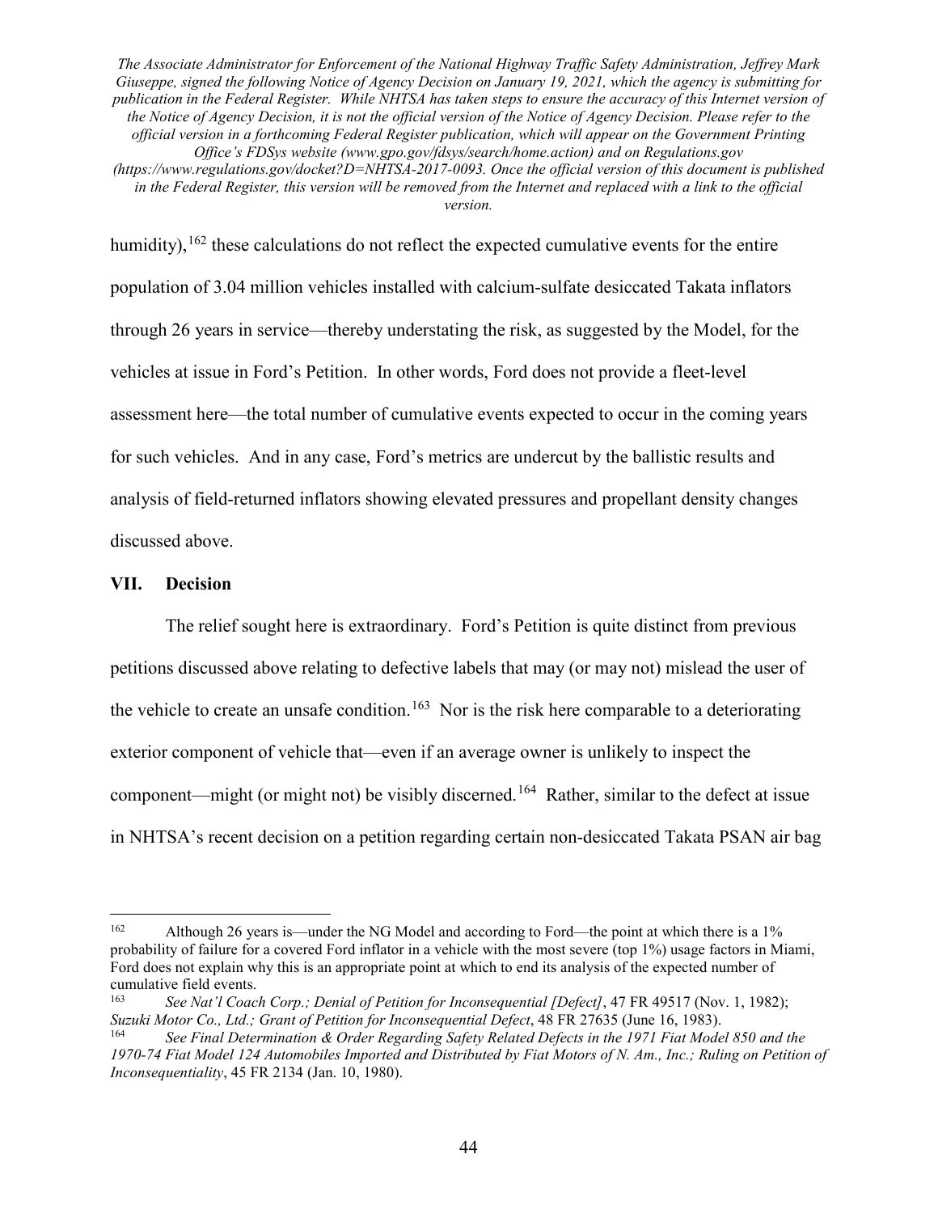humidity),[162] these calculations do not reflect the expected cumulative events for the entire population of 3.04 million vehicles installed with calcium-sulfate desiccated Takata inflators through 26 years in service—thereby understating the risk, as suggested by the Model, for the vehicles at issue in Ford's Petition. In other words, Ford does not provide a fleet-level assessment here—the total number of cumulative events expected to occur in the coming years for such vehicles. And in any case, Ford's metrics are undercut by the ballistic results and analysis of field-returned inflators showing elevated pressures and propellant density changes discussed above.

## VII. Decision

The relief sought here is extraordinary. Ford's Petition is quite distinct from previous petitions discussed above relating to defective labels that may (or may not) mislead the user of the vehicle to create an unsafe condition.[163] Nor is the risk here comparable to a deteriorating exterior component of vehicle that—even if an average owner is unlikely to inspect the component—might (or might not) be visibly discerned.[164] Rather, similar to the defect at issue in NHTSA's recent decision on a petition regarding certain non-desiccated Takata PSAN air bag

---

[162] Although 26 years is—under the NG Model and according to Ford—the point at which there is a 1% probability of failure for a covered Ford inflator in a vehicle with the most severe (top 1%) usage factors in Miami, Ford does not explain why this is an appropriate point at which to end its analysis of the expected number of cumulative field events.

[163] *See Nat'l Coach Corp.; Denial of Petition for Inconsequential [Defect]*, 47 FR 49517 (Nov. 1, 1982); *Suzuki Motor Co., Ltd.; Grant of Petition for Inconsequential Defect*, 48 FR 27635 (June 16, 1983).

[164] *See Final Determination & Order Regarding Safety Related Defects in the 1971 Fiat Model 850 and the 1970-74 Fiat Model 124 Automobiles Imported and Distributed by Fiat Motors of N. Am., Inc.; Ruling on Petition of Inconsequentiality*, 45 FR 2134 (Jan. 10, 1980).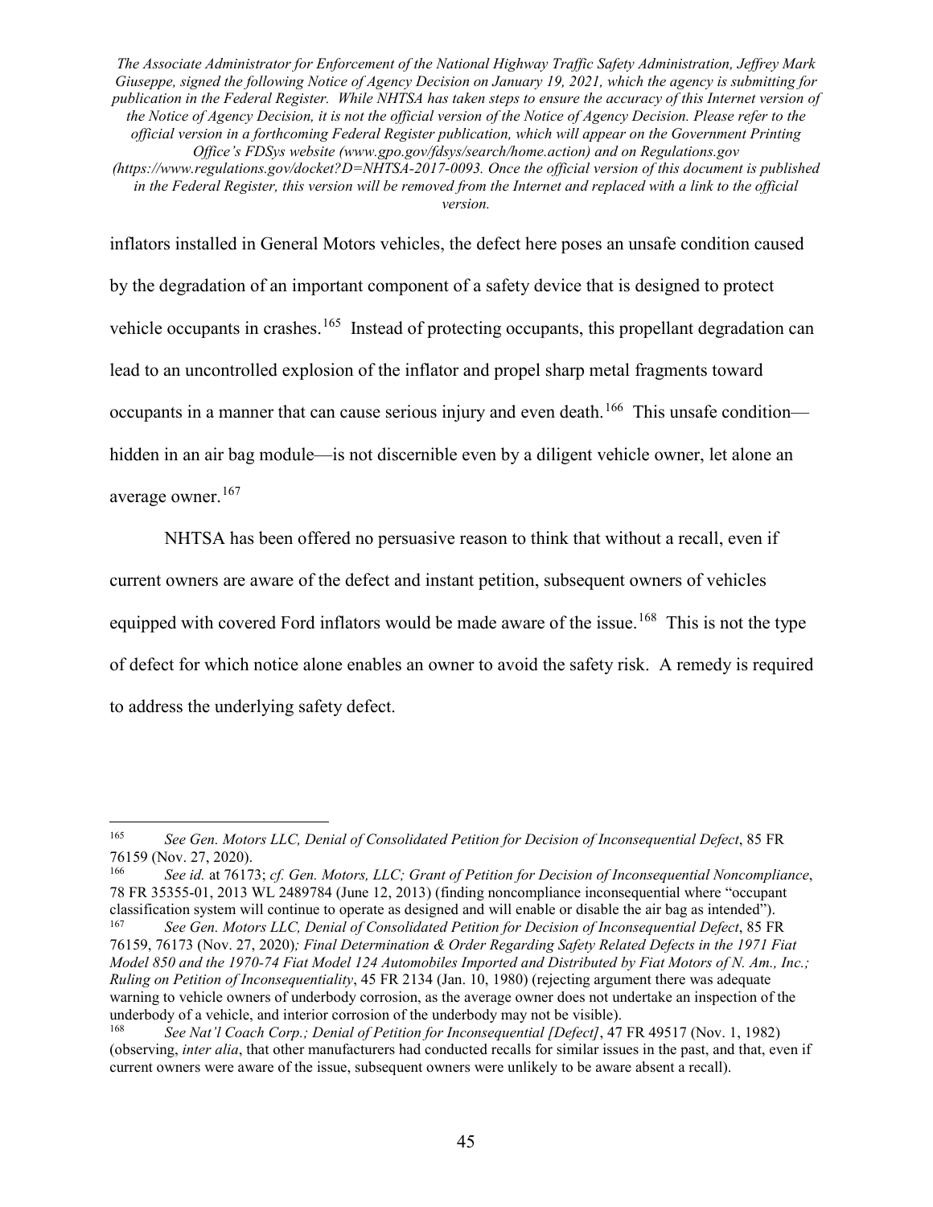inflators installed in General Motors vehicles, the defect here poses an unsafe condition caused by the degradation of an important component of a safety device that is designed to protect vehicle occupants in crashes.[165] Instead of protecting occupants, this propellant degradation can lead to an uncontrolled explosion of the inflator and propel sharp metal fragments toward occupants in a manner that can cause serious injury and even death.[166] This unsafe condition—hidden in an air bag module—is not discernible even by a diligent vehicle owner, let alone an average owner.[167]

NHTSA has been offered no persuasive reason to think that without a recall, even if current owners are aware of the defect and instant petition, subsequent owners of vehicles equipped with covered Ford inflators would be made aware of the issue.[168] This is not the type of defect for which notice alone enables an owner to avoid the safety risk. A remedy is required to address the underlying safety defect.

---

[165] *See Gen. Motors LLC, Denial of Consolidated Petition for Decision of Inconsequential Defect*, 85 FR 76159 (Nov. 27, 2020).

[166] *See id.* at 76173; *cf. Gen. Motors, LLC; Grant of Petition for Decision of Inconsequential Noncompliance*, 78 FR 35355-01, 2013 WL 2489784 (June 12, 2013) (finding noncompliance inconsequential where "occupant classification system will continue to operate as designed and will enable or disable the air bag as intended").

[167] *See Gen. Motors LLC, Denial of Consolidated Petition for Decision of Inconsequential Defect*, 85 FR 76159, 76173 (Nov. 27, 2020)*; Final Determination & Order Regarding Safety Related Defects in the 1971 Fiat Model 850 and the 1970-74 Fiat Model 124 Automobiles Imported and Distributed by Fiat Motors of N. Am., Inc.; Ruling on Petition of Inconsequentiality*, 45 FR 2134 (Jan. 10, 1980) (rejecting argument there was adequate warning to vehicle owners of underbody corrosion, as the average owner does not undertake an inspection of the underbody of a vehicle, and interior corrosion of the underbody may not be visible).

[168] *See Nat'l Coach Corp.; Denial of Petition for Inconsequential [Defect]*, 47 FR 49517 (Nov. 1, 1982) (observing, *inter alia*, that other manufacturers had conducted recalls for similar issues in the past, and that, even if current owners were aware of the issue, subsequent owners were unlikely to be aware absent a recall).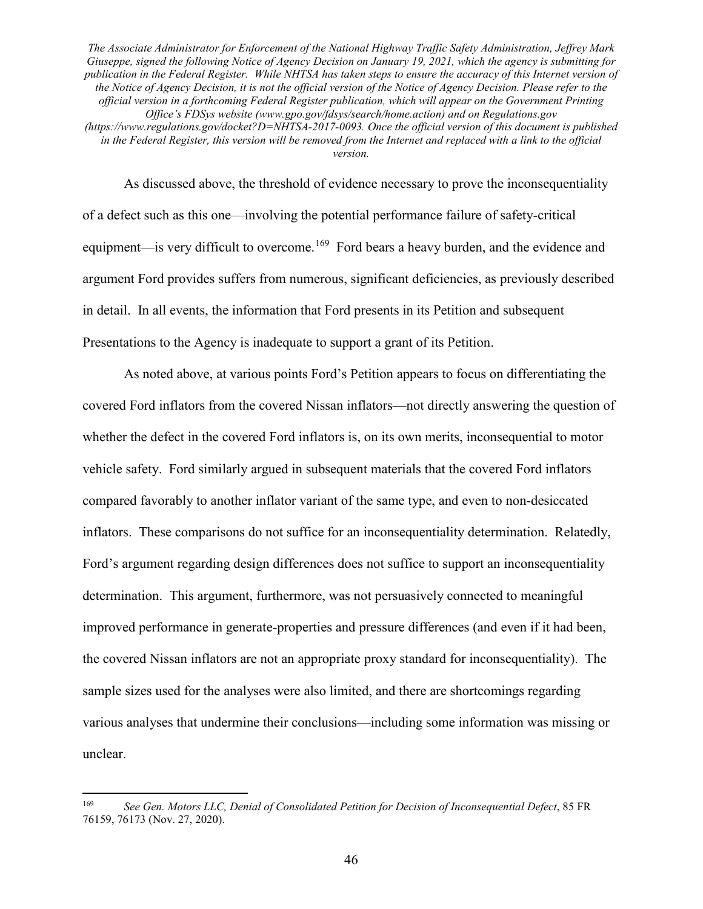As discussed above, the threshold of evidence necessary to prove the inconsequentiality of a defect such as this one—involving the potential performance failure of safety-critical equipment—is very difficult to overcome.[169] Ford bears a heavy burden, and the evidence and argument Ford provides suffers from numerous, significant deficiencies, as previously described in detail. In all events, the information that Ford presents in its Petition and subsequent Presentations to the Agency is inadequate to support a grant of its Petition.

As noted above, at various points Ford's Petition appears to focus on differentiating the covered Ford inflators from the covered Nissan inflators—not directly answering the question of whether the defect in the covered Ford inflators is, on its own merits, inconsequential to motor vehicle safety. Ford similarly argued in subsequent materials that the covered Ford inflators compared favorably to another inflator variant of the same type, and even to non-desiccated inflators. These comparisons do not suffice for an inconsequentiality determination. Relatedly, Ford's argument regarding design differences does not suffice to support an inconsequentiality determination. This argument, furthermore, was not persuasively connected to meaningful improved performance in generate-properties and pressure differences (and even if it had been, the covered Nissan inflators are not an appropriate proxy standard for inconsequentiality). The sample sizes used for the analyses were also limited, and there are shortcomings regarding various analyses that undermine their conclusions—including some information was missing or unclear.

---

[169] *See Gen. Motors LLC, Denial of Consolidated Petition for Decision of Inconsequential Defect*, 85 FR 76159, 76173 (Nov. 27, 2020).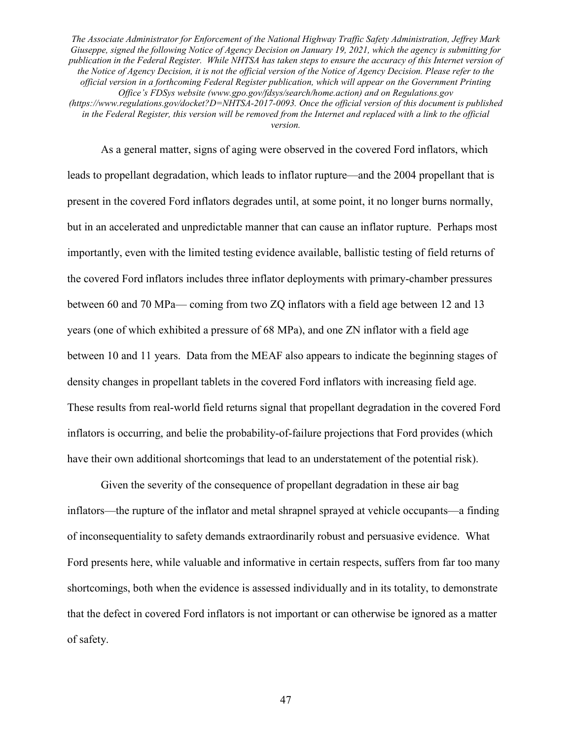*The Associate Administrator for Enforcement of the National Highway Traffic Safety Administration, Jeffrey Mark Giuseppe, signed the following Notice of Agency Decision on January 19, 2021, which the agency is submitting for publication in the Federal Register. While NHTSA has taken steps to ensure the accuracy of this Internet version of the Notice of Agency Decision, it is not the official version of the Notice of Agency Decision. Please refer to the official version in a forthcoming Federal Register publication, which will appear on the Government Printing Office's FDSys website (www.gpo.gov/fdsys/search/home.action) and on Regulations.gov (https://www.regulations.gov/docket?D=NHTSA-2017-0093. Once the official version of this document is published in the Federal Register, this version will be removed from the Internet and replaced with a link to the official version.*

As a general matter, signs of aging were observed in the covered Ford inflators, which leads to propellant degradation, which leads to inflator rupture—and the 2004 propellant that is present in the covered Ford inflators degrades until, at some point, it no longer burns normally, but in an accelerated and unpredictable manner that can cause an inflator rupture. Perhaps most importantly, even with the limited testing evidence available, ballistic testing of field returns of the covered Ford inflators includes three inflator deployments with primary-chamber pressures between 60 and 70 MPa— coming from two ZQ inflators with a field age between 12 and 13 years (one of which exhibited a pressure of 68 MPa), and one ZN inflator with a field age between 10 and 11 years. Data from the MEAF also appears to indicate the beginning stages of density changes in propellant tablets in the covered Ford inflators with increasing field age. These results from real-world field returns signal that propellant degradation in the covered Ford inflators is occurring, and belie the probability-of-failure projections that Ford provides (which have their own additional shortcomings that lead to an understatement of the potential risk).

Given the severity of the consequence of propellant degradation in these air bag inflators—the rupture of the inflator and metal shrapnel sprayed at vehicle occupants—a finding of inconsequentiality to safety demands extraordinarily robust and persuasive evidence. What Ford presents here, while valuable and informative in certain respects, suffers from far too many shortcomings, both when the evidence is assessed individually and in its totality, to demonstrate that the defect in covered Ford inflators is not important or can otherwise be ignored as a matter of safety.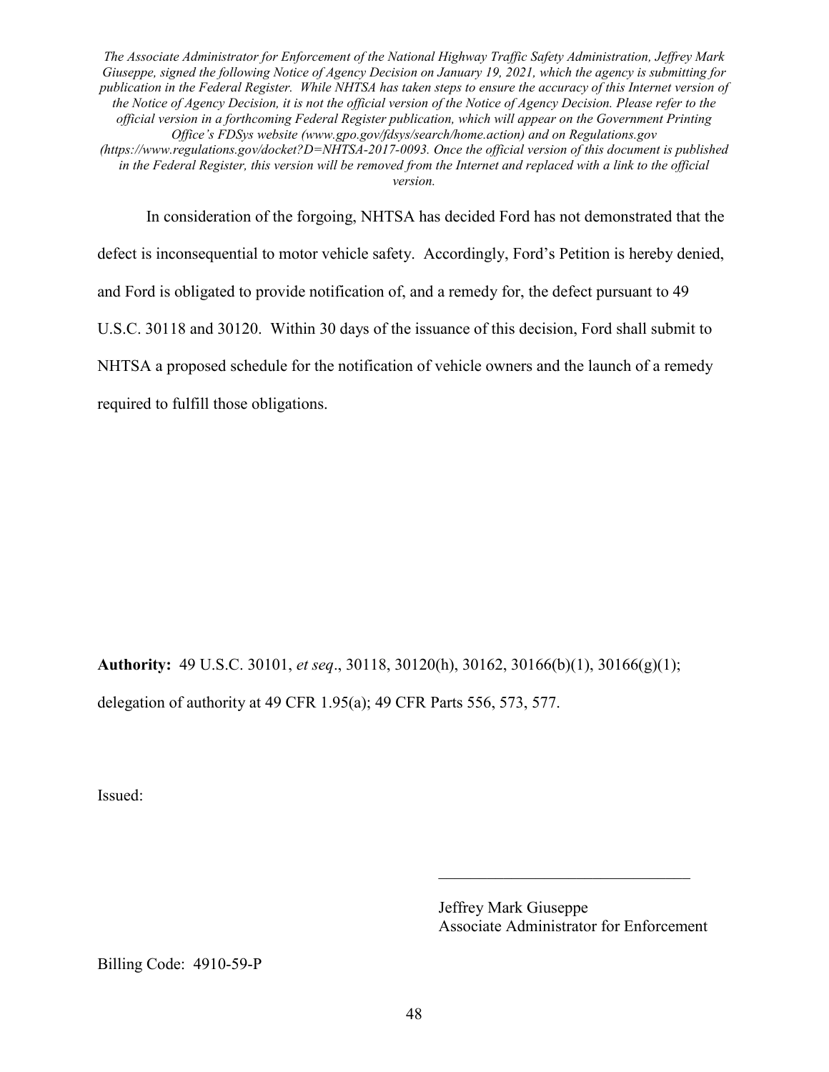*The Associate Administrator for Enforcement of the National Highway Traffic Safety Administration, Jeffrey Mark Giuseppe, signed the following Notice of Agency Decision on January 19, 2021, which the agency is submitting for publication in the Federal Register. While NHTSA has taken steps to ensure the accuracy of this Internet version of the Notice of Agency Decision, it is not the official version of the Notice of Agency Decision. Please refer to the official version in a forthcoming Federal Register publication, which will appear on the Government Printing Office's FDSys website (www.gpo.gov/fdsys/search/home.action) and on Regulations.gov (https://www.regulations.gov/docket?D=NHTSA-2017-0093. Once the official version of this document is published in the Federal Register, this version will be removed from the Internet and replaced with a link to the official version.*

In consideration of the forgoing, NHTSA has decided Ford has not demonstrated that the defect is inconsequential to motor vehicle safety. Accordingly, Ford's Petition is hereby denied, and Ford is obligated to provide notification of, and a remedy for, the defect pursuant to 49 U.S.C. 30118 and 30120. Within 30 days of the issuance of this decision, Ford shall submit to NHTSA a proposed schedule for the notification of vehicle owners and the launch of a remedy required to fulfill those obligations.

**Authority:** 49 U.S.C. 30101, *et seq*., 30118, 30120(h), 30162, 30166(b)(1), 30166(g)(1); delegation of authority at 49 CFR 1.95(a); 49 CFR Parts 556, 573, 577.

Issued:

_________________________________

Jeffrey Mark Giuseppe
Associate Administrator for Enforcement

Billing Code: 4910-59-P